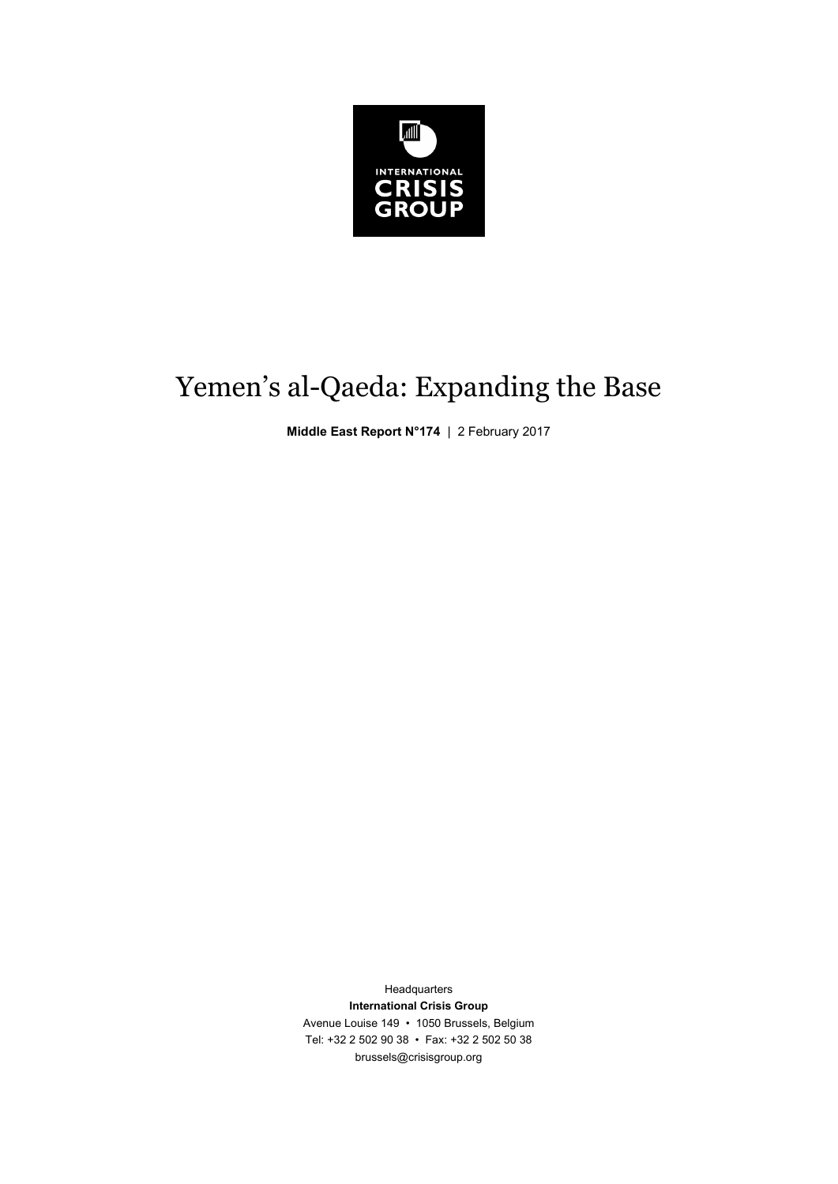INTERNATIONAL CRISIS GROUP

# Yemen's al-Qaeda: Expanding the Base

**Middle East Report N°174** | 2 February 2017

Headquarters
**International Crisis Group**
Avenue Louise 149 • 1050 Brussels, Belgium
Tel: +32 2 502 90 38 • Fax: +32 2 502 50 38
brussels@crisisgroup.org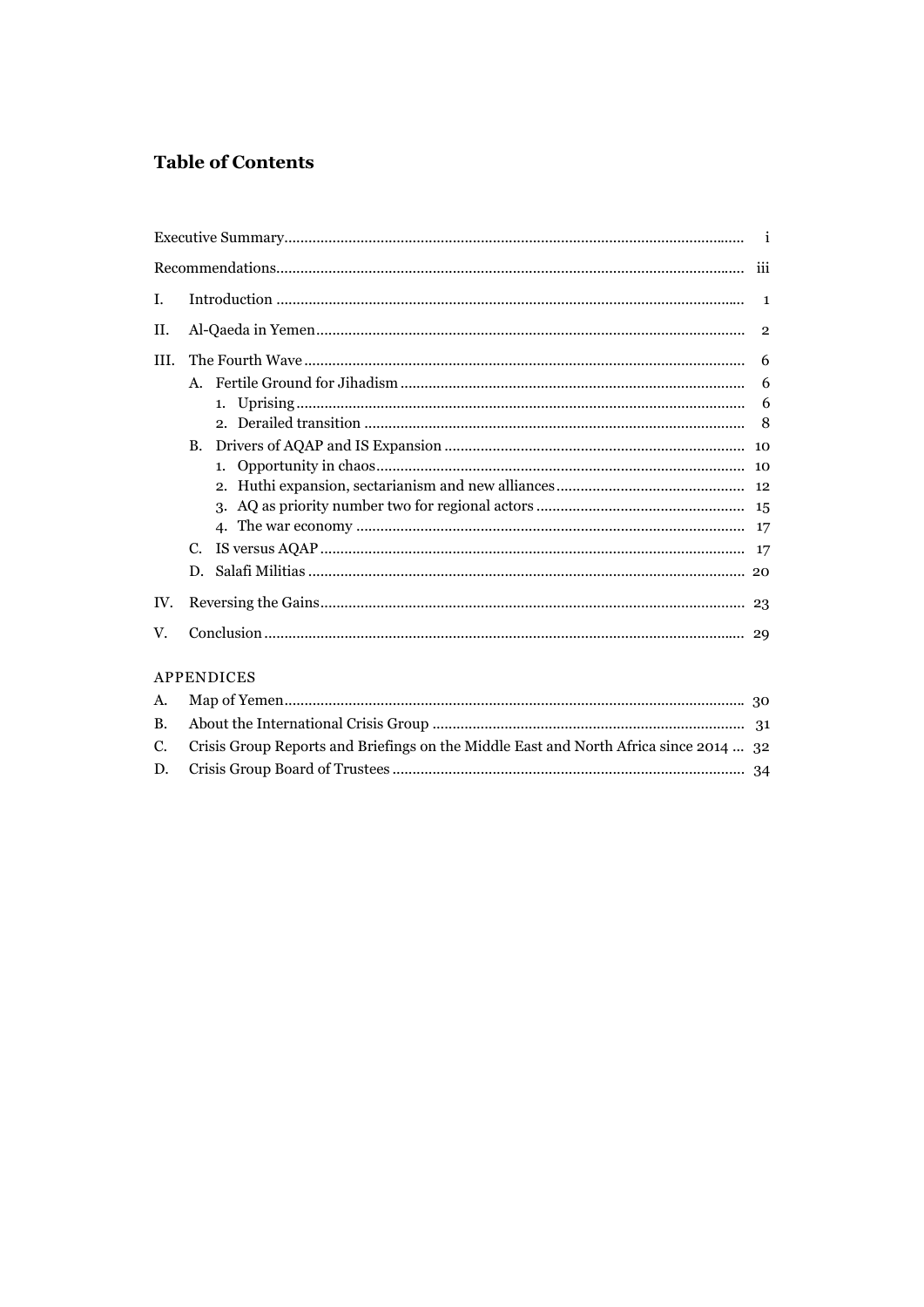## Table of Contents

| | | |
|---|---|---|
| Executive Summary | | i |
| Recommendations | | iii |
| I. | Introduction | 1 |
| II. | Al-Qaeda in Yemen | 2 |
| III. | The Fourth Wave | 6 |
| | A. Fertile Ground for Jihadism | 6 |
| | 1. Uprising | 6 |
| | 2. Derailed transition | 8 |
| | B. Drivers of AQAP and IS Expansion | 10 |
| | 1. Opportunity in chaos | 10 |
| | 2. Huthi expansion, sectarianism and new alliances | 12 |
| | 3. AQ as priority number two for regional actors | 15 |
| | 4. The war economy | 17 |
| | C. IS versus AQAP | 17 |
| | D. Salafi Militias | 20 |
| IV. | Reversing the Gains | 23 |
| V. | Conclusion | 29 |

APPENDICES

| | | |
|---|---|---|
| A. | Map of Yemen | 30 |
| B. | About the International Crisis Group | 31 |
| C. | Crisis Group Reports and Briefings on the Middle East and North Africa since 2014 | 32 |
| D. | Crisis Group Board of Trustees | 34 |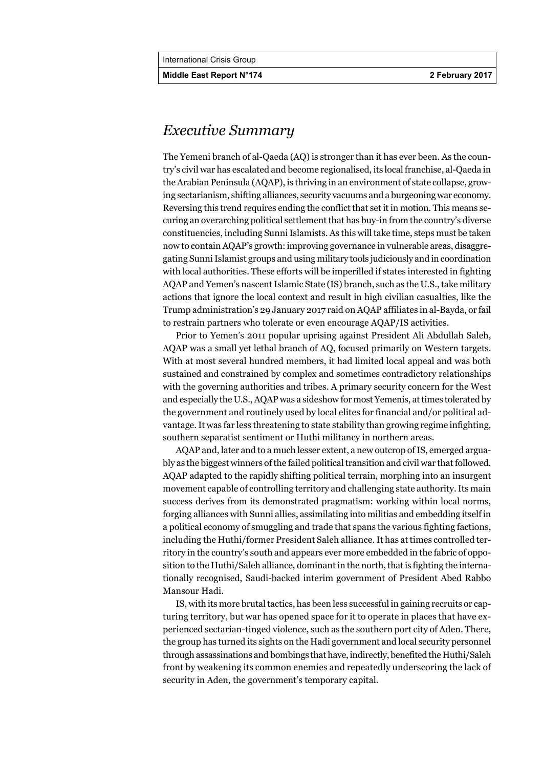# *Executive Summary*

The Yemeni branch of al-Qaeda (AQ) is stronger than it has ever been. As the country's civil war has escalated and become regionalised, its local franchise, al-Qaeda in the Arabian Peninsula (AQAP), is thriving in an environment of state collapse, growing sectarianism, shifting alliances, security vacuums and a burgeoning war economy. Reversing this trend requires ending the conflict that set it in motion. This means securing an overarching political settlement that has buy-in from the country's diverse constituencies, including Sunni Islamists. As this will take time, steps must be taken now to contain AQAP's growth: improving governance in vulnerable areas, disaggregating Sunni Islamist groups and using military tools judiciously and in coordination with local authorities. These efforts will be imperilled if states interested in fighting AQAP and Yemen's nascent Islamic State (IS) branch, such as the U.S., take military actions that ignore the local context and result in high civilian casualties, like the Trump administration's 29 January 2017 raid on AQAP affiliates in al-Bayda, or fail to restrain partners who tolerate or even encourage AQAP/IS activities.

Prior to Yemen's 2011 popular uprising against President Ali Abdullah Saleh, AQAP was a small yet lethal branch of AQ, focused primarily on Western targets. With at most several hundred members, it had limited local appeal and was both sustained and constrained by complex and sometimes contradictory relationships with the governing authorities and tribes. A primary security concern for the West and especially the U.S., AQAP was a sideshow for most Yemenis, at times tolerated by the government and routinely used by local elites for financial and/or political advantage. It was far less threatening to state stability than growing regime infighting, southern separatist sentiment or Huthi militancy in northern areas.

AQAP and, later and to a much lesser extent, a new outcrop of IS, emerged arguably as the biggest winners of the failed political transition and civil war that followed. AQAP adapted to the rapidly shifting political terrain, morphing into an insurgent movement capable of controlling territory and challenging state authority. Its main success derives from its demonstrated pragmatism: working within local norms, forging alliances with Sunni allies, assimilating into militias and embedding itself in a political economy of smuggling and trade that spans the various fighting factions, including the Huthi/former President Saleh alliance. It has at times controlled territory in the country's south and appears ever more embedded in the fabric of opposition to the Huthi/Saleh alliance, dominant in the north, that is fighting the internationally recognised, Saudi-backed interim government of President Abed Rabbo Mansour Hadi.

IS, with its more brutal tactics, has been less successful in gaining recruits or capturing territory, but war has opened space for it to operate in places that have experienced sectarian-tinged violence, such as the southern port city of Aden. There, the group has turned its sights on the Hadi government and local security personnel through assassinations and bombings that have, indirectly, benefited the Huthi/Saleh front by weakening its common enemies and repeatedly underscoring the lack of security in Aden, the government's temporary capital.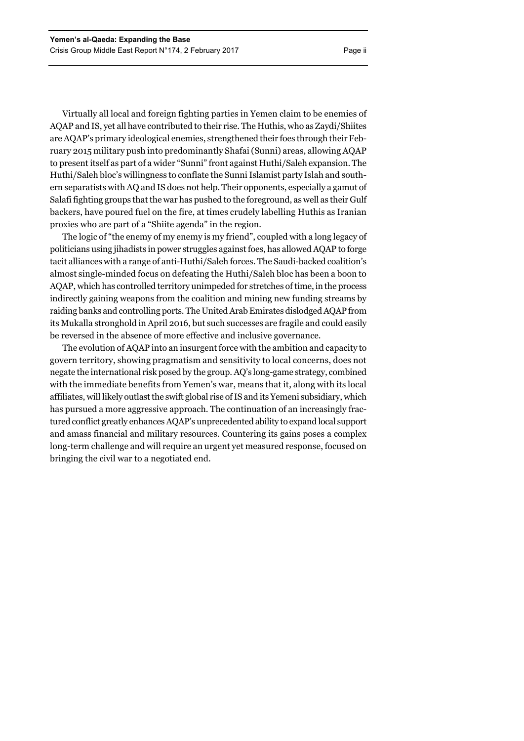Virtually all local and foreign fighting parties in Yemen claim to be enemies of AQAP and IS, yet all have contributed to their rise. The Huthis, who as Zaydi/Shiites are AQAP's primary ideological enemies, strengthened their foes through their February 2015 military push into predominantly Shafai (Sunni) areas, allowing AQAP to present itself as part of a wider "Sunni" front against Huthi/Saleh expansion. The Huthi/Saleh bloc's willingness to conflate the Sunni Islamist party Islah and southern separatists with AQ and IS does not help. Their opponents, especially a gamut of Salafi fighting groups that the war has pushed to the foreground, as well as their Gulf backers, have poured fuel on the fire, at times crudely labelling Huthis as Iranian proxies who are part of a "Shiite agenda" in the region.

The logic of "the enemy of my enemy is my friend", coupled with a long legacy of politicians using jihadists in power struggles against foes, has allowed AQAP to forge tacit alliances with a range of anti-Huthi/Saleh forces. The Saudi-backed coalition's almost single-minded focus on defeating the Huthi/Saleh bloc has been a boon to AQAP, which has controlled territory unimpeded for stretches of time, in the process indirectly gaining weapons from the coalition and mining new funding streams by raiding banks and controlling ports. The United Arab Emirates dislodged AQAP from its Mukalla stronghold in April 2016, but such successes are fragile and could easily be reversed in the absence of more effective and inclusive governance.

The evolution of AQAP into an insurgent force with the ambition and capacity to govern territory, showing pragmatism and sensitivity to local concerns, does not negate the international risk posed by the group. AQ's long-game strategy, combined with the immediate benefits from Yemen's war, means that it, along with its local affiliates, will likely outlast the swift global rise of IS and its Yemeni subsidiary, which has pursued a more aggressive approach. The continuation of an increasingly fractured conflict greatly enhances AQAP's unprecedented ability to expand local support and amass financial and military resources. Countering its gains poses a complex long-term challenge and will require an urgent yet measured response, focused on bringing the civil war to a negotiated end.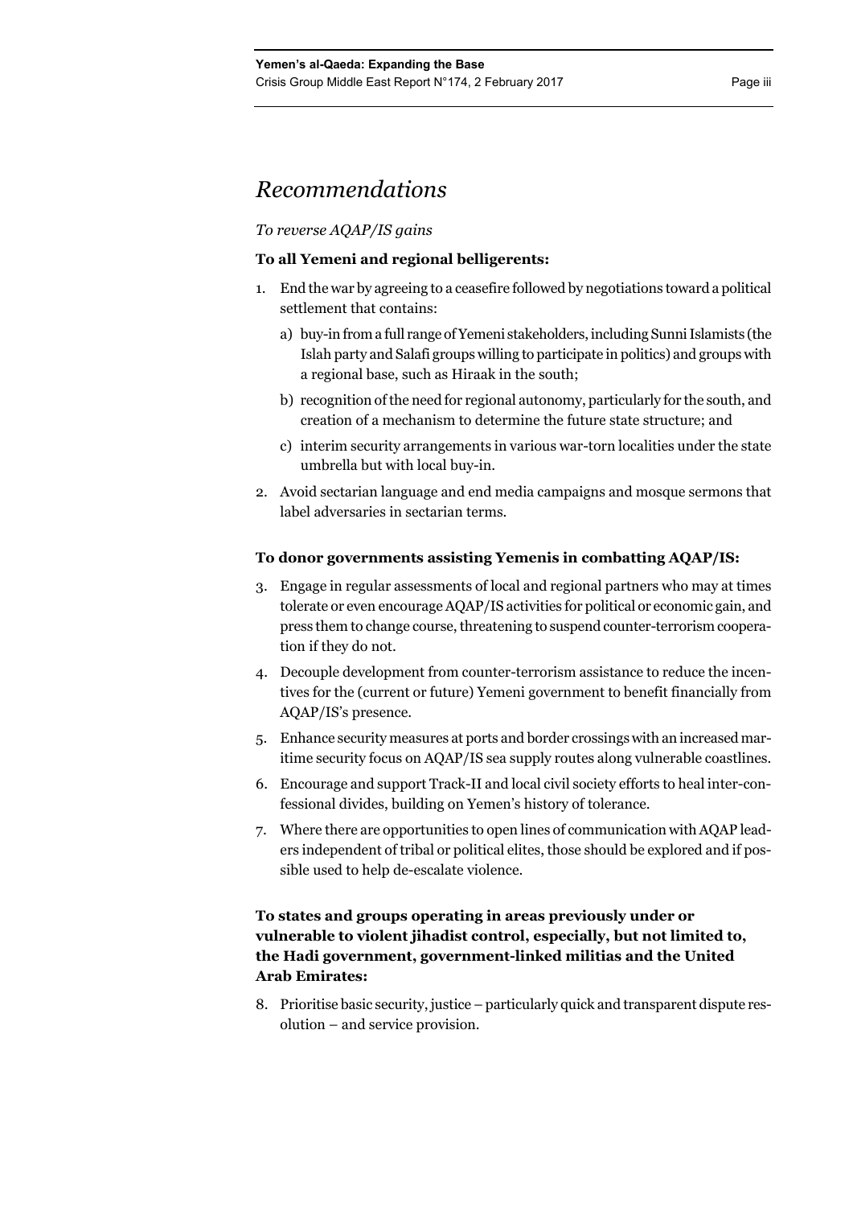## *Recommendations*

*To reverse AQAP/IS gains*

### To all Yemeni and regional belligerents:

1. End the war by agreeing to a ceasefire followed by negotiations toward a political settlement that contains:
   a) buy-in from a full range of Yemeni stakeholders, including Sunni Islamists (the Islah party and Salafi groups willing to participate in politics) and groups with a regional base, such as Hiraak in the south;
   b) recognition of the need for regional autonomy, particularly for the south, and creation of a mechanism to determine the future state structure; and
   c) interim security arrangements in various war-torn localities under the state umbrella but with local buy-in.
2. Avoid sectarian language and end media campaigns and mosque sermons that label adversaries in sectarian terms.

### To donor governments assisting Yemenis in combatting AQAP/IS:

3. Engage in regular assessments of local and regional partners who may at times tolerate or even encourage AQAP/IS activities for political or economic gain, and press them to change course, threatening to suspend counter-terrorism cooperation if they do not.
4. Decouple development from counter-terrorism assistance to reduce the incentives for the (current or future) Yemeni government to benefit financially from AQAP/IS's presence.
5. Enhance security measures at ports and border crossings with an increased maritime security focus on AQAP/IS sea supply routes along vulnerable coastlines.
6. Encourage and support Track-II and local civil society efforts to heal inter-confessional divides, building on Yemen's history of tolerance.
7. Where there are opportunities to open lines of communication with AQAP leaders independent of tribal or political elites, those should be explored and if possible used to help de-escalate violence.

### To states and groups operating in areas previously under or vulnerable to violent jihadist control, especially, but not limited to, the Hadi government, government-linked militias and the United Arab Emirates:

8. Prioritise basic security, justice – particularly quick and transparent dispute resolution – and service provision.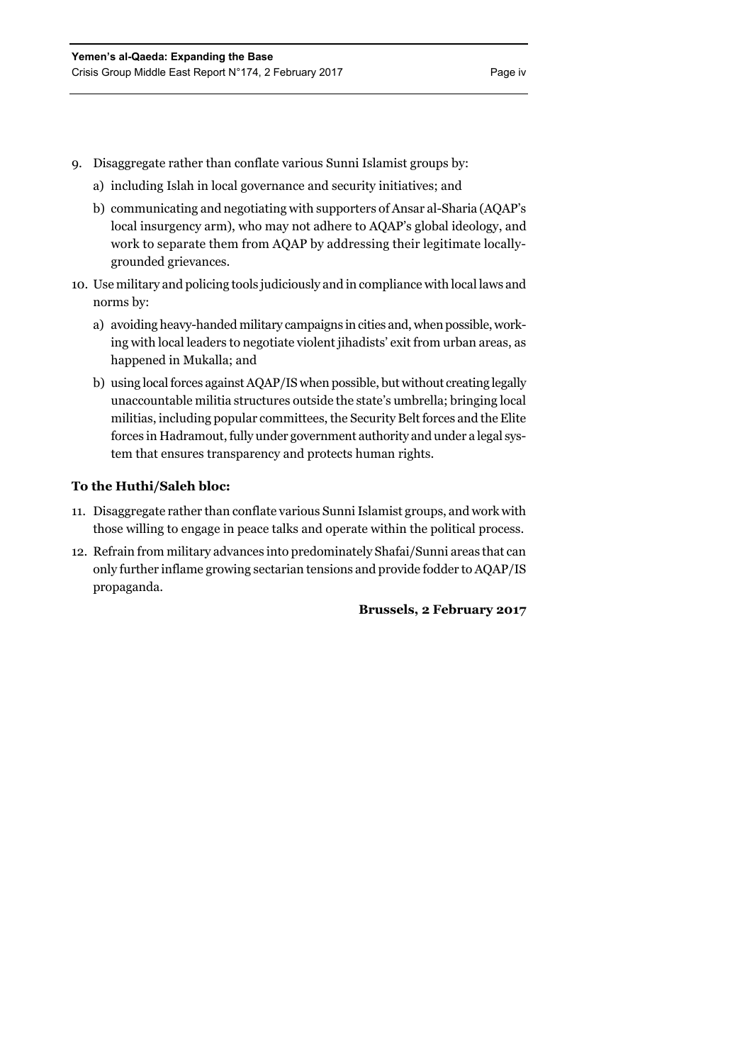9. Disaggregate rather than conflate various Sunni Islamist groups by:
   a) including Islah in local governance and security initiatives; and
   b) communicating and negotiating with supporters of Ansar al-Sharia (AQAP's local insurgency arm), who may not adhere to AQAP's global ideology, and work to separate them from AQAP by addressing their legitimate locally-grounded grievances.
10. Use military and policing tools judiciously and in compliance with local laws and norms by:
    a) avoiding heavy-handed military campaigns in cities and, when possible, working with local leaders to negotiate violent jihadists' exit from urban areas, as happened in Mukalla; and
    b) using local forces against AQAP/IS when possible, but without creating legally unaccountable militia structures outside the state's umbrella; bringing local militias, including popular committees, the Security Belt forces and the Elite forces in Hadramout, fully under government authority and under a legal system that ensures transparency and protects human rights.

**To the Huthi/Saleh bloc:**

11. Disaggregate rather than conflate various Sunni Islamist groups, and work with those willing to engage in peace talks and operate within the political process.
12. Refrain from military advances into predominately Shafai/Sunni areas that can only further inflame growing sectarian tensions and provide fodder to AQAP/IS propaganda.

**Brussels, 2 February 2017**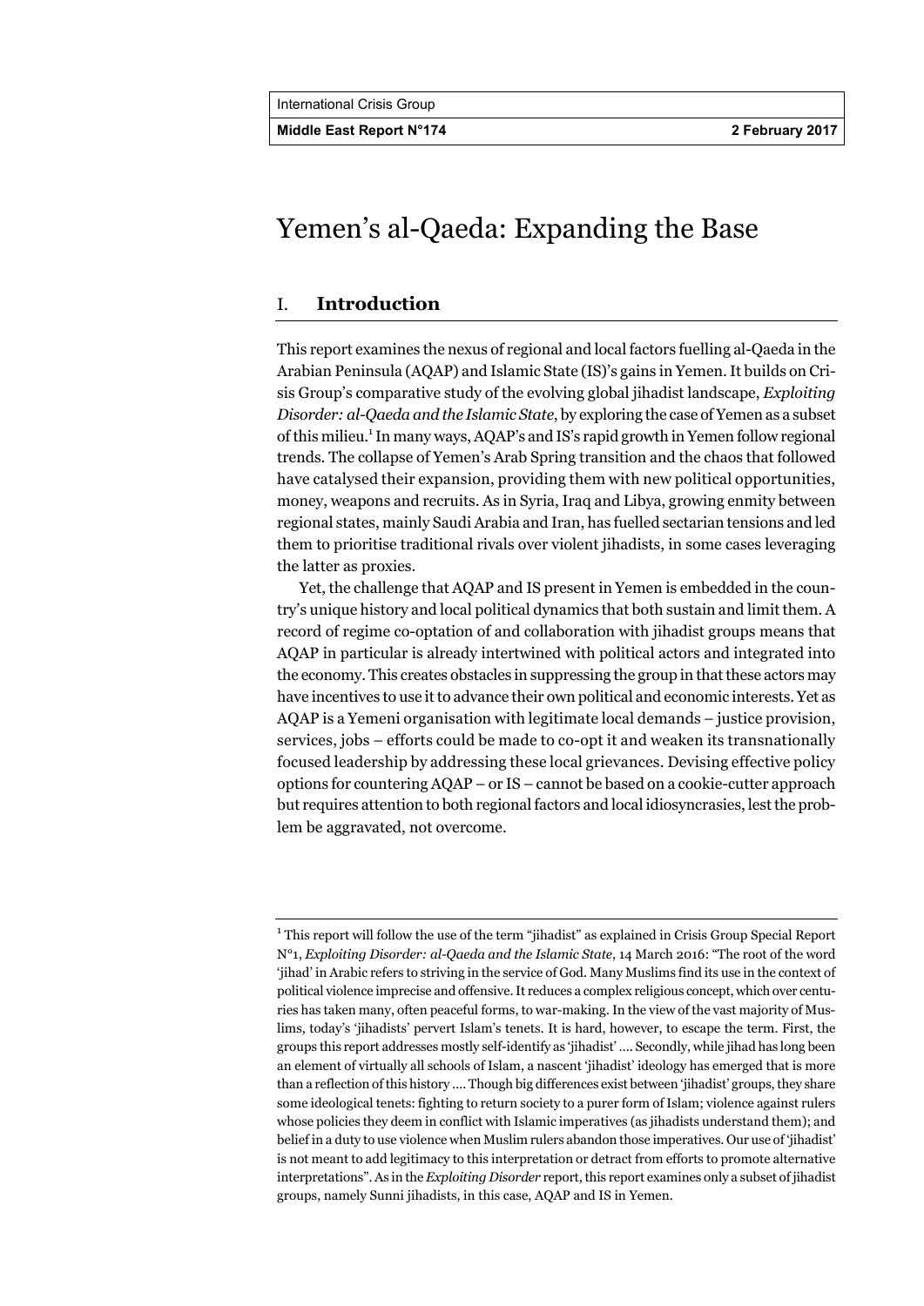# Yemen's al-Qaeda: Expanding the Base

## I. Introduction

This report examines the nexus of regional and local factors fuelling al-Qaeda in the Arabian Peninsula (AQAP) and Islamic State (IS)'s gains in Yemen. It builds on Crisis Group's comparative study of the evolving global jihadist landscape, *Exploiting Disorder: al-Qaeda and the Islamic State*, by exploring the case of Yemen as a subset of this milieu.[1] In many ways, AQAP's and IS's rapid growth in Yemen follow regional trends. The collapse of Yemen's Arab Spring transition and the chaos that followed have catalysed their expansion, providing them with new political opportunities, money, weapons and recruits. As in Syria, Iraq and Libya, growing enmity between regional states, mainly Saudi Arabia and Iran, has fuelled sectarian tensions and led them to prioritise traditional rivals over violent jihadists, in some cases leveraging the latter as proxies.

Yet, the challenge that AQAP and IS present in Yemen is embedded in the country's unique history and local political dynamics that both sustain and limit them. A record of regime co-optation of and collaboration with jihadist groups means that AQAP in particular is already intertwined with political actors and integrated into the economy. This creates obstacles in suppressing the group in that these actors may have incentives to use it to advance their own political and economic interests. Yet as AQAP is a Yemeni organisation with legitimate local demands – justice provision, services, jobs – efforts could be made to co-opt it and weaken its transnationally focused leadership by addressing these local grievances. Devising effective policy options for countering AQAP – or IS – cannot be based on a cookie-cutter approach but requires attention to both regional factors and local idiosyncrasies, lest the problem be aggravated, not overcome.

[1] This report will follow the use of the term "jihadist" as explained in Crisis Group Special Report N°1, *Exploiting Disorder: al-Qaeda and the Islamic State*, 14 March 2016: "The root of the word 'jihad' in Arabic refers to striving in the service of God. Many Muslims find its use in the context of political violence imprecise and offensive. It reduces a complex religious concept, which over centuries has taken many, often peaceful forms, to war-making. In the view of the vast majority of Muslims, today's 'jihadists' pervert Islam's tenets. It is hard, however, to escape the term. First, the groups this report addresses mostly self-identify as 'jihadist' …. Secondly, while jihad has long been an element of virtually all schools of Islam, a nascent 'jihadist' ideology has emerged that is more than a reflection of this history …. Though big differences exist between 'jihadist' groups, they share some ideological tenets: fighting to return society to a purer form of Islam; violence against rulers whose policies they deem in conflict with Islamic imperatives (as jihadists understand them); and belief in a duty to use violence when Muslim rulers abandon those imperatives. Our use of 'jihadist' is not meant to add legitimacy to this interpretation or detract from efforts to promote alternative interpretations". As in the *Exploiting Disorder* report, this report examines only a subset of jihadist groups, namely Sunni jihadists, in this case, AQAP and IS in Yemen.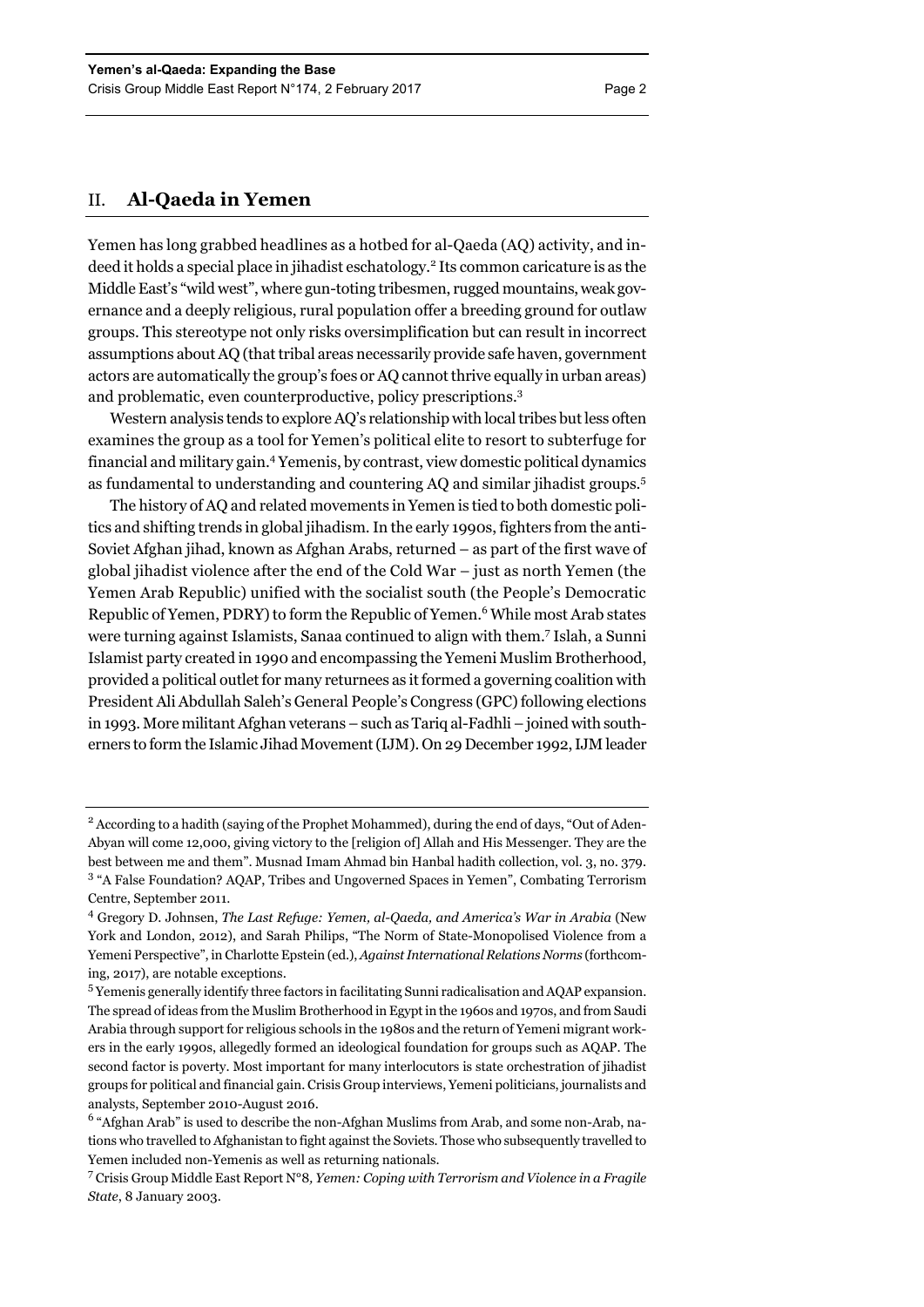## II. Al-Qaeda in Yemen

Yemen has long grabbed headlines as a hotbed for al-Qaeda (AQ) activity, and indeed it holds a special place in jihadist eschatology.[2] Its common caricature is as the Middle East's "wild west", where gun-toting tribesmen, rugged mountains, weak governance and a deeply religious, rural population offer a breeding ground for outlaw groups. This stereotype not only risks oversimplification but can result in incorrect assumptions about AQ (that tribal areas necessarily provide safe haven, government actors are automatically the group's foes or AQ cannot thrive equally in urban areas) and problematic, even counterproductive, policy prescriptions.[3]

Western analysis tends to explore AQ's relationship with local tribes but less often examines the group as a tool for Yemen's political elite to resort to subterfuge for financial and military gain.[4] Yemenis, by contrast, view domestic political dynamics as fundamental to understanding and countering AQ and similar jihadist groups.[5]

The history of AQ and related movements in Yemen is tied to both domestic politics and shifting trends in global jihadism. In the early 1990s, fighters from the anti-Soviet Afghan jihad, known as Afghan Arabs, returned – as part of the first wave of global jihadist violence after the end of the Cold War – just as north Yemen (the Yemen Arab Republic) unified with the socialist south (the People's Democratic Republic of Yemen, PDRY) to form the Republic of Yemen.[6] While most Arab states were turning against Islamists, Sanaa continued to align with them.[7] Islah, a Sunni Islamist party created in 1990 and encompassing the Yemeni Muslim Brotherhood, provided a political outlet for many returnees as it formed a governing coalition with President Ali Abdullah Saleh's General People's Congress (GPC) following elections in 1993. More militant Afghan veterans – such as Tariq al-Fadhli – joined with southerners to form the Islamic Jihad Movement (IJM). On 29 December 1992, IJM leader

---

[2] According to a hadith (saying of the Prophet Mohammed), during the end of days, "Out of Aden-Abyan will come 12,000, giving victory to the [religion of] Allah and His Messenger. They are the best between me and them". Musnad Imam Ahmad bin Hanbal hadith collection, vol. 3, no. 379.

[3] "A False Foundation? AQAP, Tribes and Ungoverned Spaces in Yemen", Combating Terrorism Centre, September 2011.

[4] Gregory D. Johnsen, *The Last Refuge: Yemen, al-Qaeda, and America's War in Arabia* (New York and London, 2012), and Sarah Philips, "The Norm of State-Monopolised Violence from a Yemeni Perspective", in Charlotte Epstein (ed.), *Against International Relations Norms* (forthcoming, 2017), are notable exceptions.

[5] Yemenis generally identify three factors in facilitating Sunni radicalisation and AQAP expansion. The spread of ideas from the Muslim Brotherhood in Egypt in the 1960s and 1970s, and from Saudi Arabia through support for religious schools in the 1980s and the return of Yemeni migrant workers in the early 1990s, allegedly formed an ideological foundation for groups such as AQAP. The second factor is poverty. Most important for many interlocutors is state orchestration of jihadist groups for political and financial gain. Crisis Group interviews, Yemeni politicians, journalists and analysts, September 2010-August 2016.

[6] "Afghan Arab" is used to describe the non-Afghan Muslims from Arab, and some non-Arab, nations who travelled to Afghanistan to fight against the Soviets. Those who subsequently travelled to Yemen included non-Yemenis as well as returning nationals.

[7] Crisis Group Middle East Report N°8, *Yemen: Coping with Terrorism and Violence in a Fragile State*, 8 January 2003.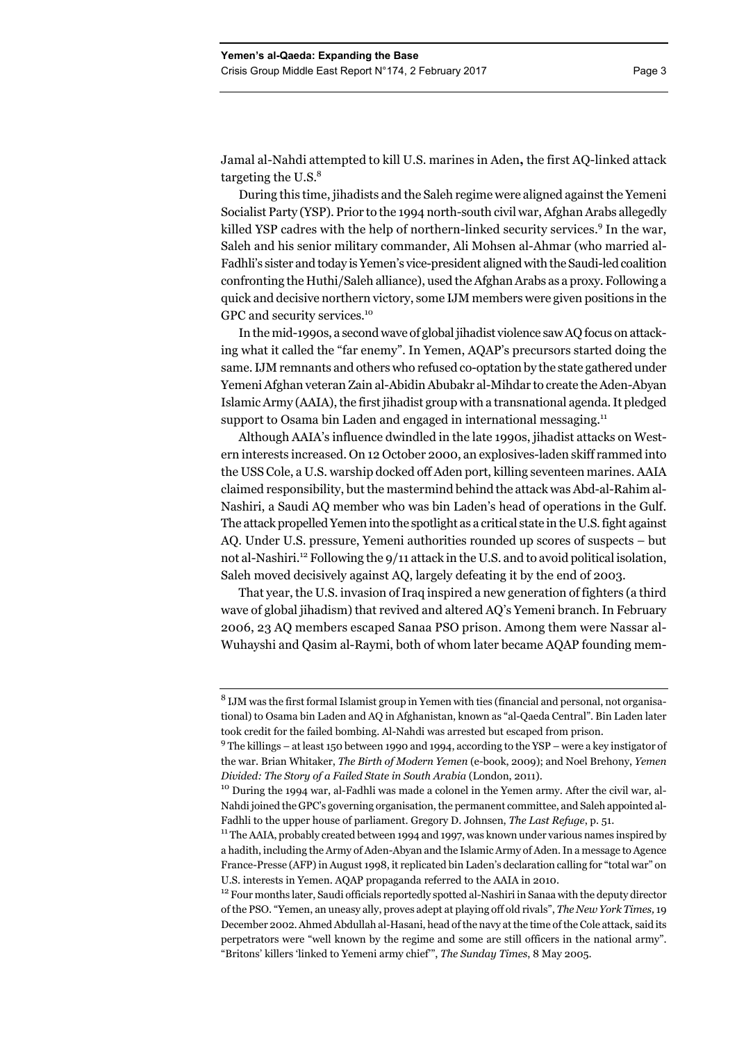Jamal al-Nahdi attempted to kill U.S. marines in Aden**,** the first AQ-linked attack targeting the U.S.[8]

During this time, jihadists and the Saleh regime were aligned against the Yemeni Socialist Party (YSP). Prior to the 1994 north-south civil war, Afghan Arabs allegedly killed YSP cadres with the help of northern-linked security services.[9] In the war, Saleh and his senior military commander, Ali Mohsen al-Ahmar (who married al-Fadhli's sister and today is Yemen's vice-president aligned with the Saudi-led coalition confronting the Huthi/Saleh alliance), used the Afghan Arabs as a proxy. Following a quick and decisive northern victory, some IJM members were given positions in the GPC and security services.[10]

In the mid-1990s, a second wave of global jihadist violence saw AQ focus on attacking what it called the "far enemy". In Yemen, AQAP's precursors started doing the same. IJM remnants and others who refused co-optation by the state gathered under Yemeni Afghan veteran Zain al-Abidin Abubakr al-Mihdar to create the Aden-Abyan Islamic Army (AAIA), the first jihadist group with a transnational agenda. It pledged support to Osama bin Laden and engaged in international messaging.[11]

Although AAIA's influence dwindled in the late 1990s, jihadist attacks on Western interests increased. On 12 October 2000, an explosives-laden skiff rammed into the USS Cole, a U.S. warship docked off Aden port, killing seventeen marines. AAIA claimed responsibility, but the mastermind behind the attack was Abd-al-Rahim al-Nashiri, a Saudi AQ member who was bin Laden's head of operations in the Gulf. The attack propelled Yemen into the spotlight as a critical state in the U.S. fight against AQ. Under U.S. pressure, Yemeni authorities rounded up scores of suspects – but not al-Nashiri.[12] Following the 9/11 attack in the U.S. and to avoid political isolation, Saleh moved decisively against AQ, largely defeating it by the end of 2003.

That year, the U.S. invasion of Iraq inspired a new generation of fighters (a third wave of global jihadism) that revived and altered AQ's Yemeni branch. In February 2006, 23 AQ members escaped Sanaa PSO prison. Among them were Nassar al-Wuhayshi and Qasim al-Raymi, both of whom later became AQAP founding mem-

---

[8] IJM was the first formal Islamist group in Yemen with ties (financial and personal, not organisational) to Osama bin Laden and AQ in Afghanistan, known as "al-Qaeda Central". Bin Laden later took credit for the failed bombing. Al-Nahdi was arrested but escaped from prison.

[9] The killings – at least 150 between 1990 and 1994, according to the YSP – were a key instigator of the war. Brian Whitaker, *The Birth of Modern Yemen* (e-book, 2009); and Noel Brehony, *Yemen Divided: The Story of a Failed State in South Arabia* (London, 2011).

[10] During the 1994 war, al-Fadhli was made a colonel in the Yemen army. After the civil war, al-Nahdi joined the GPC's governing organisation, the permanent committee, and Saleh appointed al-Fadhli to the upper house of parliament. Gregory D. Johnsen, *The Last Refuge*, p. 51.

[11] The AAIA, probably created between 1994 and 1997, was known under various names inspired by a hadith, including the Army of Aden-Abyan and the Islamic Army of Aden. In a message to Agence France-Presse (AFP) in August 1998, it replicated bin Laden's declaration calling for "total war" on U.S. interests in Yemen. AQAP propaganda referred to the AAIA in 2010.

[12] Four months later, Saudi officials reportedly spotted al-Nashiri in Sanaa with the deputy director of the PSO. "Yemen, an uneasy ally, proves adept at playing off old rivals", *The New York Times*, 19 December 2002. Ahmed Abdullah al-Hasani, head of the navy at the time of the Cole attack, said its perpetrators were "well known by the regime and some are still officers in the national army". "Britons' killers 'linked to Yemeni army chief'", *The Sunday Times*, 8 May 2005.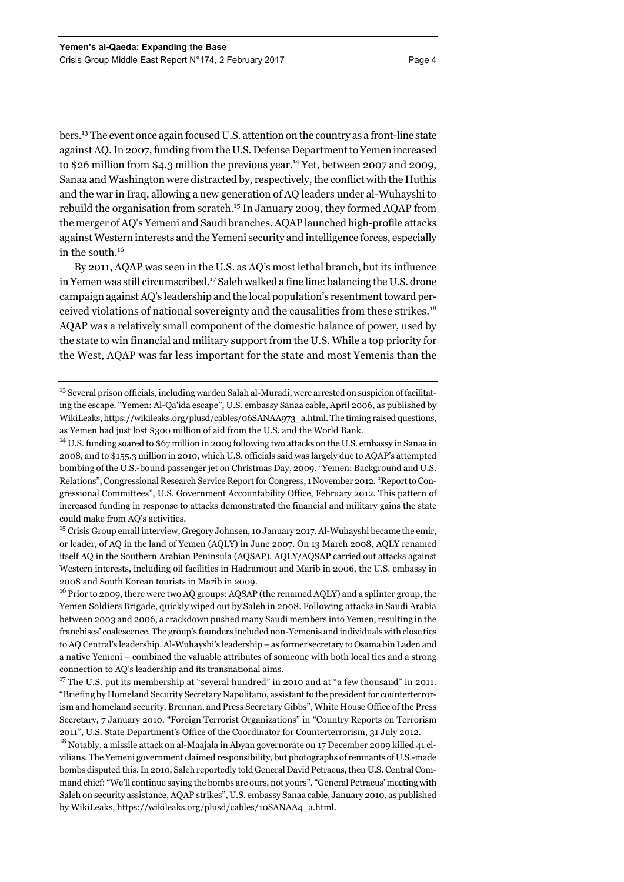bers.[13] The event once again focused U.S. attention on the country as a front-line state against AQ. In 2007, funding from the U.S. Defense Department to Yemen increased to $26 million from $4.3 million the previous year.[14] Yet, between 2007 and 2009, Sanaa and Washington were distracted by, respectively, the conflict with the Huthis and the war in Iraq, allowing a new generation of AQ leaders under al-Wuhayshi to rebuild the organisation from scratch.[15] In January 2009, they formed AQAP from the merger of AQ's Yemeni and Saudi branches. AQAP launched high-profile attacks against Western interests and the Yemeni security and intelligence forces, especially in the south.[16]

By 2011, AQAP was seen in the U.S. as AQ's most lethal branch, but its influence in Yemen was still circumscribed.[17] Saleh walked a fine line: balancing the U.S. drone campaign against AQ's leadership and the local population's resentment toward perceived violations of national sovereignty and the causalities from these strikes.[18] AQAP was a relatively small component of the domestic balance of power, used by the state to win financial and military support from the U.S. While a top priority for the West, AQAP was far less important for the state and most Yemenis than the

---

[13] Several prison officials, including warden Salah al-Muradi, were arrested on suspicion of facilitating the escape. "Yemen: Al-Qa'ida escape", U.S. embassy Sanaa cable, April 2006, as published by WikiLeaks, https://wikileaks.org/plusd/cables/06SANAA973_a.html. The timing raised questions, as Yemen had just lost $300 million of aid from the U.S. and the World Bank.

[14] U.S. funding soared to $67 million in 2009 following two attacks on the U.S. embassy in Sanaa in 2008, and to $155.3 million in 2010, which U.S. officials said was largely due to AQAP's attempted bombing of the U.S.-bound passenger jet on Christmas Day, 2009. "Yemen: Background and U.S. Relations", Congressional Research Service Report for Congress, 1 November 2012. "Report to Congressional Committees", U.S. Government Accountability Office, February 2012. This pattern of increased funding in response to attacks demonstrated the financial and military gains the state could make from AQ's activities.

[15] Crisis Group email interview, Gregory Johnsen, 10 January 2017. Al-Wuhayshi became the emir, or leader, of AQ in the land of Yemen (AQLY) in June 2007. On 13 March 2008, AQLY renamed itself AQ in the Southern Arabian Peninsula (AQSAP). AQLY/AQSAP carried out attacks against Western interests, including oil facilities in Hadramout and Marib in 2006, the U.S. embassy in 2008 and South Korean tourists in Marib in 2009.

[16] Prior to 2009, there were two AQ groups: AQSAP (the renamed AQLY) and a splinter group, the Yemen Soldiers Brigade, quickly wiped out by Saleh in 2008. Following attacks in Saudi Arabia between 2003 and 2006, a crackdown pushed many Saudi members into Yemen, resulting in the franchises' coalescence. The group's founders included non-Yemenis and individuals with close ties to AQ Central's leadership. Al-Wuhayshi's leadership – as former secretary to Osama bin Laden and a native Yemeni – combined the valuable attributes of someone with both local ties and a strong connection to AQ's leadership and its transnational aims.

[17] The U.S. put its membership at "several hundred" in 2010 and at "a few thousand" in 2011. "Briefing by Homeland Security Secretary Napolitano, assistant to the president for counterterrorism and homeland security, Brennan, and Press Secretary Gibbs", White House Office of the Press Secretary, 7 January 2010. "Foreign Terrorist Organizations" in "Country Reports on Terrorism 2011", U.S. State Department's Office of the Coordinator for Counterterrorism, 31 July 2012.

[18] Notably, a missile attack on al-Maajala in Abyan governorate on 17 December 2009 killed 41 civilians. The Yemeni government claimed responsibility, but photographs of remnants of U.S.-made bombs disputed this. In 2010, Saleh reportedly told General David Petraeus, then U.S. Central Command chief: "We'll continue saying the bombs are ours, not yours". "General Petraeus' meeting with Saleh on security assistance, AQAP strikes", U.S. embassy Sanaa cable, January 2010, as published by WikiLeaks, https://wikileaks.org/plusd/cables/10SANAA4_a.html.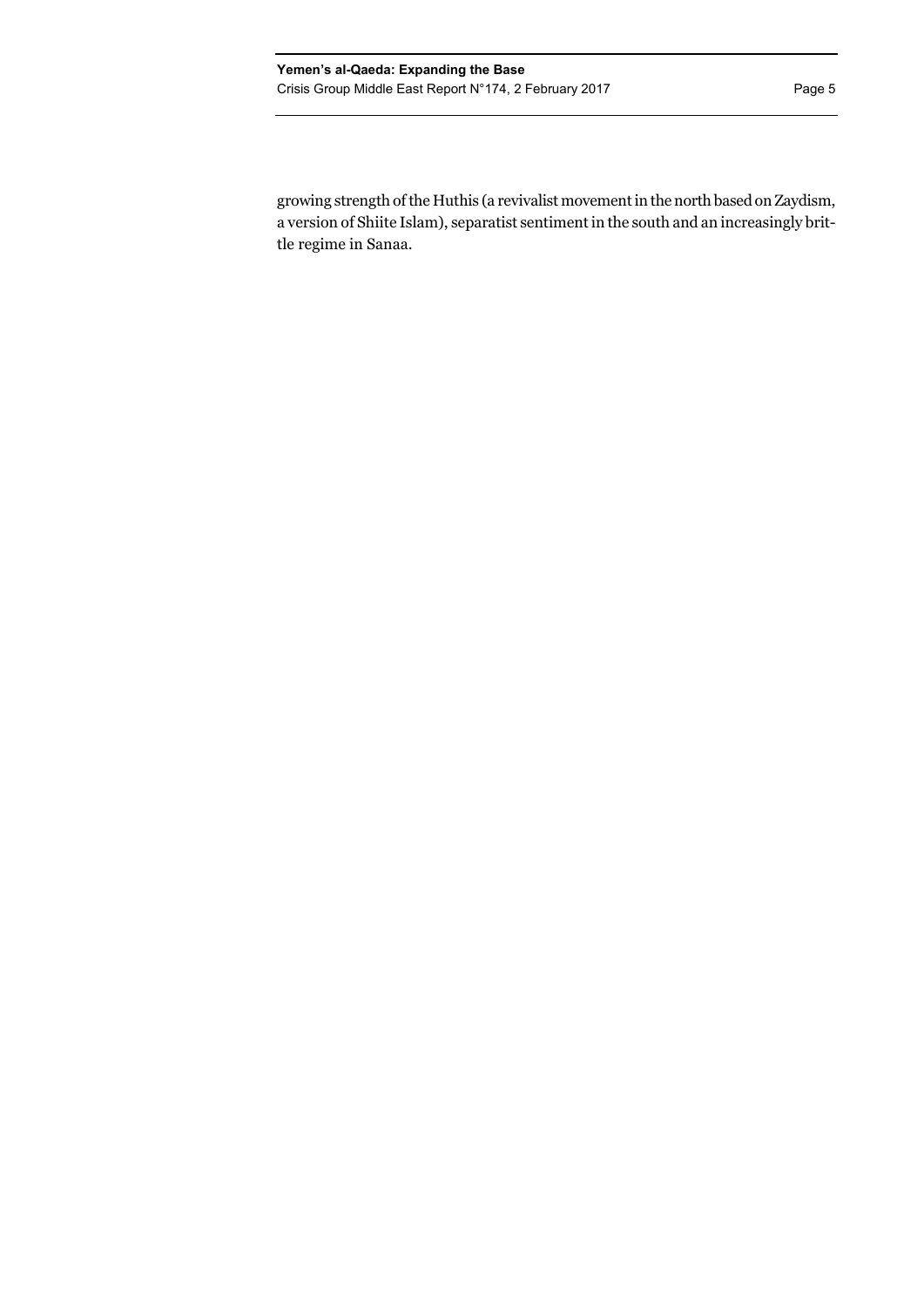growing strength of the Huthis (a revivalist movement in the north based on Zaydism, a version of Shiite Islam), separatist sentiment in the south and an increasingly brittle regime in Sanaa.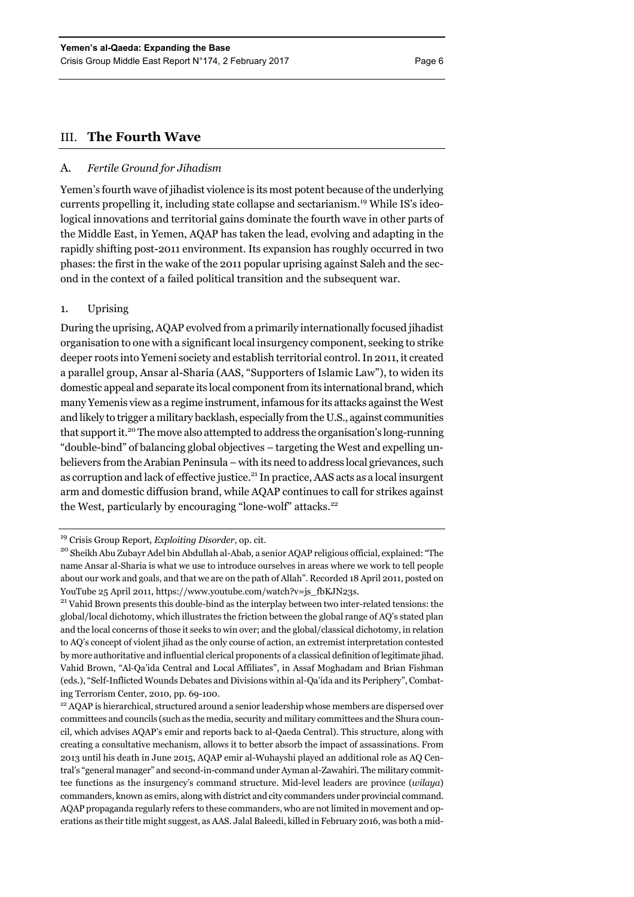## III. The Fourth Wave

### A. *Fertile Ground for Jihadism*

Yemen's fourth wave of jihadist violence is its most potent because of the underlying currents propelling it, including state collapse and sectarianism.[19] While IS's ideological innovations and territorial gains dominate the fourth wave in other parts of the Middle East, in Yemen, AQAP has taken the lead, evolving and adapting in the rapidly shifting post-2011 environment. Its expansion has roughly occurred in two phases: the first in the wake of the 2011 popular uprising against Saleh and the second in the context of a failed political transition and the subsequent war.

#### 1. Uprising

During the uprising, AQAP evolved from a primarily internationally focused jihadist organisation to one with a significant local insurgency component, seeking to strike deeper roots into Yemeni society and establish territorial control. In 2011, it created a parallel group, Ansar al-Sharia (AAS, "Supporters of Islamic Law"), to widen its domestic appeal and separate its local component from its international brand, which many Yemenis view as a regime instrument, infamous for its attacks against the West and likely to trigger a military backlash, especially from the U.S., against communities that support it.[20] The move also attempted to address the organisation's long-running "double-bind" of balancing global objectives – targeting the West and expelling unbelievers from the Arabian Peninsula – with its need to address local grievances, such as corruption and lack of effective justice.[21] In practice, AAS acts as a local insurgent arm and domestic diffusion brand, while AQAP continues to call for strikes against the West, particularly by encouraging "lone-wolf" attacks.[22]

---

[19] Crisis Group Report, *Exploiting Disorder*, op. cit.

[20] Sheikh Abu Zubayr Adel bin Abdullah al-Abab, a senior AQAP religious official, explained: "The name Ansar al-Sharia is what we use to introduce ourselves in areas where we work to tell people about our work and goals, and that we are on the path of Allah". Recorded 18 April 2011, posted on YouTube 25 April 2011, https://www.youtube.com/watch?v=js_fbKJN23s.

[21] Vahid Brown presents this double-bind as the interplay between two inter-related tensions: the global/local dichotomy, which illustrates the friction between the global range of AQ's stated plan and the local concerns of those it seeks to win over; and the global/classical dichotomy, in relation to AQ's concept of violent jihad as the only course of action, an extremist interpretation contested by more authoritative and influential clerical proponents of a classical definition of legitimate jihad. Vahid Brown, "Al-Qa'ida Central and Local Affiliates", in Assaf Moghadam and Brian Fishman (eds.), "Self-Inflicted Wounds Debates and Divisions within al-Qa'ida and its Periphery", Combating Terrorism Center, 2010, pp. 69-100.

[22] AQAP is hierarchical, structured around a senior leadership whose members are dispersed over committees and councils (such as the media, security and military committees and the Shura council, which advises AQAP's emir and reports back to al-Qaeda Central). This structure, along with creating a consultative mechanism, allows it to better absorb the impact of assassinations. From 2013 until his death in June 2015, AQAP emir al-Wuhayshi played an additional role as AQ Central's "general manager" and second-in-command under Ayman al-Zawahiri. The military committee functions as the insurgency's command structure. Mid-level leaders are province (*wilaya*) commanders, known as emirs, along with district and city commanders under provincial command. AQAP propaganda regularly refers to these commanders, who are not limited in movement and operations as their title might suggest, as AAS. Jalal Baleedi, killed in February 2016, was both a mid-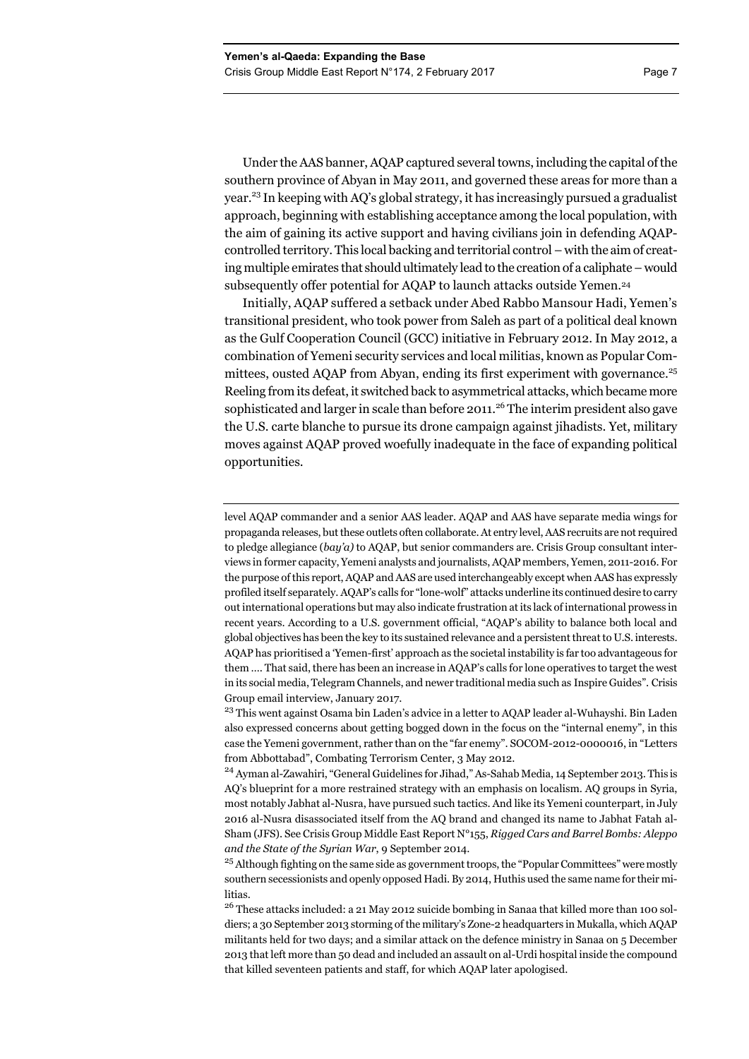Under the AAS banner, AQAP captured several towns, including the capital of the southern province of Abyan in May 2011, and governed these areas for more than a year.[23] In keeping with AQ's global strategy, it has increasingly pursued a gradualist approach, beginning with establishing acceptance among the local population, with the aim of gaining its active support and having civilians join in defending AQAP-controlled territory. This local backing and territorial control – with the aim of creating multiple emirates that should ultimately lead to the creation of a caliphate – would subsequently offer potential for AQAP to launch attacks outside Yemen.[24]

Initially, AQAP suffered a setback under Abed Rabbo Mansour Hadi, Yemen's transitional president, who took power from Saleh as part of a political deal known as the Gulf Cooperation Council (GCC) initiative in February 2012. In May 2012, a combination of Yemeni security services and local militias, known as Popular Committees, ousted AQAP from Abyan, ending its first experiment with governance.[25] Reeling from its defeat, it switched back to asymmetrical attacks, which became more sophisticated and larger in scale than before 2011.[26] The interim president also gave the U.S. carte blanche to pursue its drone campaign against jihadists. Yet, military moves against AQAP proved woefully inadequate in the face of expanding political opportunities.

---

level AQAP commander and a senior AAS leader. AQAP and AAS have separate media wings for propaganda releases, but these outlets often collaborate. At entry level, AAS recruits are not required to pledge allegiance (*bay'a)* to AQAP, but senior commanders are. Crisis Group consultant interviews in former capacity, Yemeni analysts and journalists, AQAP members, Yemen, 2011-2016. For the purpose of this report, AQAP and AAS are used interchangeably except when AAS has expressly profiled itself separately. AQAP's calls for "lone-wolf" attacks underline its continued desire to carry out international operations but may also indicate frustration at its lack of international prowess in recent years. According to a U.S. government official, "AQAP's ability to balance both local and global objectives has been the key to its sustained relevance and a persistent threat to U.S. interests. AQAP has prioritised a 'Yemen-first' approach as the societal instability is far too advantageous for them …. That said, there has been an increase in AQAP's calls for lone operatives to target the west in its social media, Telegram Channels, and newer traditional media such as Inspire Guides". Crisis Group email interview, January 2017.

[23] This went against Osama bin Laden's advice in a letter to AQAP leader al-Wuhayshi. Bin Laden also expressed concerns about getting bogged down in the focus on the "internal enemy", in this case the Yemeni government, rather than on the "far enemy". SOCOM-2012-0000016, in "Letters from Abbottabad", Combating Terrorism Center, 3 May 2012.

[24] Ayman al-Zawahiri, "General Guidelines for Jihad," As-Sahab Media, 14 September 2013. This is AQ's blueprint for a more restrained strategy with an emphasis on localism. AQ groups in Syria, most notably Jabhat al-Nusra, have pursued such tactics. And like its Yemeni counterpart, in July 2016 al-Nusra disassociated itself from the AQ brand and changed its name to Jabhat Fatah al-Sham (JFS). See Crisis Group Middle East Report N°155, *Rigged Cars and Barrel Bombs: Aleppo and the State of the Syrian War*, 9 September 2014.

[25] Although fighting on the same side as government troops, the "Popular Committees" were mostly southern secessionists and openly opposed Hadi. By 2014, Huthis used the same name for their militias.

[26] These attacks included: a 21 May 2012 suicide bombing in Sanaa that killed more than 100 soldiers; a 30 September 2013 storming of the military's Zone-2 headquarters in Mukalla, which AQAP militants held for two days; and a similar attack on the defence ministry in Sanaa on 5 December 2013 that left more than 50 dead and included an assault on al-Urdi hospital inside the compound that killed seventeen patients and staff, for which AQAP later apologised.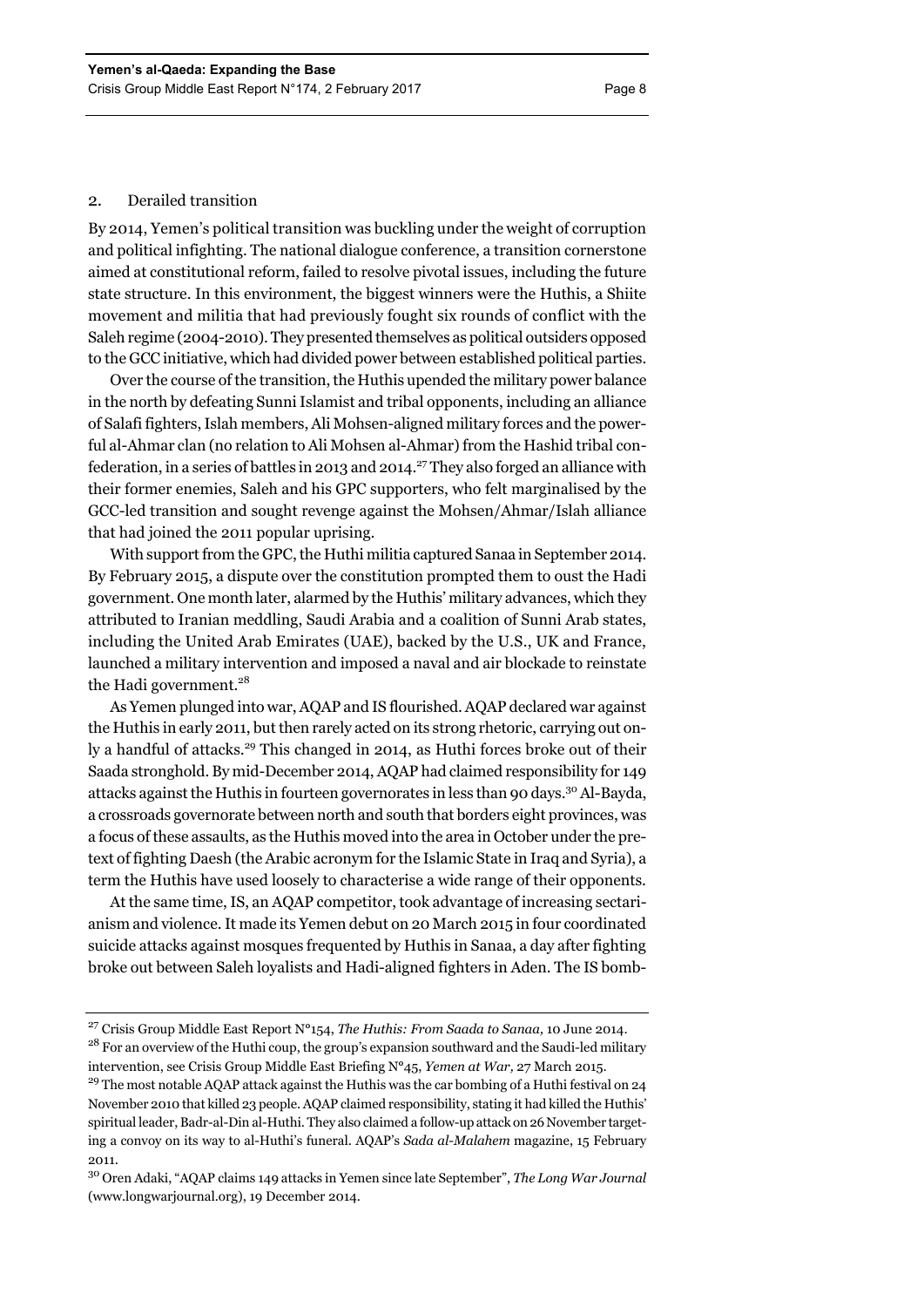### 2. Derailed transition

By 2014, Yemen's political transition was buckling under the weight of corruption and political infighting. The national dialogue conference, a transition cornerstone aimed at constitutional reform, failed to resolve pivotal issues, including the future state structure. In this environment, the biggest winners were the Huthis, a Shiite movement and militia that had previously fought six rounds of conflict with the Saleh regime (2004-2010). They presented themselves as political outsiders opposed to the GCC initiative, which had divided power between established political parties.

Over the course of the transition, the Huthis upended the military power balance in the north by defeating Sunni Islamist and tribal opponents, including an alliance of Salafi fighters, Islah members, Ali Mohsen-aligned military forces and the powerful al-Ahmar clan (no relation to Ali Mohsen al-Ahmar) from the Hashid tribal confederation, in a series of battles in 2013 and 2014.[27] They also forged an alliance with their former enemies, Saleh and his GPC supporters, who felt marginalised by the GCC-led transition and sought revenge against the Mohsen/Ahmar/Islah alliance that had joined the 2011 popular uprising.

With support from the GPC, the Huthi militia captured Sanaa in September 2014. By February 2015, a dispute over the constitution prompted them to oust the Hadi government. One month later, alarmed by the Huthis' military advances, which they attributed to Iranian meddling, Saudi Arabia and a coalition of Sunni Arab states, including the United Arab Emirates (UAE), backed by the U.S., UK and France, launched a military intervention and imposed a naval and air blockade to reinstate the Hadi government.[28]

As Yemen plunged into war, AQAP and IS flourished. AQAP declared war against the Huthis in early 2011, but then rarely acted on its strong rhetoric, carrying out only a handful of attacks.[29] This changed in 2014, as Huthi forces broke out of their Saada stronghold. By mid-December 2014, AQAP had claimed responsibility for 149 attacks against the Huthis in fourteen governorates in less than 90 days.[30] Al-Bayda, a crossroads governorate between north and south that borders eight provinces, was a focus of these assaults, as the Huthis moved into the area in October under the pretext of fighting Daesh (the Arabic acronym for the Islamic State in Iraq and Syria), a term the Huthis have used loosely to characterise a wide range of their opponents.

At the same time, IS, an AQAP competitor, took advantage of increasing sectarianism and violence. It made its Yemen debut on 20 March 2015 in four coordinated suicide attacks against mosques frequented by Huthis in Sanaa, a day after fighting broke out between Saleh loyalists and Hadi-aligned fighters in Aden. The IS bomb-

---

[27] Crisis Group Middle East Report N°154, *The Huthis: From Saada to Sanaa,* 10 June 2014.

[28] For an overview of the Huthi coup, the group's expansion southward and the Saudi-led military intervention, see Crisis Group Middle East Briefing N°45, *Yemen at War,* 27 March 2015.

[29] The most notable AQAP attack against the Huthis was the car bombing of a Huthi festival on 24 November 2010 that killed 23 people. AQAP claimed responsibility, stating it had killed the Huthis' spiritual leader, Badr-al-Din al-Huthi. They also claimed a follow-up attack on 26 November targeting a convoy on its way to al-Huthi's funeral. AQAP's *Sada al-Malahem* magazine, 15 February 2011.

[30] Oren Adaki, "AQAP claims 149 attacks in Yemen since late September", *The Long War Journal* (www.longwarjournal.org), 19 December 2014.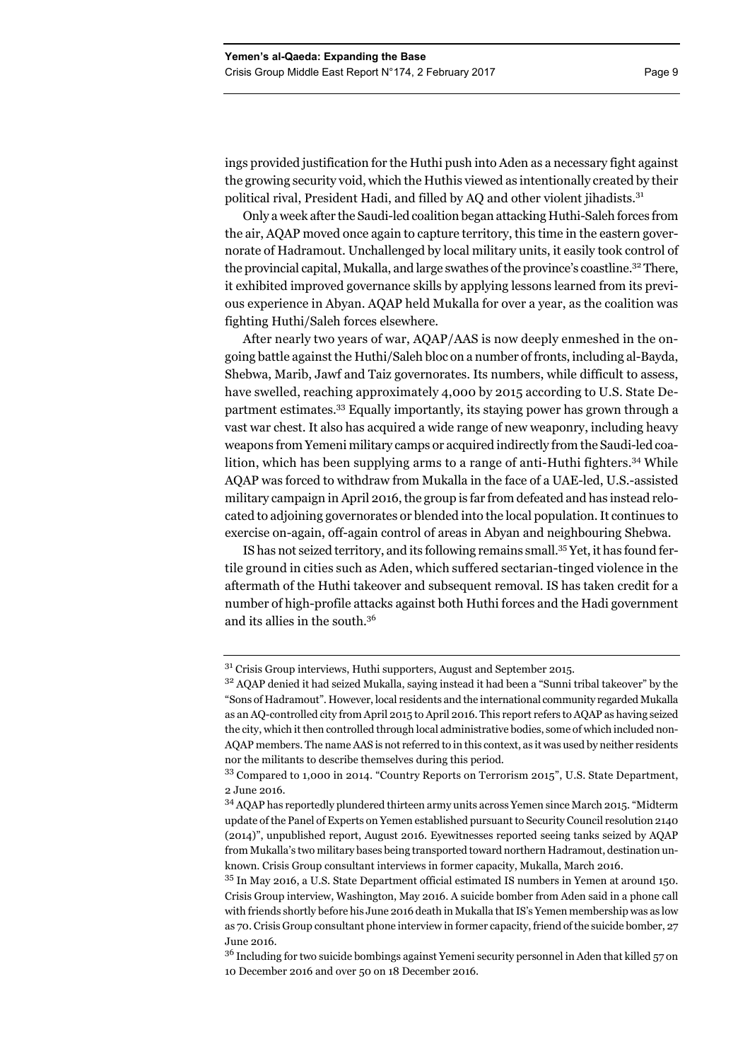ings provided justification for the Huthi push into Aden as a necessary fight against the growing security void, which the Huthis viewed as intentionally created by their political rival, President Hadi, and filled by AQ and other violent jihadists.[31]

Only a week after the Saudi-led coalition began attacking Huthi-Saleh forces from the air, AQAP moved once again to capture territory, this time in the eastern governorate of Hadramout. Unchallenged by local military units, it easily took control of the provincial capital, Mukalla, and large swathes of the province's coastline.[32] There, it exhibited improved governance skills by applying lessons learned from its previous experience in Abyan. AQAP held Mukalla for over a year, as the coalition was fighting Huthi/Saleh forces elsewhere.

After nearly two years of war, AQAP/AAS is now deeply enmeshed in the ongoing battle against the Huthi/Saleh bloc on a number of fronts, including al-Bayda, Shebwa, Marib, Jawf and Taiz governorates. Its numbers, while difficult to assess, have swelled, reaching approximately 4,000 by 2015 according to U.S. State Department estimates.[33] Equally importantly, its staying power has grown through a vast war chest. It also has acquired a wide range of new weaponry, including heavy weapons from Yemeni military camps or acquired indirectly from the Saudi-led coalition, which has been supplying arms to a range of anti-Huthi fighters.[34] While AQAP was forced to withdraw from Mukalla in the face of a UAE-led, U.S.-assisted military campaign in April 2016, the group is far from defeated and has instead relocated to adjoining governorates or blended into the local population. It continues to exercise on-again, off-again control of areas in Abyan and neighbouring Shebwa.

IS has not seized territory, and its following remains small.[35] Yet, it has found fertile ground in cities such as Aden, which suffered sectarian-tinged violence in the aftermath of the Huthi takeover and subsequent removal. IS has taken credit for a number of high-profile attacks against both Huthi forces and the Hadi government and its allies in the south.[36]

---

[31] Crisis Group interviews, Huthi supporters, August and September 2015.

[32] AQAP denied it had seized Mukalla, saying instead it had been a "Sunni tribal takeover" by the "Sons of Hadramout". However, local residents and the international community regarded Mukalla as an AQ-controlled city from April 2015 to April 2016. This report refers to AQAP as having seized the city, which it then controlled through local administrative bodies, some of which included non-AQAP members. The name AAS is not referred to in this context, as it was used by neither residents nor the militants to describe themselves during this period.

[33] Compared to 1,000 in 2014. "Country Reports on Terrorism 2015", U.S. State Department, 2 June 2016.

[34] AQAP has reportedly plundered thirteen army units across Yemen since March 2015. "Midterm update of the Panel of Experts on Yemen established pursuant to Security Council resolution 2140 (2014)", unpublished report, August 2016. Eyewitnesses reported seeing tanks seized by AQAP from Mukalla's two military bases being transported toward northern Hadramout, destination unknown. Crisis Group consultant interviews in former capacity, Mukalla, March 2016.

[35] In May 2016, a U.S. State Department official estimated IS numbers in Yemen at around 150. Crisis Group interview, Washington, May 2016. A suicide bomber from Aden said in a phone call with friends shortly before his June 2016 death in Mukalla that IS's Yemen membership was as low as 70. Crisis Group consultant phone interview in former capacity, friend of the suicide bomber, 27 June 2016.

[36] Including for two suicide bombings against Yemeni security personnel in Aden that killed 57 on 10 December 2016 and over 50 on 18 December 2016.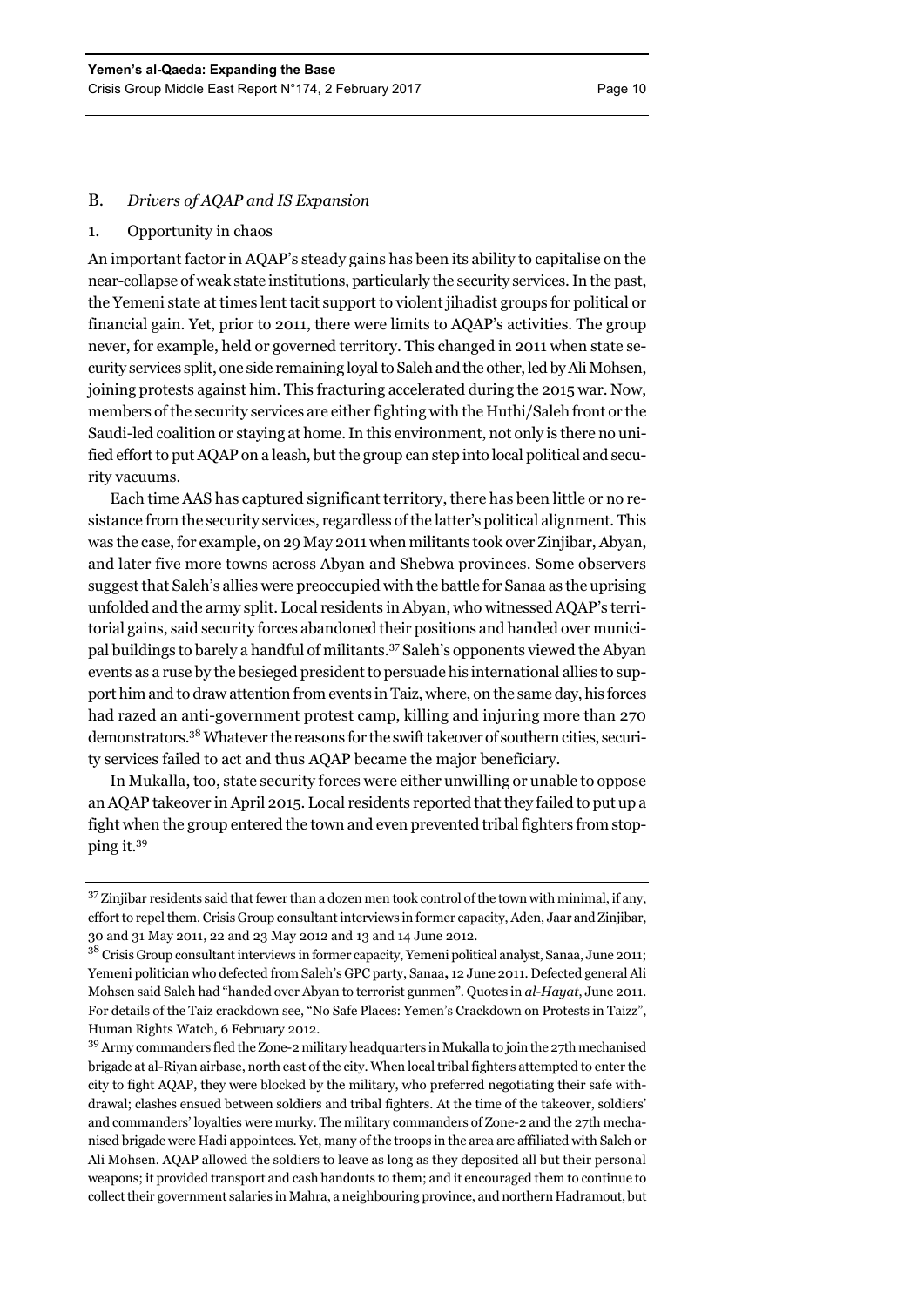### B. *Drivers of AQAP and IS Expansion*

#### 1. Opportunity in chaos

An important factor in AQAP's steady gains has been its ability to capitalise on the near-collapse of weak state institutions, particularly the security services. In the past, the Yemeni state at times lent tacit support to violent jihadist groups for political or financial gain. Yet, prior to 2011, there were limits to AQAP's activities. The group never, for example, held or governed territory. This changed in 2011 when state security services split, one side remaining loyal to Saleh and the other, led by Ali Mohsen, joining protests against him. This fracturing accelerated during the 2015 war. Now, members of the security services are either fighting with the Huthi/Saleh front or the Saudi-led coalition or staying at home. In this environment, not only is there no unified effort to put AQAP on a leash, but the group can step into local political and security vacuums.

Each time AAS has captured significant territory, there has been little or no resistance from the security services, regardless of the latter's political alignment. This was the case, for example, on 29 May 2011 when militants took over Zinjibar, Abyan, and later five more towns across Abyan and Shebwa provinces. Some observers suggest that Saleh's allies were preoccupied with the battle for Sanaa as the uprising unfolded and the army split. Local residents in Abyan, who witnessed AQAP's territorial gains, said security forces abandoned their positions and handed over municipal buildings to barely a handful of militants.[37] Saleh's opponents viewed the Abyan events as a ruse by the besieged president to persuade his international allies to support him and to draw attention from events in Taiz, where, on the same day, his forces had razed an anti-government protest camp, killing and injuring more than 270 demonstrators.[38] Whatever the reasons for the swift takeover of southern cities, security services failed to act and thus AQAP became the major beneficiary.

In Mukalla, too, state security forces were either unwilling or unable to oppose an AQAP takeover in April 2015. Local residents reported that they failed to put up a fight when the group entered the town and even prevented tribal fighters from stopping it.[39]

---

[37] Zinjibar residents said that fewer than a dozen men took control of the town with minimal, if any, effort to repel them. Crisis Group consultant interviews in former capacity, Aden, Jaar and Zinjibar, 30 and 31 May 2011, 22 and 23 May 2012 and 13 and 14 June 2012.

[38] Crisis Group consultant interviews in former capacity, Yemeni political analyst, Sanaa, June 2011; Yemeni politician who defected from Saleh's GPC party, Sanaa, 12 June 2011. Defected general Ali Mohsen said Saleh had "handed over Abyan to terrorist gunmen". Quotes in *al-Hayat*, June 2011. For details of the Taiz crackdown see, "No Safe Places: Yemen's Crackdown on Protests in Taizz", Human Rights Watch, 6 February 2012.

[39] Army commanders fled the Zone-2 military headquarters in Mukalla to join the 27th mechanised brigade at al-Riyan airbase, north east of the city. When local tribal fighters attempted to enter the city to fight AQAP, they were blocked by the military, who preferred negotiating their safe withdrawal; clashes ensued between soldiers and tribal fighters. At the time of the takeover, soldiers' and commanders' loyalties were murky. The military commanders of Zone-2 and the 27th mechanised brigade were Hadi appointees. Yet, many of the troops in the area are affiliated with Saleh or Ali Mohsen. AQAP allowed the soldiers to leave as long as they deposited all but their personal weapons; it provided transport and cash handouts to them; and it encouraged them to continue to collect their government salaries in Mahra, a neighbouring province, and northern Hadramout, but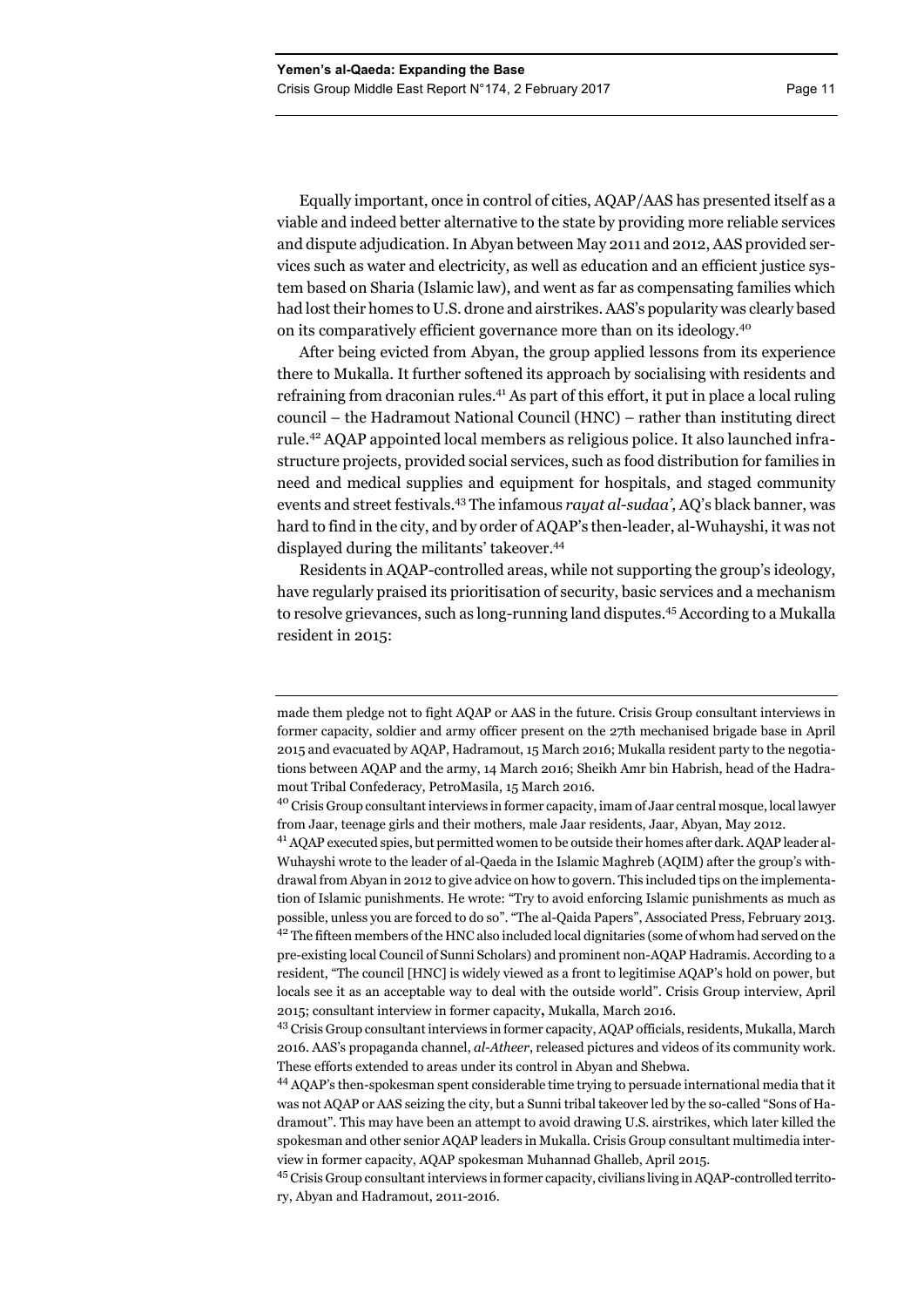Equally important, once in control of cities, AQAP/AAS has presented itself as a viable and indeed better alternative to the state by providing more reliable services and dispute adjudication. In Abyan between May 2011 and 2012, AAS provided services such as water and electricity, as well as education and an efficient justice system based on Sharia (Islamic law), and went as far as compensating families which had lost their homes to U.S. drone and airstrikes. AAS's popularity was clearly based on its comparatively efficient governance more than on its ideology.[40]

After being evicted from Abyan, the group applied lessons from its experience there to Mukalla. It further softened its approach by socialising with residents and refraining from draconian rules.[41] As part of this effort, it put in place a local ruling council – the Hadramout National Council (HNC) – rather than instituting direct rule.[42] AQAP appointed local members as religious police. It also launched infrastructure projects, provided social services, such as food distribution for families in need and medical supplies and equipment for hospitals, and staged community events and street festivals.[43] The infamous *rayat al-sudaa',* AQ's black banner, was hard to find in the city, and by order of AQAP's then-leader, al-Wuhayshi, it was not displayed during the militants' takeover.[44]

Residents in AQAP-controlled areas, while not supporting the group's ideology, have regularly praised its prioritisation of security, basic services and a mechanism to resolve grievances, such as long-running land disputes.[45] According to a Mukalla resident in 2015:

---

made them pledge not to fight AQAP or AAS in the future. Crisis Group consultant interviews in former capacity, soldier and army officer present on the 27th mechanised brigade base in April 2015 and evacuated by AQAP, Hadramout, 15 March 2016; Mukalla resident party to the negotiations between AQAP and the army, 14 March 2016; Sheikh Amr bin Habrish, head of the Hadramout Tribal Confederacy, PetroMasila, 15 March 2016.

[40] Crisis Group consultant interviews in former capacity, imam of Jaar central mosque, local lawyer from Jaar, teenage girls and their mothers, male Jaar residents, Jaar, Abyan, May 2012.

[41] AQAP executed spies, but permitted women to be outside their homes after dark. AQAP leader al-Wuhayshi wrote to the leader of al-Qaeda in the Islamic Maghreb (AQIM) after the group's withdrawal from Abyan in 2012 to give advice on how to govern. This included tips on the implementation of Islamic punishments. He wrote: "Try to avoid enforcing Islamic punishments as much as possible, unless you are forced to do so". "The al-Qaida Papers", Associated Press, February 2013.

[42] The fifteen members of the HNC also included local dignitaries (some of whom had served on the pre-existing local Council of Sunni Scholars) and prominent non-AQAP Hadramis. According to a resident, "The council [HNC] is widely viewed as a front to legitimise AQAP's hold on power, but locals see it as an acceptable way to deal with the outside world". Crisis Group interview, April 2015; consultant interview in former capacity**,** Mukalla, March 2016.

[43] Crisis Group consultant interviews in former capacity, AQAP officials, residents, Mukalla, March 2016. AAS's propaganda channel, *al-Atheer*, released pictures and videos of its community work. These efforts extended to areas under its control in Abyan and Shebwa.

[44] AQAP's then-spokesman spent considerable time trying to persuade international media that it was not AQAP or AAS seizing the city, but a Sunni tribal takeover led by the so-called "Sons of Hadramout". This may have been an attempt to avoid drawing U.S. airstrikes, which later killed the spokesman and other senior AQAP leaders in Mukalla. Crisis Group consultant multimedia interview in former capacity, AQAP spokesman Muhannad Ghalleb, April 2015.

[45] Crisis Group consultant interviews in former capacity, civilians living in AQAP-controlled territory, Abyan and Hadramout, 2011-2016.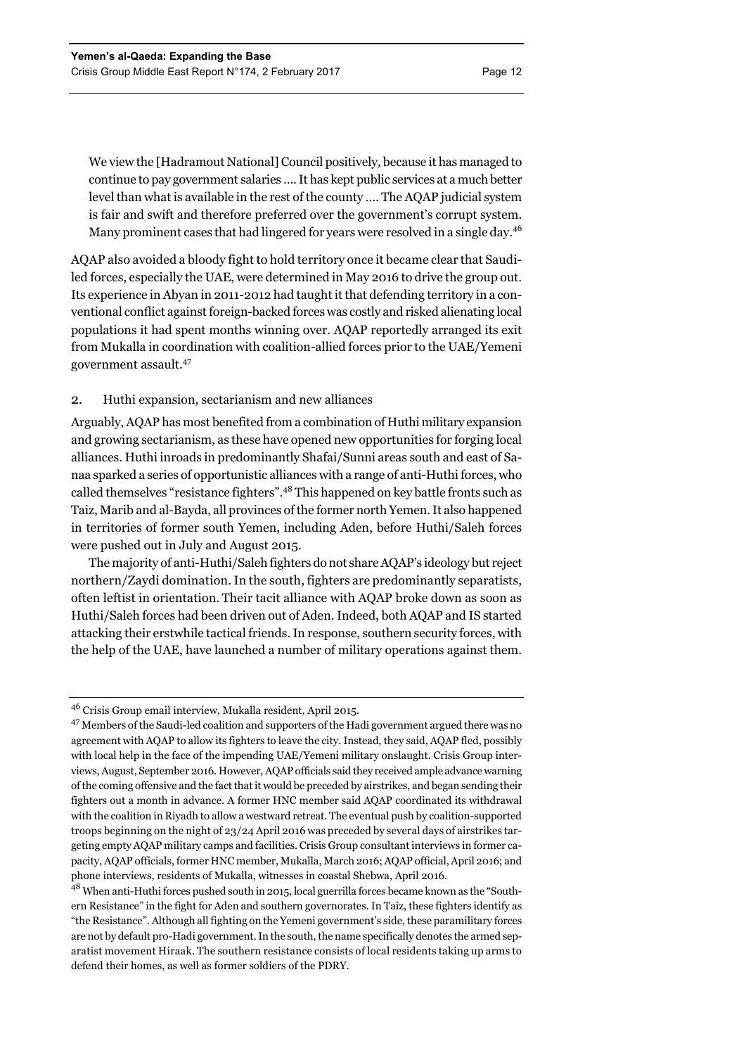> We view the [Hadramout National] Council positively, because it has managed to continue to pay government salaries …. It has kept public services at a much better level than what is available in the rest of the county …. The AQAP judicial system is fair and swift and therefore preferred over the government's corrupt system. Many prominent cases that had lingered for years were resolved in a single day.[46]

AQAP also avoided a bloody fight to hold territory once it became clear that Saudi-led forces, especially the UAE, were determined in May 2016 to drive the group out. Its experience in Abyan in 2011-2012 had taught it that defending territory in a conventional conflict against foreign-backed forces was costly and risked alienating local populations it had spent months winning over. AQAP reportedly arranged its exit from Mukalla in coordination with coalition-allied forces prior to the UAE/Yemeni government assault.[47]

### 2. Huthi expansion, sectarianism and new alliances

Arguably, AQAP has most benefited from a combination of Huthi military expansion and growing sectarianism, as these have opened new opportunities for forging local alliances. Huthi inroads in predominantly Shafai/Sunni areas south and east of Sanaa sparked a series of opportunistic alliances with a range of anti-Huthi forces, who called themselves "resistance fighters".[48] This happened on key battle fronts such as Taiz, Marib and al-Bayda, all provinces of the former north Yemen. It also happened in territories of former south Yemen, including Aden, before Huthi/Saleh forces were pushed out in July and August 2015.

The majority of anti-Huthi/Saleh fighters do not share AQAP's ideology but reject northern/Zaydi domination. In the south, fighters are predominantly separatists, often leftist in orientation. Their tacit alliance with AQAP broke down as soon as Huthi/Saleh forces had been driven out of Aden. Indeed, both AQAP and IS started attacking their erstwhile tactical friends. In response, southern security forces, with the help of the UAE, have launched a number of military operations against them.

---

[46] Crisis Group email interview, Mukalla resident, April 2015.

[47] Members of the Saudi-led coalition and supporters of the Hadi government argued there was no agreement with AQAP to allow its fighters to leave the city. Instead, they said, AQAP fled, possibly with local help in the face of the impending UAE/Yemeni military onslaught. Crisis Group interviews, August, September 2016. However, AQAP officials said they received ample advance warning of the coming offensive and the fact that it would be preceded by airstrikes, and began sending their fighters out a month in advance. A former HNC member said AQAP coordinated its withdrawal with the coalition in Riyadh to allow a westward retreat. The eventual push by coalition-supported troops beginning on the night of 23/24 April 2016 was preceded by several days of airstrikes targeting empty AQAP military camps and facilities. Crisis Group consultant interviews in former capacity, AQAP officials, former HNC member, Mukalla, March 2016; AQAP official, April 2016; and phone interviews, residents of Mukalla, witnesses in coastal Shebwa, April 2016.

[48] When anti-Huthi forces pushed south in 2015, local guerrilla forces became known as the "Southern Resistance" in the fight for Aden and southern governorates. In Taiz, these fighters identify as "the Resistance". Although all fighting on the Yemeni government's side, these paramilitary forces are not by default pro-Hadi government. In the south, the name specifically denotes the armed separatist movement Hiraak. The southern resistance consists of local residents taking up arms to defend their homes, as well as former soldiers of the PDRY.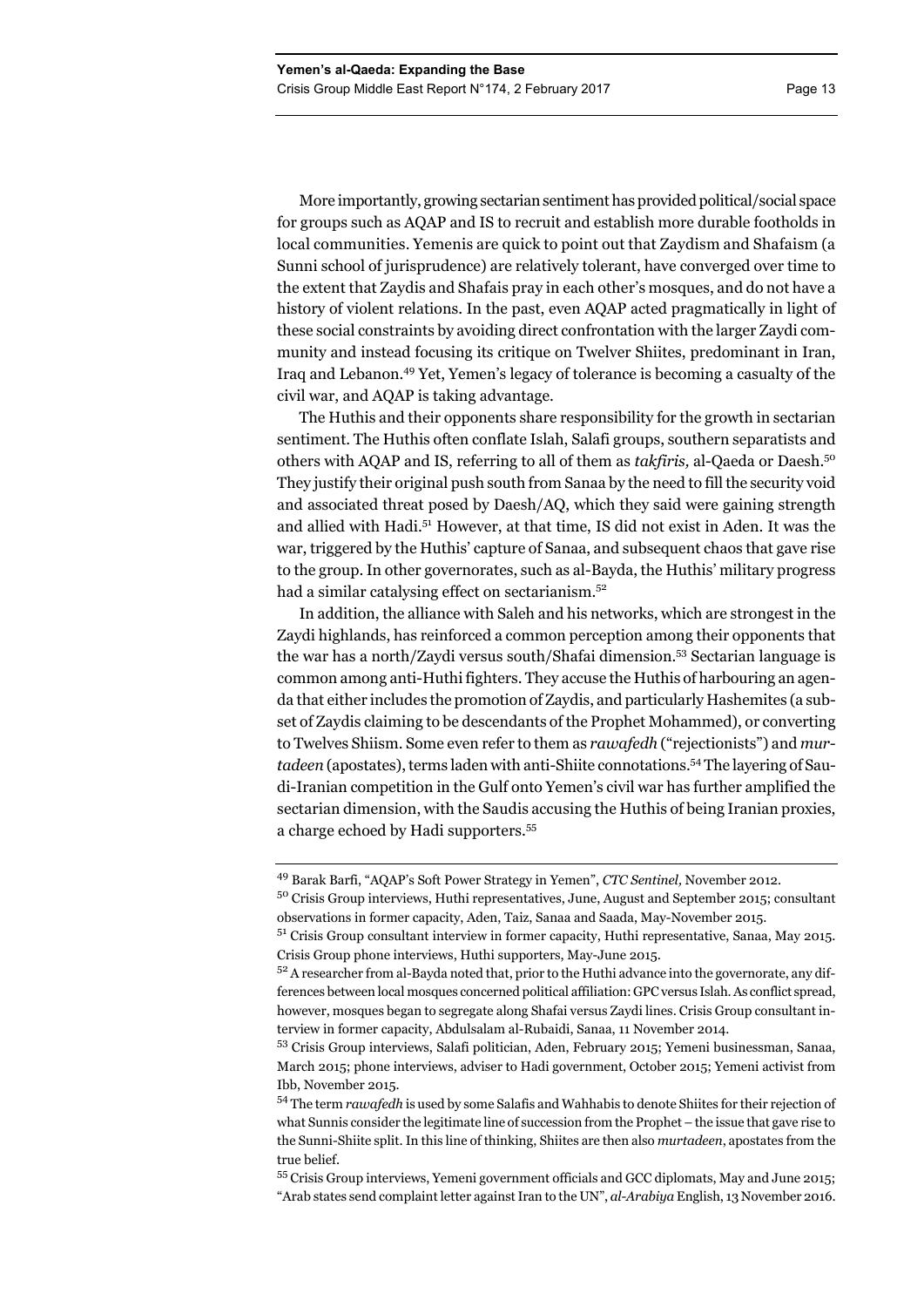More importantly, growing sectarian sentiment has provided political/social space for groups such as AQAP and IS to recruit and establish more durable footholds in local communities. Yemenis are quick to point out that Zaydism and Shafaism (a Sunni school of jurisprudence) are relatively tolerant, have converged over time to the extent that Zaydis and Shafais pray in each other's mosques, and do not have a history of violent relations. In the past, even AQAP acted pragmatically in light of these social constraints by avoiding direct confrontation with the larger Zaydi community and instead focusing its critique on Twelver Shiites, predominant in Iran, Iraq and Lebanon.[49] Yet, Yemen's legacy of tolerance is becoming a casualty of the civil war, and AQAP is taking advantage.

The Huthis and their opponents share responsibility for the growth in sectarian sentiment. The Huthis often conflate Islah, Salafi groups, southern separatists and others with AQAP and IS, referring to all of them as *takfiris,* al-Qaeda or Daesh.[50] They justify their original push south from Sanaa by the need to fill the security void and associated threat posed by Daesh/AQ, which they said were gaining strength and allied with Hadi.[51] However, at that time, IS did not exist in Aden. It was the war, triggered by the Huthis' capture of Sanaa, and subsequent chaos that gave rise to the group. In other governorates, such as al-Bayda, the Huthis' military progress had a similar catalysing effect on sectarianism.[52]

In addition, the alliance with Saleh and his networks, which are strongest in the Zaydi highlands, has reinforced a common perception among their opponents that the war has a north/Zaydi versus south/Shafai dimension.[53] Sectarian language is common among anti-Huthi fighters. They accuse the Huthis of harbouring an agenda that either includes the promotion of Zaydis, and particularly Hashemites (a subset of Zaydis claiming to be descendants of the Prophet Mohammed), or converting to Twelves Shiism. Some even refer to them as *rawafedh* ("rejectionists") and *murtadeen* (apostates), terms laden with anti-Shiite connotations.[54] The layering of Saudi-Iranian competition in the Gulf onto Yemen's civil war has further amplified the sectarian dimension, with the Saudis accusing the Huthis of being Iranian proxies, a charge echoed by Hadi supporters.[55]

---

[49] Barak Barfi, "AQAP's Soft Power Strategy in Yemen", *CTC Sentinel,* November 2012.

[50] Crisis Group interviews, Huthi representatives, June, August and September 2015; consultant observations in former capacity, Aden, Taiz, Sanaa and Saada, May-November 2015.

[51] Crisis Group consultant interview in former capacity, Huthi representative, Sanaa, May 2015. Crisis Group phone interviews, Huthi supporters, May-June 2015.

[52] A researcher from al-Bayda noted that, prior to the Huthi advance into the governorate, any differences between local mosques concerned political affiliation: GPC versus Islah. As conflict spread, however, mosques began to segregate along Shafai versus Zaydi lines. Crisis Group consultant interview in former capacity, Abdulsalam al-Rubaidi, Sanaa, 11 November 2014.

[53] Crisis Group interviews, Salafi politician, Aden, February 2015; Yemeni businessman, Sanaa, March 2015; phone interviews, adviser to Hadi government, October 2015; Yemeni activist from Ibb, November 2015.

[54] The term *rawafedh* is used by some Salafis and Wahhabis to denote Shiites for their rejection of what Sunnis consider the legitimate line of succession from the Prophet – the issue that gave rise to the Sunni-Shiite split. In this line of thinking, Shiites are then also *murtadeen*, apostates from the true belief.

[55] Crisis Group interviews, Yemeni government officials and GCC diplomats, May and June 2015; "Arab states send complaint letter against Iran to the UN", *al-Arabiya* English, 13 November 2016.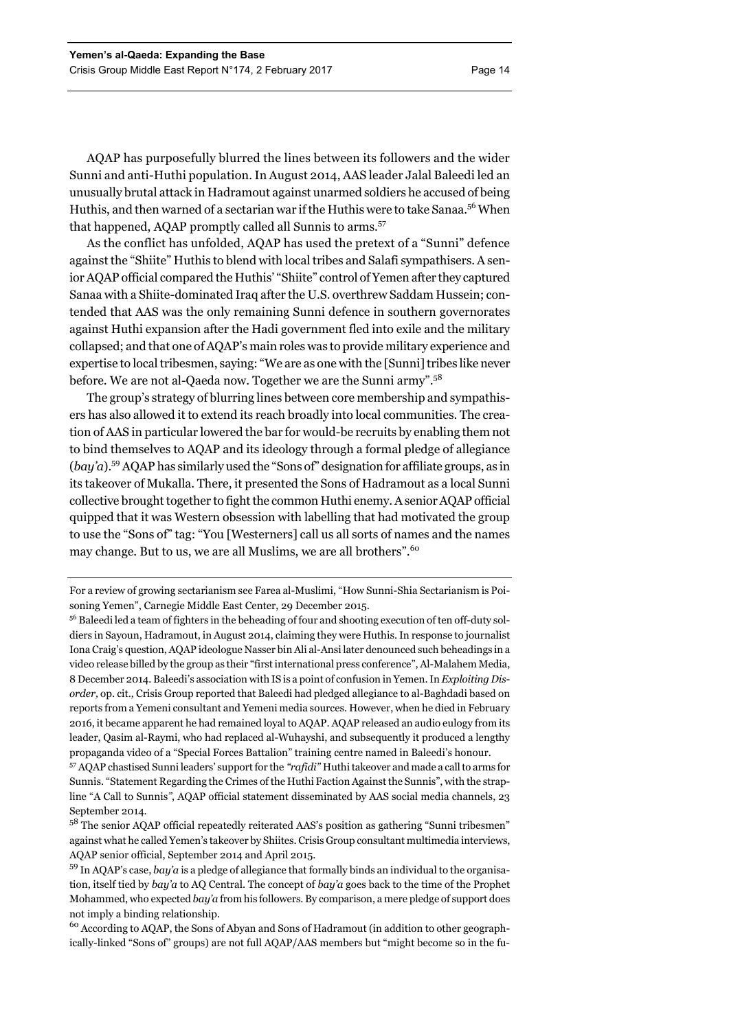AQAP has purposefully blurred the lines between its followers and the wider Sunni and anti-Huthi population. In August 2014, AAS leader Jalal Baleedi led an unusually brutal attack in Hadramout against unarmed soldiers he accused of being Huthis, and then warned of a sectarian war if the Huthis were to take Sanaa.[56] When that happened, AQAP promptly called all Sunnis to arms.[57]

As the conflict has unfolded, AQAP has used the pretext of a "Sunni" defence against the "Shiite" Huthis to blend with local tribes and Salafi sympathisers. A senior AQAP official compared the Huthis' "Shiite" control of Yemen after they captured Sanaa with a Shiite-dominated Iraq after the U.S. overthrew Saddam Hussein; contended that AAS was the only remaining Sunni defence in southern governorates against Huthi expansion after the Hadi government fled into exile and the military collapsed; and that one of AQAP's main roles was to provide military experience and expertise to local tribesmen, saying: "We are as one with the [Sunni] tribes like never before. We are not al-Qaeda now. Together we are the Sunni army".[58]

The group's strategy of blurring lines between core membership and sympathisers has also allowed it to extend its reach broadly into local communities. The creation of AAS in particular lowered the bar for would-be recruits by enabling them not to bind themselves to AQAP and its ideology through a formal pledge of allegiance (*bay'a*).[59] AQAP has similarly used the "Sons of" designation for affiliate groups, as in its takeover of Mukalla. There, it presented the Sons of Hadramout as a local Sunni collective brought together to fight the common Huthi enemy. A senior AQAP official quipped that it was Western obsession with labelling that had motivated the group to use the "Sons of" tag: "You [Westerners] call us all sorts of names and the names may change. But to us, we are all Muslims, we are all brothers".[60]

---

For a review of growing sectarianism see Farea al-Muslimi, "How Sunni-Shia Sectarianism is Poisoning Yemen", Carnegie Middle East Center, 29 December 2015.

[56] Baleedi led a team of fighters in the beheading of four and shooting execution of ten off-duty soldiers in Sayoun, Hadramout, in August 2014, claiming they were Huthis. In response to journalist Iona Craig's question, AQAP ideologue Nasser bin Ali al-Ansi later denounced such beheadings in a video release billed by the group as their "first international press conference", Al-Malahem Media, 8 December 2014. Baleedi's association with IS is a point of confusion in Yemen. In *Exploiting Disorder*, op. cit., Crisis Group reported that Baleedi had pledged allegiance to al-Baghdadi based on reports from a Yemeni consultant and Yemeni media sources. However, when he died in February 2016, it became apparent he had remained loyal to AQAP. AQAP released an audio eulogy from its leader, Qasim al-Raymi, who had replaced al-Wuhayshi, and subsequently it produced a lengthy propaganda video of a "Special Forces Battalion" training centre named in Baleedi's honour.

[57] AQAP chastised Sunni leaders' support for the *"rafidi"* Huthi takeover and made a call to arms for Sunnis. "Statement Regarding the Crimes of the Huthi Faction Against the Sunnis", with the strapline "A Call to Sunnis", AQAP official statement disseminated by AAS social media channels, 23 September 2014.

[58] The senior AQAP official repeatedly reiterated AAS's position as gathering "Sunni tribesmen" against what he called Yemen's takeover by Shiites. Crisis Group consultant multimedia interviews, AQAP senior official, September 2014 and April 2015.

[59] In AQAP's case, *bay'a* is a pledge of allegiance that formally binds an individual to the organisation, itself tied by *bay'a* to AQ Central. The concept of *bay'a* goes back to the time of the Prophet Mohammed, who expected *bay'a* from his followers. By comparison, a mere pledge of support does not imply a binding relationship.

[60] According to AQAP, the Sons of Abyan and Sons of Hadramout (in addition to other geographically-linked "Sons of" groups) are not full AQAP/AAS members but "might become so in the fu-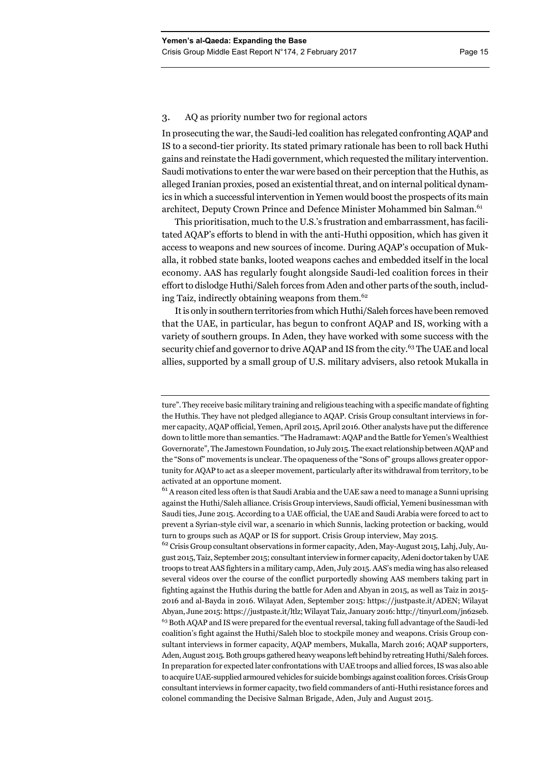### 3. AQ as priority number two for regional actors

In prosecuting the war, the Saudi-led coalition has relegated confronting AQAP and IS to a second-tier priority. Its stated primary rationale has been to roll back Huthi gains and reinstate the Hadi government, which requested the military intervention. Saudi motivations to enter the war were based on their perception that the Huthis, as alleged Iranian proxies, posed an existential threat, and on internal political dynamics in which a successful intervention in Yemen would boost the prospects of its main architect, Deputy Crown Prince and Defence Minister Mohammed bin Salman.[61]

This prioritisation, much to the U.S.'s frustration and embarrassment, has facilitated AQAP's efforts to blend in with the anti-Huthi opposition, which has given it access to weapons and new sources of income. During AQAP's occupation of Mukalla, it robbed state banks, looted weapons caches and embedded itself in the local economy. AAS has regularly fought alongside Saudi-led coalition forces in their effort to dislodge Huthi/Saleh forces from Aden and other parts of the south, including Taiz, indirectly obtaining weapons from them.[62]

It is only in southern territories from which Huthi/Saleh forces have been removed that the UAE, in particular, has begun to confront AQAP and IS, working with a variety of southern groups. In Aden, they have worked with some success with the security chief and governor to drive AQAP and IS from the city.[63] The UAE and local allies, supported by a small group of U.S. military advisers, also retook Mukalla in

---

ture". They receive basic military training and religious teaching with a specific mandate of fighting the Huthis. They have not pledged allegiance to AQAP. Crisis Group consultant interviews in former capacity, AQAP official, Yemen, April 2015, April 2016. Other analysts have put the difference down to little more than semantics. "The Hadramawt: AQAP and the Battle for Yemen's Wealthiest Governorate", The Jamestown Foundation, 10 July 2015. The exact relationship between AQAP and the "Sons of" movements is unclear. The opaqueness of the "Sons of" groups allows greater opportunity for AQAP to act as a sleeper movement, particularly after its withdrawal from territory, to be activated at an opportune moment.

[61] A reason cited less often is that Saudi Arabia and the UAE saw a need to manage a Sunni uprising against the Huthi/Saleh alliance. Crisis Group interviews, Saudi official, Yemeni businessman with Saudi ties, June 2015. According to a UAE official, the UAE and Saudi Arabia were forced to act to prevent a Syrian-style civil war, a scenario in which Sunnis, lacking protection or backing, would turn to groups such as AQAP or IS for support. Crisis Group interview, May 2015.

[62] Crisis Group consultant observations in former capacity, Aden, May-August 2015, Lahj, July, August 2015, Taiz, September 2015; consultant interview in former capacity, Adeni doctor taken by UAE troops to treat AAS fighters in a military camp, Aden, July 2015. AAS's media wing has also released several videos over the course of the conflict purportedly showing AAS members taking part in fighting against the Huthis during the battle for Aden and Abyan in 2015, as well as Taiz in 2015-2016 and al-Bayda in 2016. Wilayat Aden, September 2015: https://justpaste.it/ADEN; Wilayat Abyan, June 2015: https://justpaste.it/ltlz; Wilayat Taiz, January 2016: http://tinyurl.com/jn62seb.

[63] Both AQAP and IS were prepared for the eventual reversal, taking full advantage of the Saudi-led coalition's fight against the Huthi/Saleh bloc to stockpile money and weapons. Crisis Group consultant interviews in former capacity, AQAP members, Mukalla, March 2016; AQAP supporters, Aden, August 2015. Both groups gathered heavy weapons left behind by retreating Huthi/Saleh forces. In preparation for expected later confrontations with UAE troops and allied forces, IS was also able to acquire UAE-supplied armoured vehicles for suicide bombings against coalition forces. Crisis Group consultant interviews in former capacity, two field commanders of anti-Huthi resistance forces and colonel commanding the Decisive Salman Brigade, Aden, July and August 2015.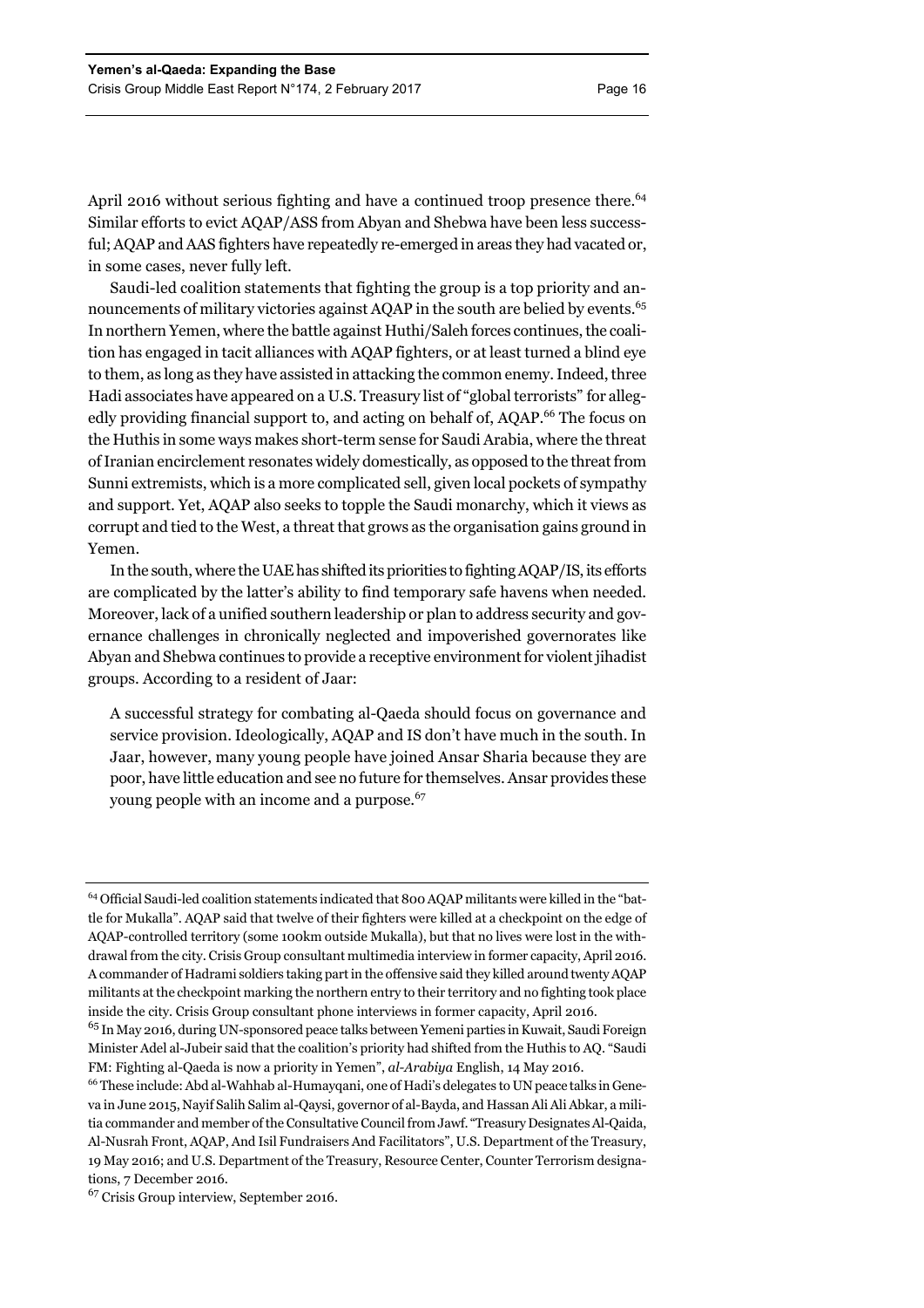April 2016 without serious fighting and have a continued troop presence there.[64] Similar efforts to evict AQAP/ASS from Abyan and Shebwa have been less successful; AQAP and AAS fighters have repeatedly re-emerged in areas they had vacated or, in some cases, never fully left.

Saudi-led coalition statements that fighting the group is a top priority and announcements of military victories against AQAP in the south are belied by events.[65] In northern Yemen, where the battle against Huthi/Saleh forces continues, the coalition has engaged in tacit alliances with AQAP fighters, or at least turned a blind eye to them, as long as they have assisted in attacking the common enemy. Indeed, three Hadi associates have appeared on a U.S. Treasury list of "global terrorists" for allegedly providing financial support to, and acting on behalf of, AQAP.[66] The focus on the Huthis in some ways makes short-term sense for Saudi Arabia, where the threat of Iranian encirclement resonates widely domestically, as opposed to the threat from Sunni extremists, which is a more complicated sell, given local pockets of sympathy and support. Yet, AQAP also seeks to topple the Saudi monarchy, which it views as corrupt and tied to the West, a threat that grows as the organisation gains ground in Yemen.

In the south, where the UAE has shifted its priorities to fighting AQAP/IS, its efforts are complicated by the latter's ability to find temporary safe havens when needed. Moreover, lack of a unified southern leadership or plan to address security and governance challenges in chronically neglected and impoverished governorates like Abyan and Shebwa continues to provide a receptive environment for violent jihadist groups. According to a resident of Jaar:

> A successful strategy for combating al-Qaeda should focus on governance and service provision. Ideologically, AQAP and IS don't have much in the south. In Jaar, however, many young people have joined Ansar Sharia because they are poor, have little education and see no future for themselves. Ansar provides these young people with an income and a purpose.[67]

---

[64] Official Saudi-led coalition statements indicated that 800 AQAP militants were killed in the "battle for Mukalla". AQAP said that twelve of their fighters were killed at a checkpoint on the edge of AQAP-controlled territory (some 100km outside Mukalla), but that no lives were lost in the withdrawal from the city. Crisis Group consultant multimedia interview in former capacity, April 2016. A commander of Hadrami soldiers taking part in the offensive said they killed around twenty AQAP militants at the checkpoint marking the northern entry to their territory and no fighting took place inside the city. Crisis Group consultant phone interviews in former capacity, April 2016.

[65] In May 2016, during UN-sponsored peace talks between Yemeni parties in Kuwait, Saudi Foreign Minister Adel al-Jubeir said that the coalition's priority had shifted from the Huthis to AQ. "Saudi FM: Fighting al-Qaeda is now a priority in Yemen", *al-Arabiya* English, 14 May 2016.

[66] These include: Abd al-Wahhab al-Humayqani, one of Hadi's delegates to UN peace talks in Geneva in June 2015, Nayif Salih Salim al-Qaysi, governor of al-Bayda, and Hassan Ali Ali Abkar, a militia commander and member of the Consultative Council from Jawf. "Treasury Designates Al-Qaida, Al-Nusrah Front, AQAP, And Isil Fundraisers And Facilitators", U.S. Department of the Treasury, 19 May 2016; and U.S. Department of the Treasury, Resource Center, Counter Terrorism designations, 7 December 2016.

[67] Crisis Group interview, September 2016.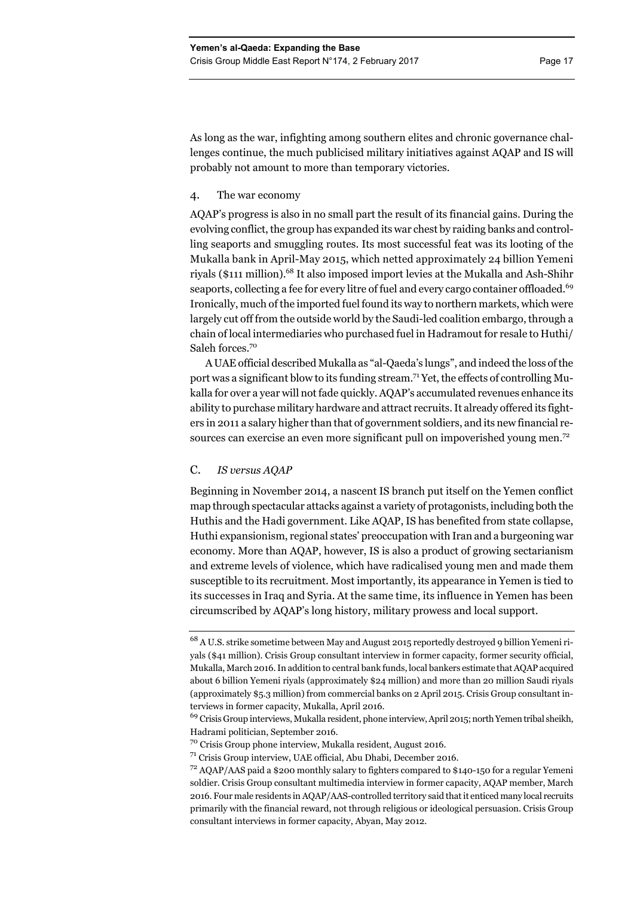As long as the war, infighting among southern elites and chronic governance challenges continue, the much publicised military initiatives against AQAP and IS will probably not amount to more than temporary victories.

### 4. The war economy

AQAP's progress is also in no small part the result of its financial gains. During the evolving conflict, the group has expanded its war chest by raiding banks and controlling seaports and smuggling routes. Its most successful feat was its looting of the Mukalla bank in April-May 2015, which netted approximately 24 billion Yemeni riyals ($111 million).[68] It also imposed import levies at the Mukalla and Ash-Shihr seaports, collecting a fee for every litre of fuel and every cargo container offloaded.[69] Ironically, much of the imported fuel found its way to northern markets, which were largely cut off from the outside world by the Saudi-led coalition embargo, through a chain of local intermediaries who purchased fuel in Hadramout for resale to Huthi/Saleh forces.[70]

A UAE official described Mukalla as "al-Qaeda's lungs", and indeed the loss of the port was a significant blow to its funding stream.[71] Yet, the effects of controlling Mukalla for over a year will not fade quickly. AQAP's accumulated revenues enhance its ability to purchase military hardware and attract recruits. It already offered its fighters in 2011 a salary higher than that of government soldiers, and its new financial resources can exercise an even more significant pull on impoverished young men.[72]

## C. *IS versus AQAP*

Beginning in November 2014, a nascent IS branch put itself on the Yemen conflict map through spectacular attacks against a variety of protagonists, including both the Huthis and the Hadi government. Like AQAP, IS has benefited from state collapse, Huthi expansionism, regional states' preoccupation with Iran and a burgeoning war economy. More than AQAP, however, IS is also a product of growing sectarianism and extreme levels of violence, which have radicalised young men and made them susceptible to its recruitment. Most importantly, its appearance in Yemen is tied to its successes in Iraq and Syria. At the same time, its influence in Yemen has been circumscribed by AQAP's long history, military prowess and local support.

---

[68] A U.S. strike sometime between May and August 2015 reportedly destroyed 9 billion Yemeni riyals ($41 million). Crisis Group consultant interview in former capacity, former security official, Mukalla, March 2016. In addition to central bank funds, local bankers estimate that AQAP acquired about 6 billion Yemeni riyals (approximately $24 million) and more than 20 million Saudi riyals (approximately $5.3 million) from commercial banks on 2 April 2015. Crisis Group consultant interviews in former capacity, Mukalla, April 2016.

[69] Crisis Group interviews, Mukalla resident, phone interview, April 2015; north Yemen tribal sheikh, Hadrami politician, September 2016.

[70] Crisis Group phone interview, Mukalla resident, August 2016.

[71] Crisis Group interview, UAE official, Abu Dhabi, December 2016.

[72] AQAP/AAS paid a $200 monthly salary to fighters compared to $140-150 for a regular Yemeni soldier. Crisis Group consultant multimedia interview in former capacity, AQAP member, March 2016. Four male residents in AQAP/AAS-controlled territory said that it enticed many local recruits primarily with the financial reward, not through religious or ideological persuasion. Crisis Group consultant interviews in former capacity, Abyan, May 2012.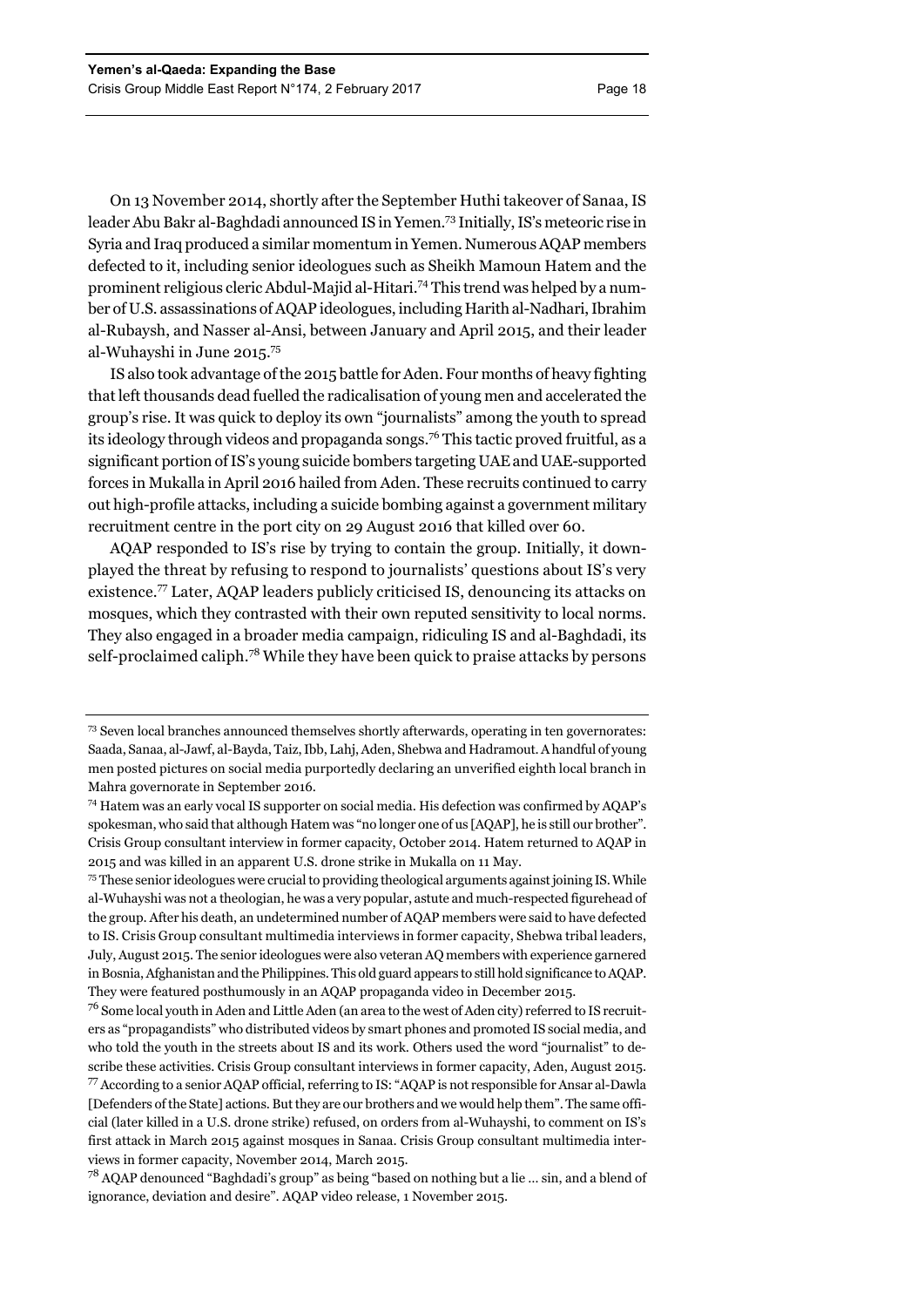On 13 November 2014, shortly after the September Huthi takeover of Sanaa, IS leader Abu Bakr al-Baghdadi announced IS in Yemen.[73] Initially, IS's meteoric rise in Syria and Iraq produced a similar momentum in Yemen. Numerous AQAP members defected to it, including senior ideologues such as Sheikh Mamoun Hatem and the prominent religious cleric Abdul-Majid al-Hitari.[74] This trend was helped by a number of U.S. assassinations of AQAP ideologues, including Harith al-Nadhari, Ibrahim al-Rubaysh, and Nasser al-Ansi, between January and April 2015, and their leader al-Wuhayshi in June 2015.[75]

IS also took advantage of the 2015 battle for Aden. Four months of heavy fighting that left thousands dead fuelled the radicalisation of young men and accelerated the group's rise. It was quick to deploy its own "journalists" among the youth to spread its ideology through videos and propaganda songs.[76] This tactic proved fruitful, as a significant portion of IS's young suicide bombers targeting UAE and UAE-supported forces in Mukalla in April 2016 hailed from Aden. These recruits continued to carry out high-profile attacks, including a suicide bombing against a government military recruitment centre in the port city on 29 August 2016 that killed over 60.

AQAP responded to IS's rise by trying to contain the group. Initially, it downplayed the threat by refusing to respond to journalists' questions about IS's very existence.[77] Later, AQAP leaders publicly criticised IS, denouncing its attacks on mosques, which they contrasted with their own reputed sensitivity to local norms. They also engaged in a broader media campaign, ridiculing IS and al-Baghdadi, its self-proclaimed caliph.[78] While they have been quick to praise attacks by persons

---

[73] Seven local branches announced themselves shortly afterwards, operating in ten governorates: Saada, Sanaa, al-Jawf, al-Bayda, Taiz, Ibb, Lahj, Aden, Shebwa and Hadramout. A handful of young men posted pictures on social media purportedly declaring an unverified eighth local branch in Mahra governorate in September 2016.

[74] Hatem was an early vocal IS supporter on social media. His defection was confirmed by AQAP's spokesman, who said that although Hatem was "no longer one of us [AQAP], he is still our brother". Crisis Group consultant interview in former capacity, October 2014. Hatem returned to AQAP in 2015 and was killed in an apparent U.S. drone strike in Mukalla on 11 May.

[75] These senior ideologues were crucial to providing theological arguments against joining IS. While al-Wuhayshi was not a theologian, he was a very popular, astute and much-respected figurehead of the group. After his death, an undetermined number of AQAP members were said to have defected to IS. Crisis Group consultant multimedia interviews in former capacity, Shebwa tribal leaders, July, August 2015. The senior ideologues were also veteran AQ members with experience garnered in Bosnia, Afghanistan and the Philippines. This old guard appears to still hold significance to AQAP. They were featured posthumously in an AQAP propaganda video in December 2015.

[76] Some local youth in Aden and Little Aden (an area to the west of Aden city) referred to IS recruiters as "propagandists" who distributed videos by smart phones and promoted IS social media, and who told the youth in the streets about IS and its work. Others used the word "journalist" to describe these activities. Crisis Group consultant interviews in former capacity, Aden, August 2015.

[77] According to a senior AQAP official, referring to IS: "AQAP is not responsible for Ansar al-Dawla [Defenders of the State] actions. But they are our brothers and we would help them". The same official (later killed in a U.S. drone strike) refused, on orders from al-Wuhayshi, to comment on IS's first attack in March 2015 against mosques in Sanaa. Crisis Group consultant multimedia interviews in former capacity, November 2014, March 2015.

[78] AQAP denounced "Baghdadi's group" as being "based on nothing but a lie … sin, and a blend of ignorance, deviation and desire". AQAP video release, 1 November 2015.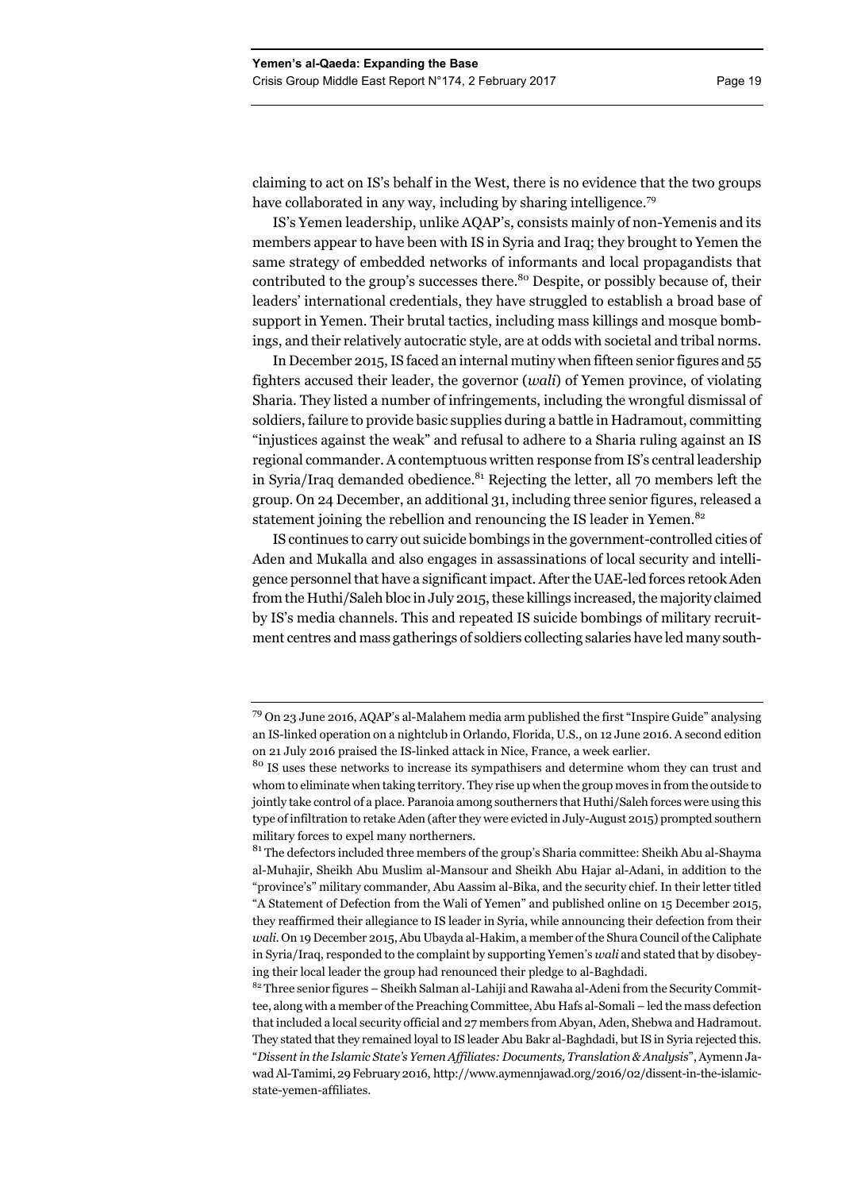claiming to act on IS's behalf in the West, there is no evidence that the two groups have collaborated in any way, including by sharing intelligence.[79]

IS's Yemen leadership, unlike AQAP's, consists mainly of non-Yemenis and its members appear to have been with IS in Syria and Iraq; they brought to Yemen the same strategy of embedded networks of informants and local propagandists that contributed to the group's successes there.[80] Despite, or possibly because of, their leaders' international credentials, they have struggled to establish a broad base of support in Yemen. Their brutal tactics, including mass killings and mosque bombings, and their relatively autocratic style, are at odds with societal and tribal norms.

In December 2015, IS faced an internal mutiny when fifteen senior figures and 55 fighters accused their leader, the governor (*wali*) of Yemen province, of violating Sharia. They listed a number of infringements, including the wrongful dismissal of soldiers, failure to provide basic supplies during a battle in Hadramout, committing "injustices against the weak" and refusal to adhere to a Sharia ruling against an IS regional commander. A contemptuous written response from IS's central leadership in Syria/Iraq demanded obedience.[81] Rejecting the letter, all 70 members left the group. On 24 December, an additional 31, including three senior figures, released a statement joining the rebellion and renouncing the IS leader in Yemen.[82]

IS continues to carry out suicide bombings in the government-controlled cities of Aden and Mukalla and also engages in assassinations of local security and intelligence personnel that have a significant impact. After the UAE-led forces retook Aden from the Huthi/Saleh bloc in July 2015, these killings increased, the majority claimed by IS's media channels. This and repeated IS suicide bombings of military recruitment centres and mass gatherings of soldiers collecting salaries have led many south-

---

[79] On 23 June 2016, AQAP's al-Malahem media arm published the first "Inspire Guide" analysing an IS-linked operation on a nightclub in Orlando, Florida, U.S., on 12 June 2016. A second edition on 21 July 2016 praised the IS-linked attack in Nice, France, a week earlier.

[80] IS uses these networks to increase its sympathisers and determine whom they can trust and whom to eliminate when taking territory. They rise up when the group moves in from the outside to jointly take control of a place. Paranoia among southerners that Huthi/Saleh forces were using this type of infiltration to retake Aden (after they were evicted in July-August 2015) prompted southern military forces to expel many northerners.

[81] The defectors included three members of the group's Sharia committee: Sheikh Abu al-Shayma al-Muhajir, Sheikh Abu Muslim al-Mansour and Sheikh Abu Hajar al-Adani, in addition to the "province's" military commander, Abu Aassim al-Bika, and the security chief. In their letter titled "A Statement of Defection from the Wali of Yemen" and published online on 15 December 2015, they reaffirmed their allegiance to IS leader in Syria, while announcing their defection from their *wali*. On 19 December 2015, Abu Ubayda al-Hakim, a member of the Shura Council of the Caliphate in Syria/Iraq, responded to the complaint by supporting Yemen's *wali* and stated that by disobeying their local leader the group had renounced their pledge to al-Baghdadi.

[82] Three senior figures – Sheikh Salman al-Lahiji and Rawaha al-Adeni from the Security Committee, along with a member of the Preaching Committee, Abu Hafs al-Somali – led the mass defection that included a local security official and 27 members from Abyan, Aden, Shebwa and Hadramout. They stated that they remained loyal to IS leader Abu Bakr al-Baghdadi, but IS in Syria rejected this. "*Dissent in the Islamic State's Yemen Affiliates: Documents, Translation & Analysis*", Aymenn Jawad Al-Tamimi, 29 February 2016, http://www.aymennjawad.org/2016/02/dissent-in-the-islamic-state-yemen-affiliates.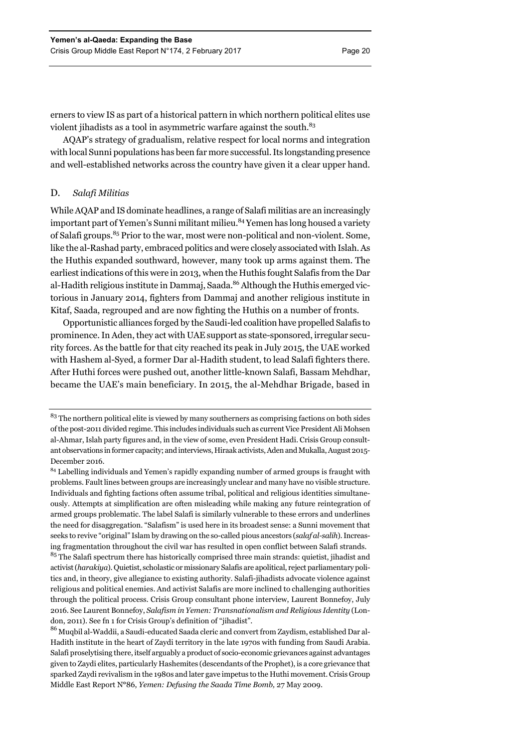erners to view IS as part of a historical pattern in which northern political elites use violent jihadists as a tool in asymmetric warfare against the south.[83]

AQAP's strategy of gradualism, relative respect for local norms and integration with local Sunni populations has been far more successful. Its longstanding presence and well-established networks across the country have given it a clear upper hand.

### D. *Salafi Militias*

While AQAP and IS dominate headlines, a range of Salafi militias are an increasingly important part of Yemen's Sunni militant milieu.[84] Yemen has long housed a variety of Salafi groups.[85] Prior to the war, most were non-political and non-violent. Some, like the al-Rashad party, embraced politics and were closely associated with Islah. As the Huthis expanded southward, however, many took up arms against them. The earliest indications of this were in 2013, when the Huthis fought Salafis from the Dar al-Hadith religious institute in Dammaj, Saada.[86] Although the Huthis emerged victorious in January 2014, fighters from Dammaj and another religious institute in Kitaf, Saada, regrouped and are now fighting the Huthis on a number of fronts.

Opportunistic alliances forged by the Saudi-led coalition have propelled Salafis to prominence. In Aden, they act with UAE support as state-sponsored, irregular security forces. As the battle for that city reached its peak in July 2015, the UAE worked with Hashem al-Syed, a former Dar al-Hadith student, to lead Salafi fighters there. After Huthi forces were pushed out, another little-known Salafi, Bassam Mehdhar, became the UAE's main beneficiary. In 2015, the al-Mehdhar Brigade, based in

---

[83] The northern political elite is viewed by many southerners as comprising factions on both sides of the post-2011 divided regime. This includes individuals such as current Vice President Ali Mohsen al-Ahmar, Islah party figures and, in the view of some, even President Hadi. Crisis Group consultant observations in former capacity; and interviews, Hiraak activists, Aden and Mukalla, August 2015-December 2016.

[84] Labelling individuals and Yemen's rapidly expanding number of armed groups is fraught with problems. Fault lines between groups are increasingly unclear and many have no visible structure. Individuals and fighting factions often assume tribal, political and religious identities simultaneously. Attempts at simplification are often misleading while making any future reintegration of armed groups problematic. The label Salafi is similarly vulnerable to these errors and underlines the need for disaggregation. "Salafism" is used here in its broadest sense: a Sunni movement that seeks to revive "original" Islam by drawing on the so-called pious ancestors (*salaf al-salih*). Increasing fragmentation throughout the civil war has resulted in open conflict between Salafi strands.

[85] The Salafi spectrum there has historically comprised three main strands: quietist, jihadist and activist (*harakiya*). Quietist, scholastic or missionary Salafis are apolitical, reject parliamentary politics and, in theory, give allegiance to existing authority. Salafi-jihadists advocate violence against religious and political enemies. And activist Salafis are more inclined to challenging authorities through the political process. Crisis Group consultant phone interview, Laurent Bonnefoy, July 2016. See Laurent Bonnefoy, *Salafism in Yemen: Transnationalism and Religious Identity* (London, 2011). See fn 1 for Crisis Group's definition of "jihadist".

[86] Muqbil al-Waddii, a Saudi-educated Saada cleric and convert from Zaydism, established Dar al-Hadith institute in the heart of Zaydi territory in the late 1970s with funding from Saudi Arabia. Salafi proselytising there, itself arguably a product of socio-economic grievances against advantages given to Zaydi elites, particularly Hashemites (descendants of the Prophet), is a core grievance that sparked Zaydi revivalism in the 1980s and later gave impetus to the Huthi movement. Crisis Group Middle East Report N°86, *Yemen: Defusing the Saada Time Bomb,* 27 May 2009.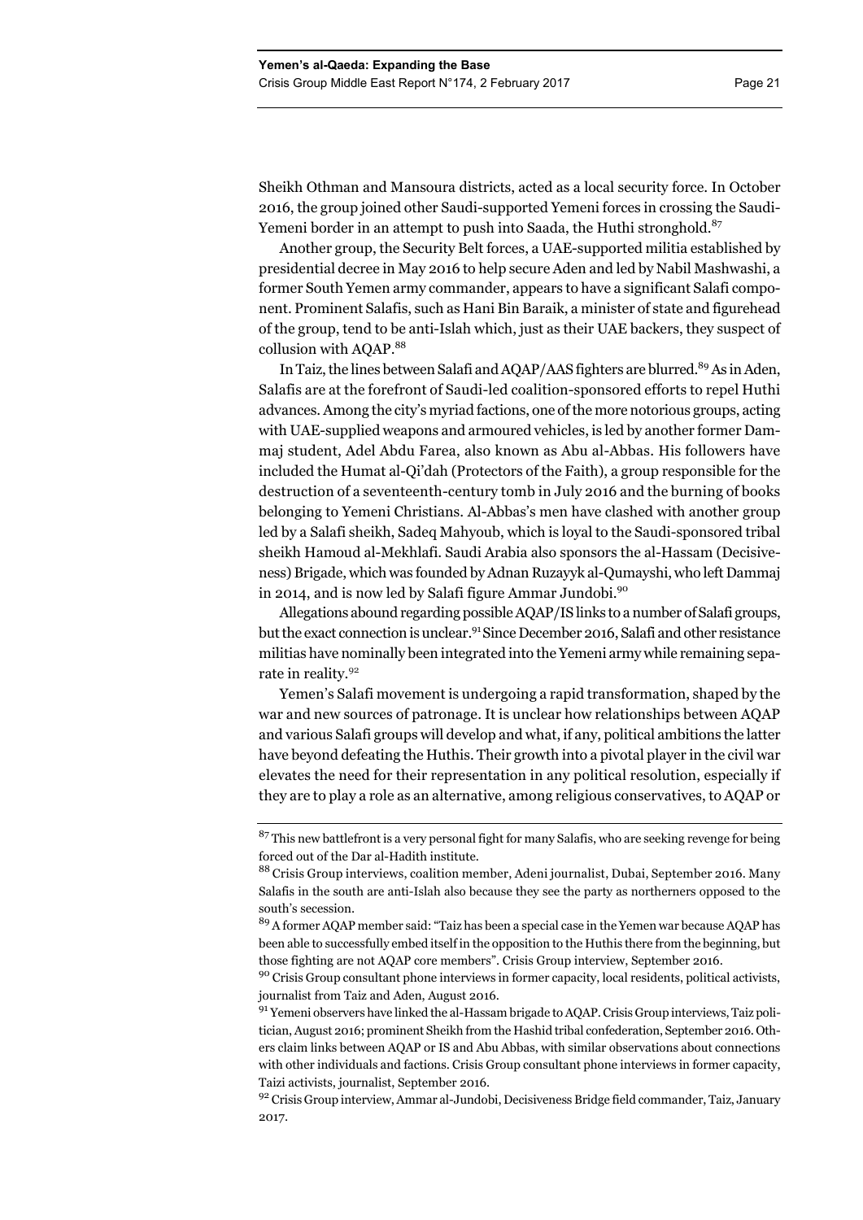Sheikh Othman and Mansoura districts, acted as a local security force. In October 2016, the group joined other Saudi-supported Yemeni forces in crossing the Saudi-Yemeni border in an attempt to push into Saada, the Huthi stronghold.[87]

Another group, the Security Belt forces, a UAE-supported militia established by presidential decree in May 2016 to help secure Aden and led by Nabil Mashwashi, a former South Yemen army commander, appears to have a significant Salafi component. Prominent Salafis, such as Hani Bin Baraik, a minister of state and figurehead of the group, tend to be anti-Islah which, just as their UAE backers, they suspect of collusion with AQAP.[88]

In Taiz, the lines between Salafi and AQAP/AAS fighters are blurred.[89] As in Aden, Salafis are at the forefront of Saudi-led coalition-sponsored efforts to repel Huthi advances. Among the city's myriad factions, one of the more notorious groups, acting with UAE-supplied weapons and armoured vehicles, is led by another former Dammaj student, Adel Abdu Farea, also known as Abu al-Abbas. His followers have included the Humat al-Qi'dah (Protectors of the Faith), a group responsible for the destruction of a seventeenth-century tomb in July 2016 and the burning of books belonging to Yemeni Christians. Al-Abbas's men have clashed with another group led by a Salafi sheikh, Sadeq Mahyoub, which is loyal to the Saudi-sponsored tribal sheikh Hamoud al-Mekhlafi. Saudi Arabia also sponsors the al-Hassam (Decisiveness) Brigade, which was founded by Adnan Ruzayyk al-Qumayshi, who left Dammaj in 2014, and is now led by Salafi figure Ammar Jundobi.[90]

Allegations abound regarding possible AQAP/IS links to a number of Salafi groups, but the exact connection is unclear.[91] Since December 2016, Salafi and other resistance militias have nominally been integrated into the Yemeni army while remaining separate in reality.[92]

Yemen's Salafi movement is undergoing a rapid transformation, shaped by the war and new sources of patronage. It is unclear how relationships between AQAP and various Salafi groups will develop and what, if any, political ambitions the latter have beyond defeating the Huthis. Their growth into a pivotal player in the civil war elevates the need for their representation in any political resolution, especially if they are to play a role as an alternative, among religious conservatives, to AQAP or

---

[87] This new battlefront is a very personal fight for many Salafis, who are seeking revenge for being forced out of the Dar al-Hadith institute.

[88] Crisis Group interviews, coalition member, Adeni journalist, Dubai, September 2016. Many Salafis in the south are anti-Islah also because they see the party as northerners opposed to the south's secession.

[89] A former AQAP member said: "Taiz has been a special case in the Yemen war because AQAP has been able to successfully embed itself in the opposition to the Huthis there from the beginning, but those fighting are not AQAP core members". Crisis Group interview, September 2016.

[90] Crisis Group consultant phone interviews in former capacity, local residents, political activists, journalist from Taiz and Aden, August 2016.

[91] Yemeni observers have linked the al-Hassam brigade to AQAP. Crisis Group interviews, Taiz politician, August 2016; prominent Sheikh from the Hashid tribal confederation, September 2016. Others claim links between AQAP or IS and Abu Abbas, with similar observations about connections with other individuals and factions. Crisis Group consultant phone interviews in former capacity, Taizi activists, journalist, September 2016.

[92] Crisis Group interview, Ammar al-Jundobi, Decisiveness Bridge field commander, Taiz, January 2017.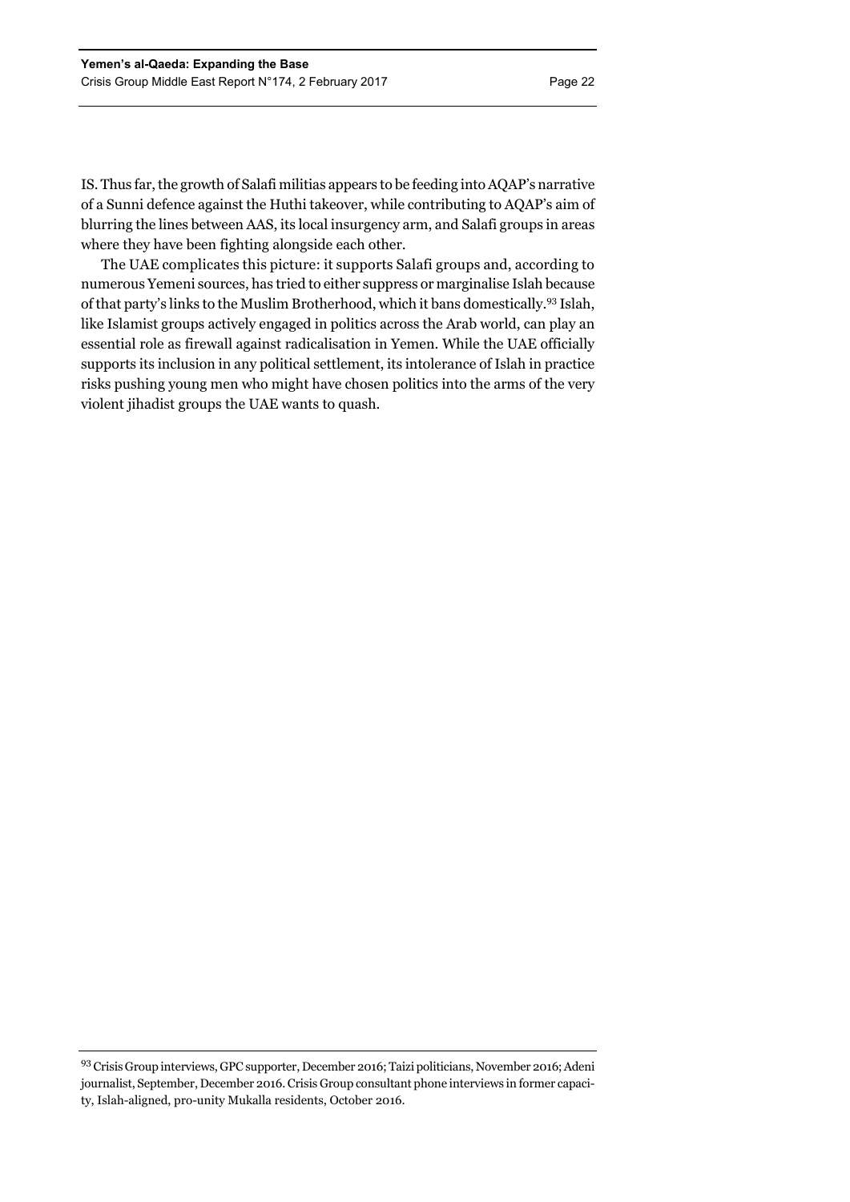IS. Thus far, the growth of Salafi militias appears to be feeding into AQAP's narrative of a Sunni defence against the Huthi takeover, while contributing to AQAP's aim of blurring the lines between AAS, its local insurgency arm, and Salafi groups in areas where they have been fighting alongside each other.

The UAE complicates this picture: it supports Salafi groups and, according to numerous Yemeni sources, has tried to either suppress or marginalise Islah because of that party's links to the Muslim Brotherhood, which it bans domestically.[93] Islah, like Islamist groups actively engaged in politics across the Arab world, can play an essential role as firewall against radicalisation in Yemen. While the UAE officially supports its inclusion in any political settlement, its intolerance of Islah in practice risks pushing young men who might have chosen politics into the arms of the very violent jihadist groups the UAE wants to quash.

---

[93] Crisis Group interviews, GPC supporter, December 2016; Taizi politicians, November 2016; Adeni journalist, September, December 2016. Crisis Group consultant phone interviews in former capacity, Islah-aligned, pro-unity Mukalla residents, October 2016.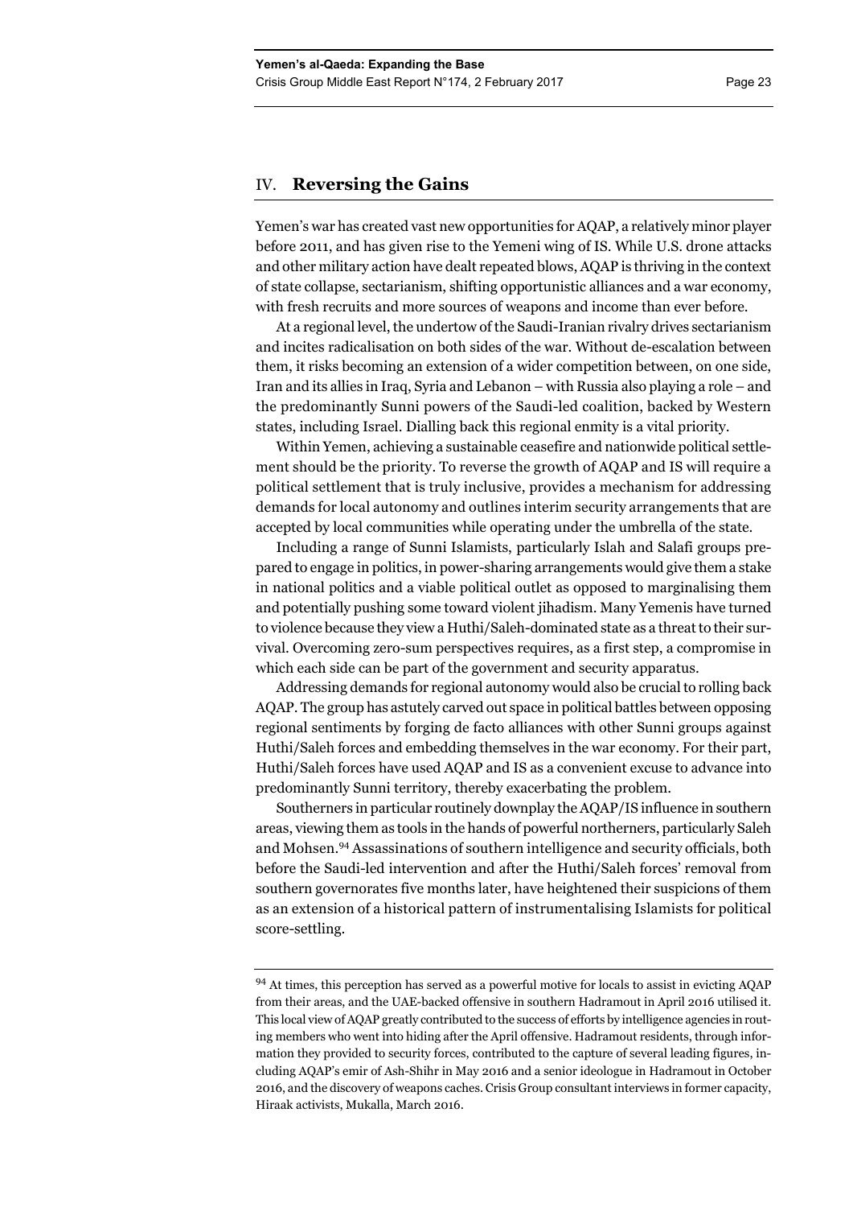## IV. Reversing the Gains

Yemen's war has created vast new opportunities for AQAP, a relatively minor player before 2011, and has given rise to the Yemeni wing of IS. While U.S. drone attacks and other military action have dealt repeated blows, AQAP is thriving in the context of state collapse, sectarianism, shifting opportunistic alliances and a war economy, with fresh recruits and more sources of weapons and income than ever before.

At a regional level, the undertow of the Saudi-Iranian rivalry drives sectarianism and incites radicalisation on both sides of the war. Without de-escalation between them, it risks becoming an extension of a wider competition between, on one side, Iran and its allies in Iraq, Syria and Lebanon – with Russia also playing a role – and the predominantly Sunni powers of the Saudi-led coalition, backed by Western states, including Israel. Dialling back this regional enmity is a vital priority.

Within Yemen, achieving a sustainable ceasefire and nationwide political settlement should be the priority. To reverse the growth of AQAP and IS will require a political settlement that is truly inclusive, provides a mechanism for addressing demands for local autonomy and outlines interim security arrangements that are accepted by local communities while operating under the umbrella of the state.

Including a range of Sunni Islamists, particularly Islah and Salafi groups prepared to engage in politics, in power-sharing arrangements would give them a stake in national politics and a viable political outlet as opposed to marginalising them and potentially pushing some toward violent jihadism. Many Yemenis have turned to violence because they view a Huthi/Saleh-dominated state as a threat to their survival. Overcoming zero-sum perspectives requires, as a first step, a compromise in which each side can be part of the government and security apparatus.

Addressing demands for regional autonomy would also be crucial to rolling back AQAP. The group has astutely carved out space in political battles between opposing regional sentiments by forging de facto alliances with other Sunni groups against Huthi/Saleh forces and embedding themselves in the war economy. For their part, Huthi/Saleh forces have used AQAP and IS as a convenient excuse to advance into predominantly Sunni territory, thereby exacerbating the problem.

Southerners in particular routinely downplay the AQAP/IS influence in southern areas, viewing them as tools in the hands of powerful northerners, particularly Saleh and Mohsen.[94] Assassinations of southern intelligence and security officials, both before the Saudi-led intervention and after the Huthi/Saleh forces' removal from southern governorates five months later, have heightened their suspicions of them as an extension of a historical pattern of instrumentalising Islamists for political score-settling.

---

[94] At times, this perception has served as a powerful motive for locals to assist in evicting AQAP from their areas, and the UAE-backed offensive in southern Hadramout in April 2016 utilised it. This local view of AQAP greatly contributed to the success of efforts by intelligence agencies in routing members who went into hiding after the April offensive. Hadramout residents, through information they provided to security forces, contributed to the capture of several leading figures, including AQAP's emir of Ash-Shihr in May 2016 and a senior ideologue in Hadramout in October 2016, and the discovery of weapons caches. Crisis Group consultant interviews in former capacity, Hiraak activists, Mukalla, March 2016.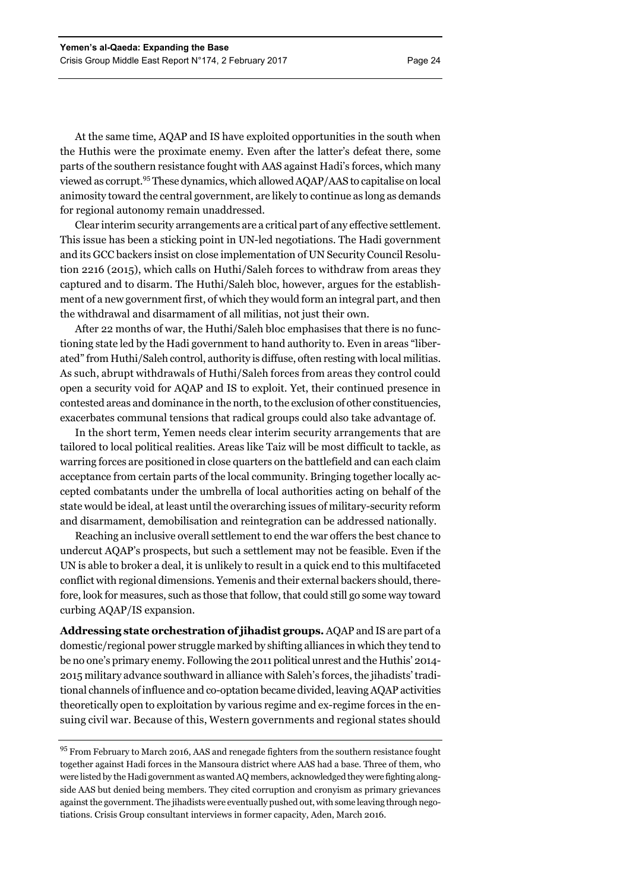At the same time, AQAP and IS have exploited opportunities in the south when the Huthis were the proximate enemy. Even after the latter's defeat there, some parts of the southern resistance fought with AAS against Hadi's forces, which many viewed as corrupt.[95] These dynamics, which allowed AQAP/AAS to capitalise on local animosity toward the central government, are likely to continue as long as demands for regional autonomy remain unaddressed.

Clear interim security arrangements are a critical part of any effective settlement. This issue has been a sticking point in UN-led negotiations. The Hadi government and its GCC backers insist on close implementation of UN Security Council Resolution 2216 (2015), which calls on Huthi/Saleh forces to withdraw from areas they captured and to disarm. The Huthi/Saleh bloc, however, argues for the establishment of a new government first, of which they would form an integral part, and then the withdrawal and disarmament of all militias, not just their own.

After 22 months of war, the Huthi/Saleh bloc emphasises that there is no functioning state led by the Hadi government to hand authority to. Even in areas "liberated" from Huthi/Saleh control, authority is diffuse, often resting with local militias. As such, abrupt withdrawals of Huthi/Saleh forces from areas they control could open a security void for AQAP and IS to exploit. Yet, their continued presence in contested areas and dominance in the north, to the exclusion of other constituencies, exacerbates communal tensions that radical groups could also take advantage of.

In the short term, Yemen needs clear interim security arrangements that are tailored to local political realities. Areas like Taiz will be most difficult to tackle, as warring forces are positioned in close quarters on the battlefield and can each claim acceptance from certain parts of the local community. Bringing together locally accepted combatants under the umbrella of local authorities acting on behalf of the state would be ideal, at least until the overarching issues of military-security reform and disarmament, demobilisation and reintegration can be addressed nationally.

Reaching an inclusive overall settlement to end the war offers the best chance to undercut AQAP's prospects, but such a settlement may not be feasible. Even if the UN is able to broker a deal, it is unlikely to result in a quick end to this multifaceted conflict with regional dimensions. Yemenis and their external backers should, therefore, look for measures, such as those that follow, that could still go some way toward curbing AQAP/IS expansion.

**Addressing state orchestration of jihadist groups.** AQAP and IS are part of a domestic/regional power struggle marked by shifting alliances in which they tend to be no one's primary enemy. Following the 2011 political unrest and the Huthis' 2014-2015 military advance southward in alliance with Saleh's forces, the jihadists' traditional channels of influence and co-optation became divided, leaving AQAP activities theoretically open to exploitation by various regime and ex-regime forces in the ensuing civil war. Because of this, Western governments and regional states should

---

[95] From February to March 2016, AAS and renegade fighters from the southern resistance fought together against Hadi forces in the Mansoura district where AAS had a base. Three of them, who were listed by the Hadi government as wanted AQ members, acknowledged they were fighting alongside AAS but denied being members. They cited corruption and cronyism as primary grievances against the government. The jihadists were eventually pushed out, with some leaving through negotiations. Crisis Group consultant interviews in former capacity, Aden, March 2016.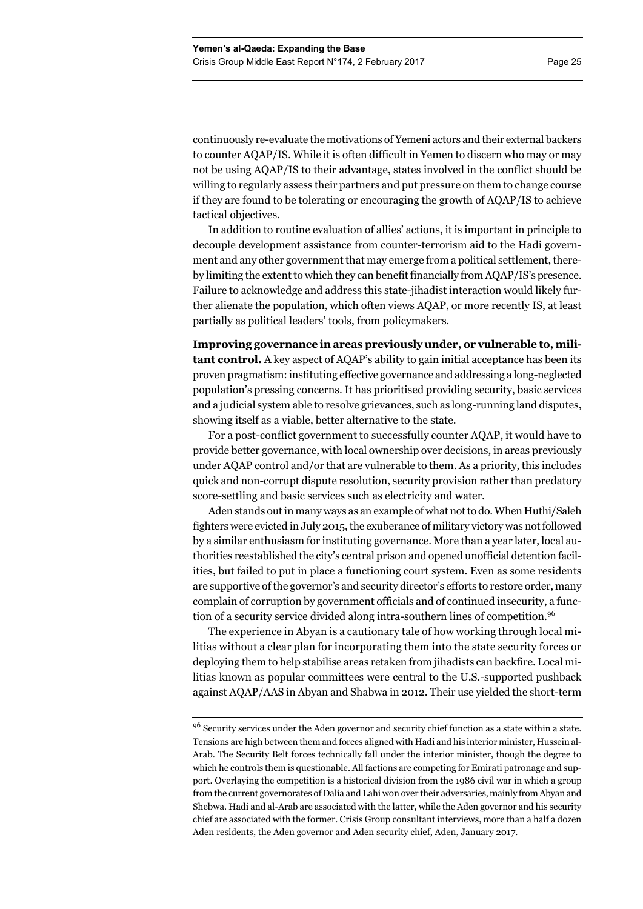continuously re-evaluate the motivations of Yemeni actors and their external backers to counter AQAP/IS. While it is often difficult in Yemen to discern who may or may not be using AQAP/IS to their advantage, states involved in the conflict should be willing to regularly assess their partners and put pressure on them to change course if they are found to be tolerating or encouraging the growth of AQAP/IS to achieve tactical objectives.

In addition to routine evaluation of allies' actions, it is important in principle to decouple development assistance from counter-terrorism aid to the Hadi government and any other government that may emerge from a political settlement, thereby limiting the extent to which they can benefit financially from AQAP/IS's presence. Failure to acknowledge and address this state-jihadist interaction would likely further alienate the population, which often views AQAP, or more recently IS, at least partially as political leaders' tools, from policymakers.

**Improving governance in areas previously under, or vulnerable to, militant control.** A key aspect of AQAP's ability to gain initial acceptance has been its proven pragmatism: instituting effective governance and addressing a long-neglected population's pressing concerns. It has prioritised providing security, basic services and a judicial system able to resolve grievances, such as long-running land disputes, showing itself as a viable, better alternative to the state.

For a post-conflict government to successfully counter AQAP, it would have to provide better governance, with local ownership over decisions, in areas previously under AQAP control and/or that are vulnerable to them. As a priority, this includes quick and non-corrupt dispute resolution, security provision rather than predatory score-settling and basic services such as electricity and water.

Aden stands out in many ways as an example of what not to do. When Huthi/Saleh fighters were evicted in July 2015, the exuberance of military victory was not followed by a similar enthusiasm for instituting governance. More than a year later, local authorities reestablished the city's central prison and opened unofficial detention facilities, but failed to put in place a functioning court system. Even as some residents are supportive of the governor's and security director's efforts to restore order, many complain of corruption by government officials and of continued insecurity, a function of a security service divided along intra-southern lines of competition.[96]

The experience in Abyan is a cautionary tale of how working through local militias without a clear plan for incorporating them into the state security forces or deploying them to help stabilise areas retaken from jihadists can backfire. Local militias known as popular committees were central to the U.S.-supported pushback against AQAP/AAS in Abyan and Shabwa in 2012. Their use yielded the short-term

---

[96] Security services under the Aden governor and security chief function as a state within a state. Tensions are high between them and forces aligned with Hadi and his interior minister, Hussein al-Arab. The Security Belt forces technically fall under the interior minister, though the degree to which he controls them is questionable. All factions are competing for Emirati patronage and support. Overlaying the competition is a historical division from the 1986 civil war in which a group from the current governorates of Dalia and Lahi won over their adversaries, mainly from Abyan and Shebwa. Hadi and al-Arab are associated with the latter, while the Aden governor and his security chief are associated with the former. Crisis Group consultant interviews, more than a half a dozen Aden residents, the Aden governor and Aden security chief, Aden, January 2017.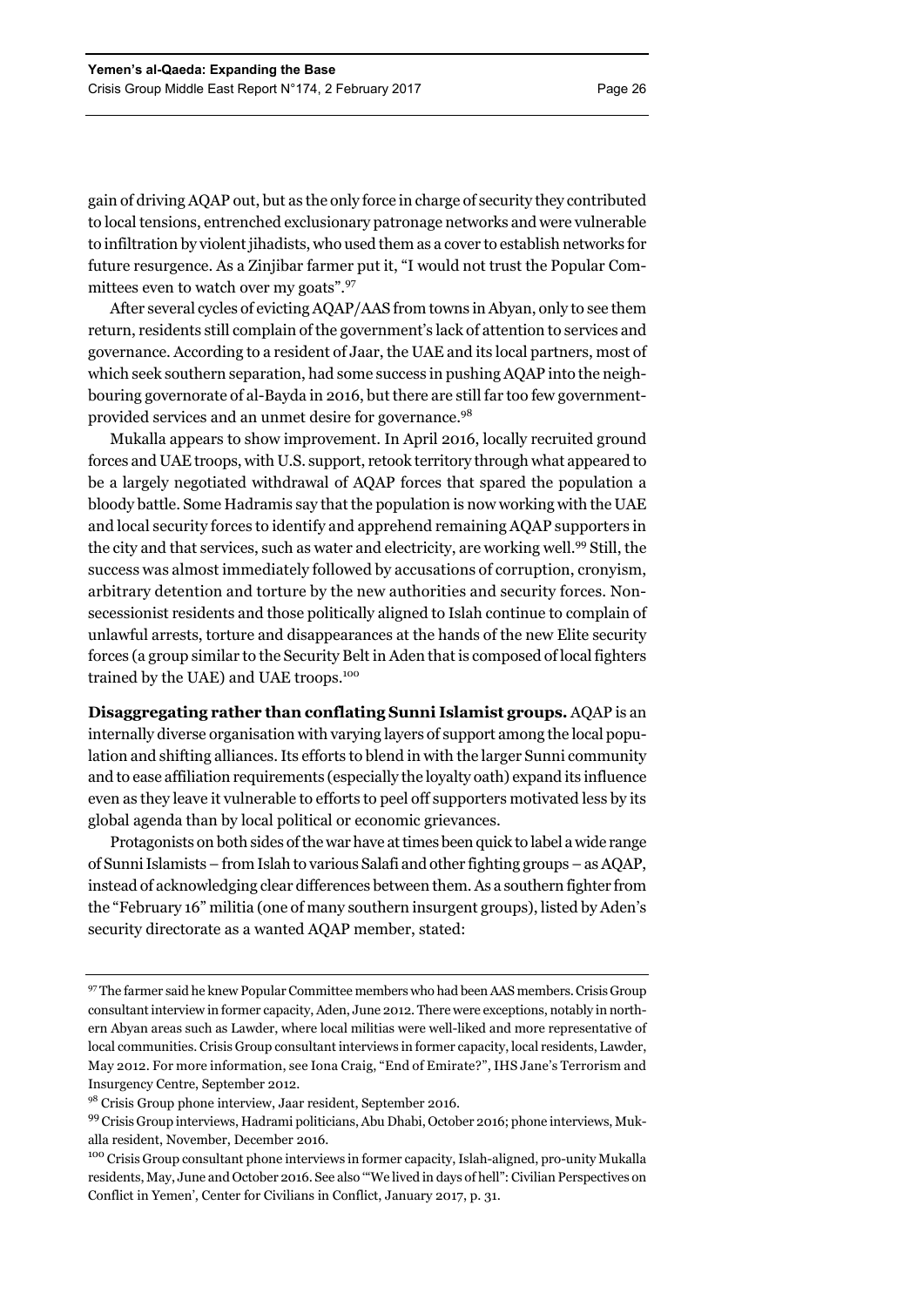gain of driving AQAP out, but as the only force in charge of security they contributed to local tensions, entrenched exclusionary patronage networks and were vulnerable to infiltration by violent jihadists, who used them as a cover to establish networks for future resurgence. As a Zinjibar farmer put it, "I would not trust the Popular Committees even to watch over my goats".[97]

After several cycles of evicting AQAP/AAS from towns in Abyan, only to see them return, residents still complain of the government's lack of attention to services and governance. According to a resident of Jaar, the UAE and its local partners, most of which seek southern separation, had some success in pushing AQAP into the neighbouring governorate of al-Bayda in 2016, but there are still far too few government-provided services and an unmet desire for governance.[98]

Mukalla appears to show improvement. In April 2016, locally recruited ground forces and UAE troops, with U.S. support, retook territory through what appeared to be a largely negotiated withdrawal of AQAP forces that spared the population a bloody battle. Some Hadramis say that the population is now working with the UAE and local security forces to identify and apprehend remaining AQAP supporters in the city and that services, such as water and electricity, are working well.[99] Still, the success was almost immediately followed by accusations of corruption, cronyism, arbitrary detention and torture by the new authorities and security forces. Non-secessionist residents and those politically aligned to Islah continue to complain of unlawful arrests, torture and disappearances at the hands of the new Elite security forces (a group similar to the Security Belt in Aden that is composed of local fighters trained by the UAE) and UAE troops.[100]

**Disaggregating rather than conflating Sunni Islamist groups.** AQAP is an internally diverse organisation with varying layers of support among the local population and shifting alliances. Its efforts to blend in with the larger Sunni community and to ease affiliation requirements (especially the loyalty oath) expand its influence even as they leave it vulnerable to efforts to peel off supporters motivated less by its global agenda than by local political or economic grievances.

Protagonists on both sides of the war have at times been quick to label a wide range of Sunni Islamists – from Islah to various Salafi and other fighting groups – as AQAP, instead of acknowledging clear differences between them. As a southern fighter from the "February 16" militia (one of many southern insurgent groups), listed by Aden's security directorate as a wanted AQAP member, stated:

---

[97] The farmer said he knew Popular Committee members who had been AAS members. Crisis Group consultant interview in former capacity, Aden, June 2012. There were exceptions, notably in northern Abyan areas such as Lawder, where local militias were well-liked and more representative of local communities. Crisis Group consultant interviews in former capacity, local residents, Lawder, May 2012. For more information, see Iona Craig, "End of Emirate?", IHS Jane's Terrorism and Insurgency Centre, September 2012.

[98] Crisis Group phone interview, Jaar resident, September 2016.

[99] Crisis Group interviews, Hadrami politicians, Abu Dhabi, October 2016; phone interviews, Mukalla resident, November, December 2016.

[100] Crisis Group consultant phone interviews in former capacity, Islah-aligned, pro-unity Mukalla residents, May, June and October 2016. See also '"We lived in days of hell": Civilian Perspectives on Conflict in Yemen', Center for Civilians in Conflict, January 2017, p. 31.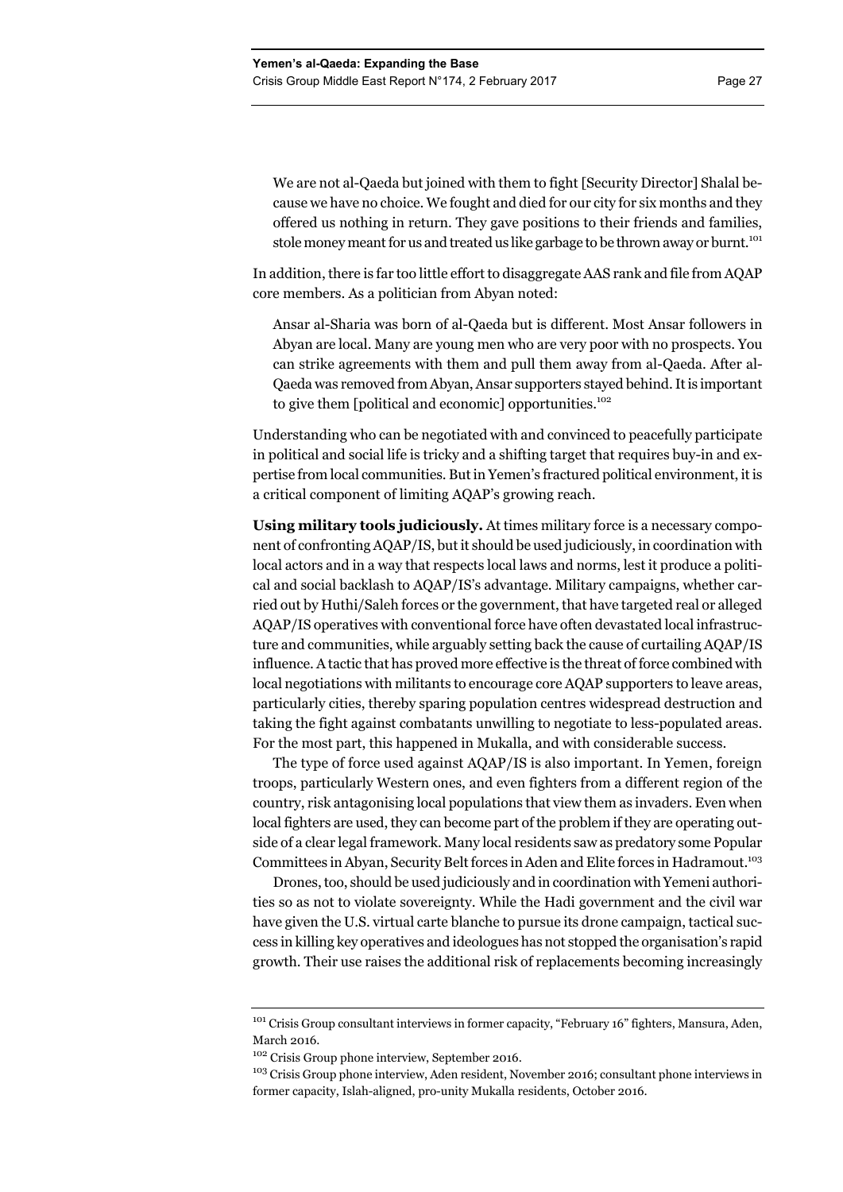> We are not al-Qaeda but joined with them to fight [Security Director] Shalal because we have no choice. We fought and died for our city for six months and they offered us nothing in return. They gave positions to their friends and families, stole money meant for us and treated us like garbage to be thrown away or burnt.[101]

In addition, there is far too little effort to disaggregate AAS rank and file from AQAP core members. As a politician from Abyan noted:

> Ansar al-Sharia was born of al-Qaeda but is different. Most Ansar followers in Abyan are local. Many are young men who are very poor with no prospects. You can strike agreements with them and pull them away from al-Qaeda. After al-Qaeda was removed from Abyan, Ansar supporters stayed behind. It is important to give them [political and economic] opportunities.[102]

Understanding who can be negotiated with and convinced to peacefully participate in political and social life is tricky and a shifting target that requires buy-in and expertise from local communities. But in Yemen's fractured political environment, it is a critical component of limiting AQAP's growing reach.

**Using military tools judiciously.** At times military force is a necessary component of confronting AQAP/IS, but it should be used judiciously, in coordination with local actors and in a way that respects local laws and norms, lest it produce a political and social backlash to AQAP/IS's advantage. Military campaigns, whether carried out by Huthi/Saleh forces or the government, that have targeted real or alleged AQAP/IS operatives with conventional force have often devastated local infrastructure and communities, while arguably setting back the cause of curtailing AQAP/IS influence. A tactic that has proved more effective is the threat of force combined with local negotiations with militants to encourage core AQAP supporters to leave areas, particularly cities, thereby sparing population centres widespread destruction and taking the fight against combatants unwilling to negotiate to less-populated areas. For the most part, this happened in Mukalla, and with considerable success.

The type of force used against AQAP/IS is also important. In Yemen, foreign troops, particularly Western ones, and even fighters from a different region of the country, risk antagonising local populations that view them as invaders. Even when local fighters are used, they can become part of the problem if they are operating outside of a clear legal framework. Many local residents saw as predatory some Popular Committees in Abyan, Security Belt forces in Aden and Elite forces in Hadramout.[103]

Drones, too, should be used judiciously and in coordination with Yemeni authorities so as not to violate sovereignty. While the Hadi government and the civil war have given the U.S. virtual carte blanche to pursue its drone campaign, tactical success in killing key operatives and ideologues has not stopped the organisation's rapid growth. Their use raises the additional risk of replacements becoming increasingly

---

[101] Crisis Group consultant interviews in former capacity, "February 16" fighters, Mansura, Aden, March 2016.

[102] Crisis Group phone interview, September 2016.

[103] Crisis Group phone interview, Aden resident, November 2016; consultant phone interviews in former capacity, Islah-aligned, pro-unity Mukalla residents, October 2016.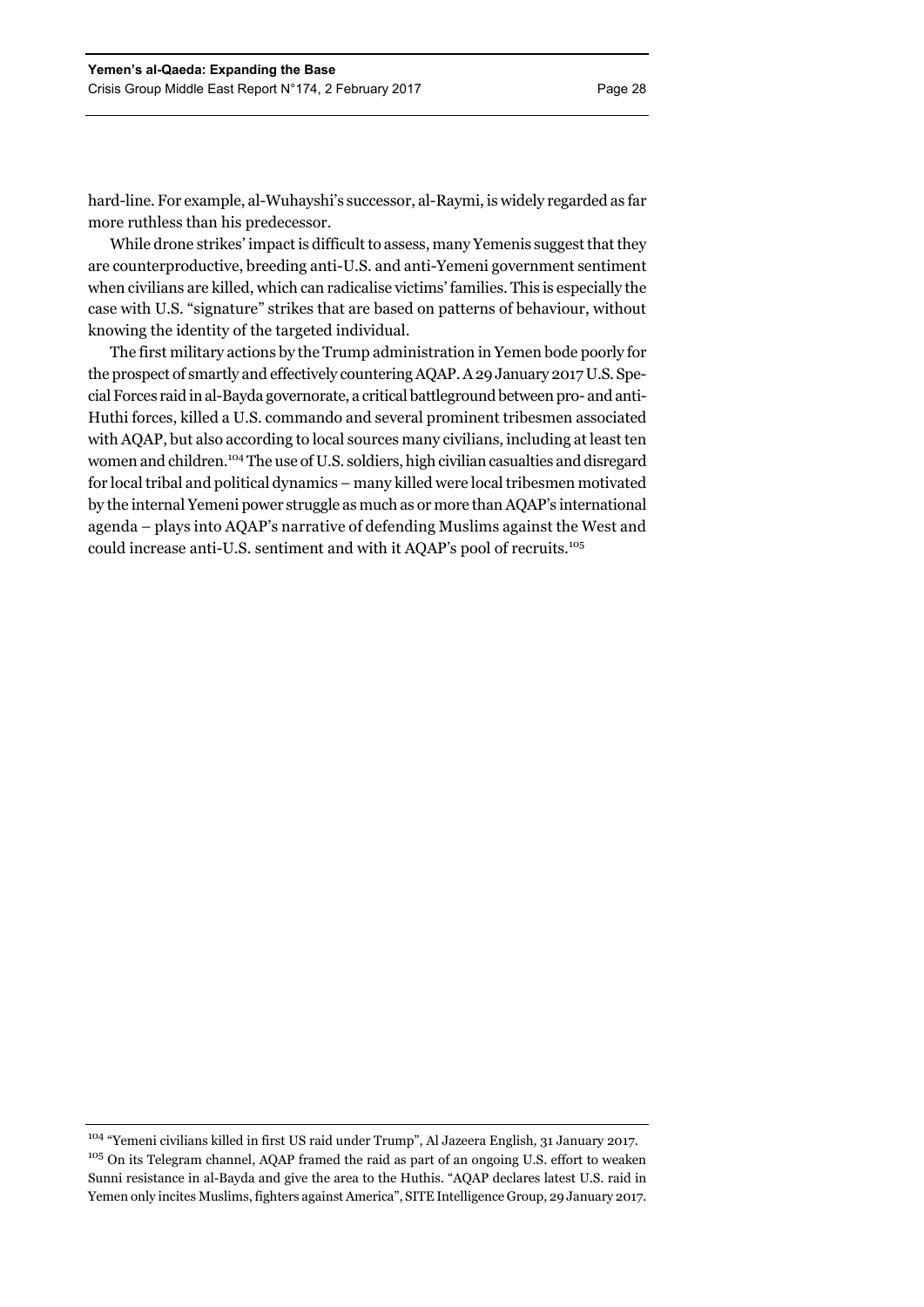hard-line. For example, al-Wuhayshi's successor, al-Raymi, is widely regarded as far more ruthless than his predecessor.

While drone strikes' impact is difficult to assess, many Yemenis suggest that they are counterproductive, breeding anti-U.S. and anti-Yemeni government sentiment when civilians are killed, which can radicalise victims' families. This is especially the case with U.S. "signature" strikes that are based on patterns of behaviour, without knowing the identity of the targeted individual.

The first military actions by the Trump administration in Yemen bode poorly for the prospect of smartly and effectively countering AQAP. A 29 January 2017 U.S. Special Forces raid in al-Bayda governorate, a critical battleground between pro- and anti-Huthi forces, killed a U.S. commando and several prominent tribesmen associated with AQAP, but also according to local sources many civilians, including at least ten women and children.[104] The use of U.S. soldiers, high civilian casualties and disregard for local tribal and political dynamics – many killed were local tribesmen motivated by the internal Yemeni power struggle as much as or more than AQAP's international agenda – plays into AQAP's narrative of defending Muslims against the West and could increase anti-U.S. sentiment and with it AQAP's pool of recruits.[105]

---

[104] "Yemeni civilians killed in first US raid under Trump", Al Jazeera English, 31 January 2017.

[105] On its Telegram channel, AQAP framed the raid as part of an ongoing U.S. effort to weaken Sunni resistance in al-Bayda and give the area to the Huthis. "AQAP declares latest U.S. raid in Yemen only incites Muslims, fighters against America", SITE Intelligence Group, 29 January 2017.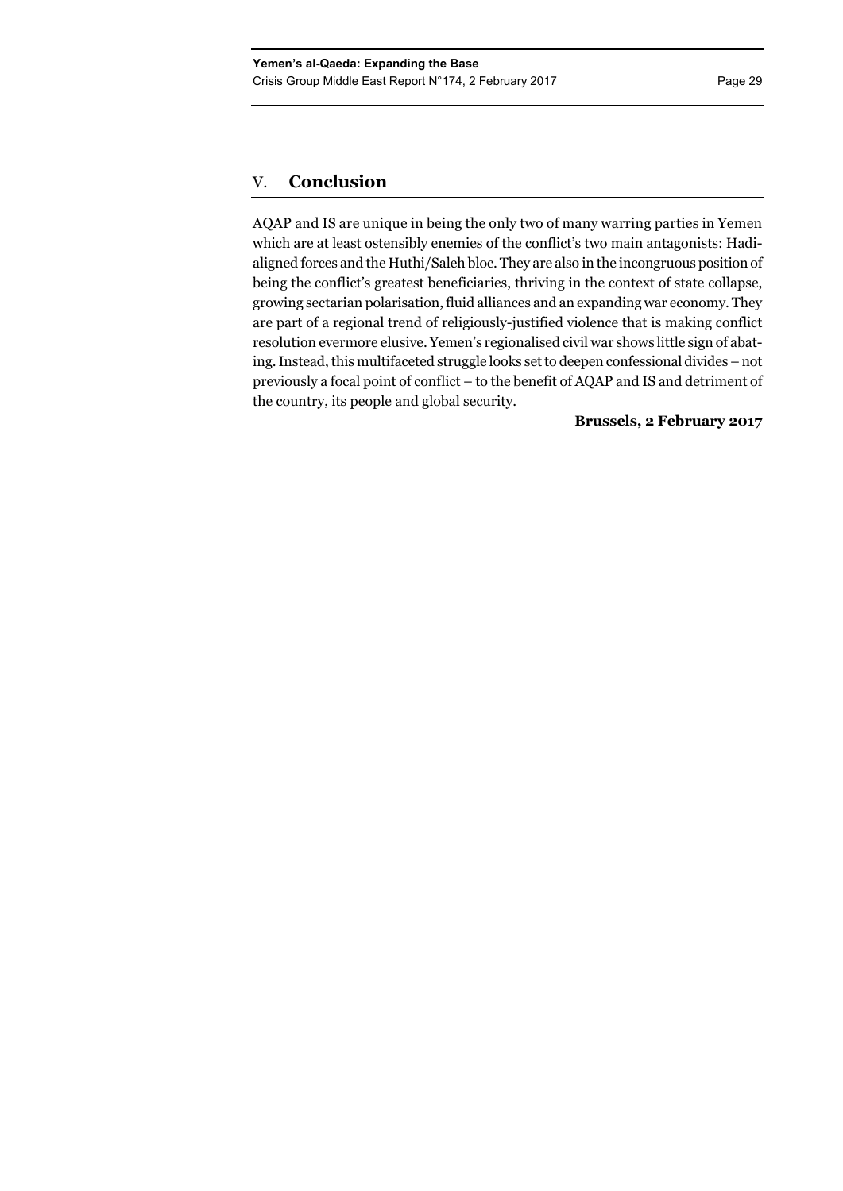## V. Conclusion

AQAP and IS are unique in being the only two of many warring parties in Yemen which are at least ostensibly enemies of the conflict's two main antagonists: Hadi-aligned forces and the Huthi/Saleh bloc. They are also in the incongruous position of being the conflict's greatest beneficiaries, thriving in the context of state collapse, growing sectarian polarisation, fluid alliances and an expanding war economy. They are part of a regional trend of religiously-justified violence that is making conflict resolution evermore elusive. Yemen's regionalised civil war shows little sign of abating. Instead, this multifaceted struggle looks set to deepen confessional divides – not previously a focal point of conflict – to the benefit of AQAP and IS and detriment of the country, its people and global security.

**Brussels, 2 February 2017**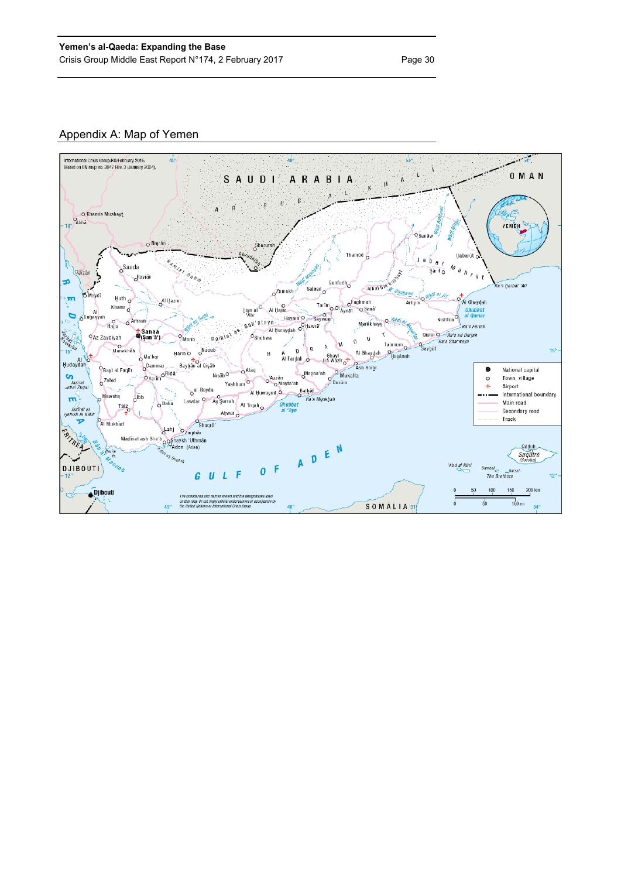## Appendix A: Map of Yemen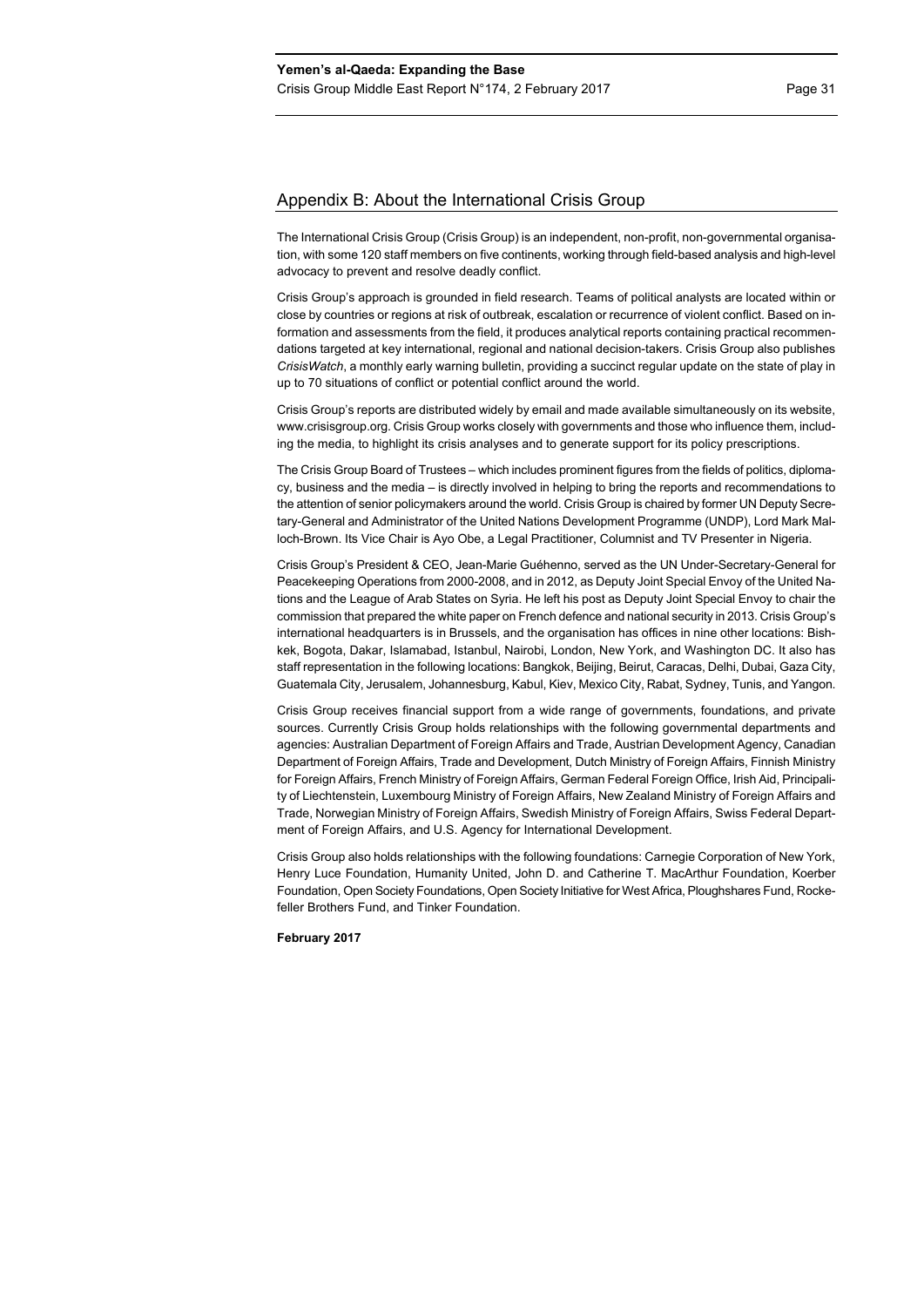## Appendix B: About the International Crisis Group

The International Crisis Group (Crisis Group) is an independent, non-profit, non-governmental organisation, with some 120 staff members on five continents, working through field-based analysis and high-level advocacy to prevent and resolve deadly conflict.

Crisis Group's approach is grounded in field research. Teams of political analysts are located within or close by countries or regions at risk of outbreak, escalation or recurrence of violent conflict. Based on information and assessments from the field, it produces analytical reports containing practical recommendations targeted at key international, regional and national decision-takers. Crisis Group also publishes *CrisisWatch*, a monthly early warning bulletin, providing a succinct regular update on the state of play in up to 70 situations of conflict or potential conflict around the world.

Crisis Group's reports are distributed widely by email and made available simultaneously on its website, www.crisisgroup.org. Crisis Group works closely with governments and those who influence them, including the media, to highlight its crisis analyses and to generate support for its policy prescriptions.

The Crisis Group Board of Trustees – which includes prominent figures from the fields of politics, diplomacy, business and the media – is directly involved in helping to bring the reports and recommendations to the attention of senior policymakers around the world. Crisis Group is chaired by former UN Deputy Secretary-General and Administrator of the United Nations Development Programme (UNDP), Lord Mark Malloch-Brown. Its Vice Chair is Ayo Obe, a Legal Practitioner, Columnist and TV Presenter in Nigeria.

Crisis Group's President & CEO, Jean-Marie Guéhenno, served as the UN Under-Secretary-General for Peacekeeping Operations from 2000-2008, and in 2012, as Deputy Joint Special Envoy of the United Nations and the League of Arab States on Syria. He left his post as Deputy Joint Special Envoy to chair the commission that prepared the white paper on French defence and national security in 2013. Crisis Group's international headquarters is in Brussels, and the organisation has offices in nine other locations: Bishkek, Bogota, Dakar, Islamabad, Istanbul, Nairobi, London, New York, and Washington DC. It also has staff representation in the following locations: Bangkok, Beijing, Beirut, Caracas, Delhi, Dubai, Gaza City, Guatemala City, Jerusalem, Johannesburg, Kabul, Kiev, Mexico City, Rabat, Sydney, Tunis, and Yangon.

Crisis Group receives financial support from a wide range of governments, foundations, and private sources. Currently Crisis Group holds relationships with the following governmental departments and agencies: Australian Department of Foreign Affairs and Trade, Austrian Development Agency, Canadian Department of Foreign Affairs, Trade and Development, Dutch Ministry of Foreign Affairs, Finnish Ministry for Foreign Affairs, French Ministry of Foreign Affairs, German Federal Foreign Office, Irish Aid, Principality of Liechtenstein, Luxembourg Ministry of Foreign Affairs, New Zealand Ministry of Foreign Affairs and Trade, Norwegian Ministry of Foreign Affairs, Swedish Ministry of Foreign Affairs, Swiss Federal Department of Foreign Affairs, and U.S. Agency for International Development.

Crisis Group also holds relationships with the following foundations: Carnegie Corporation of New York, Henry Luce Foundation, Humanity United, John D. and Catherine T. MacArthur Foundation, Koerber Foundation, Open Society Foundations, Open Society Initiative for West Africa, Ploughshares Fund, Rockefeller Brothers Fund, and Tinker Foundation.

**February 2017**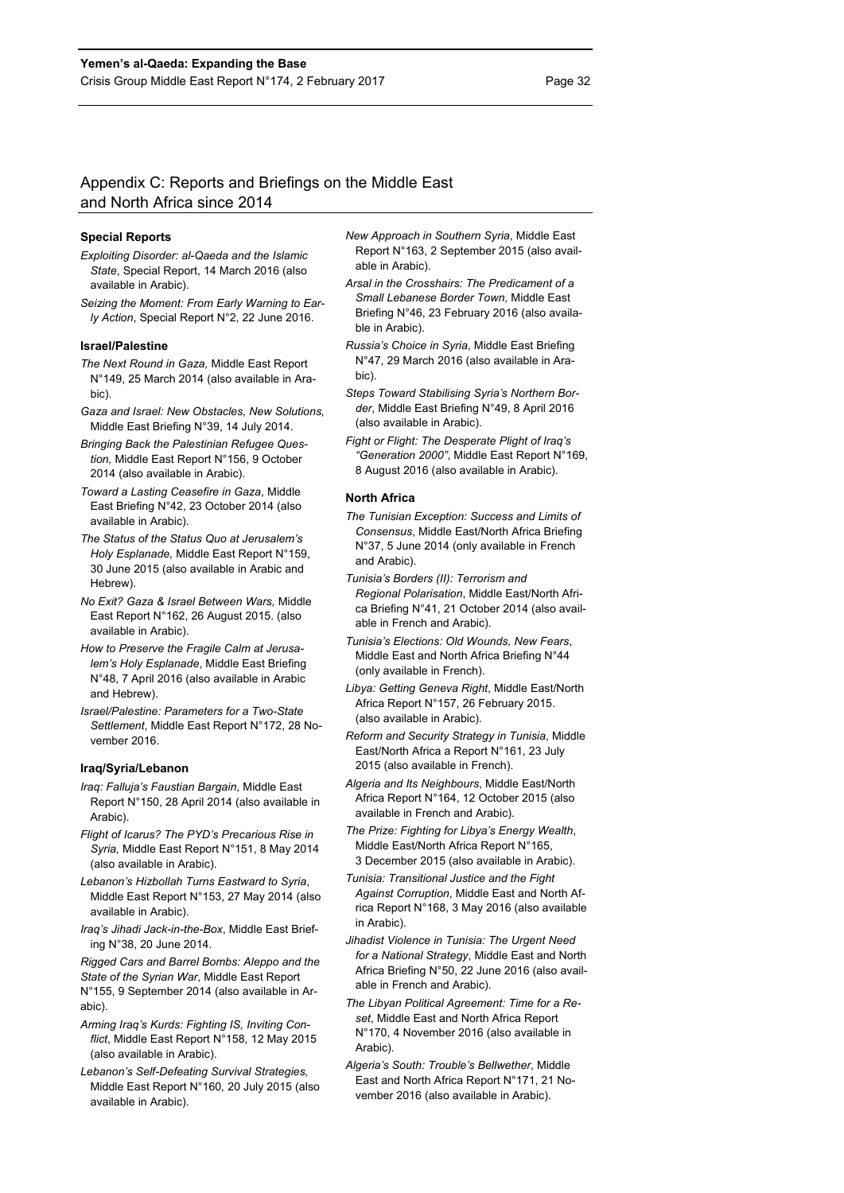## Appendix C: Reports and Briefings on the Middle East and North Africa since 2014

### Special Reports

*Exploiting Disorder: al-Qaeda and the Islamic State*, Special Report, 14 March 2016 (also available in Arabic).

*Seizing the Moment: From Early Warning to Early Action*, Special Report N°2, 22 June 2016.

### Israel/Palestine

*The Next Round in Gaza,* Middle East Report N°149, 25 March 2014 (also available in Arabic).

*Gaza and Israel: New Obstacles, New Solutions,* Middle East Briefing N°39, 14 July 2014.

*Bringing Back the Palestinian Refugee Question,* Middle East Report N°156, 9 October 2014 (also available in Arabic).

*Toward a Lasting Ceasefire in Gaza*, Middle East Briefing N°42, 23 October 2014 (also available in Arabic).

*The Status of the Status Quo at Jerusalem's Holy Esplanade,* Middle East Report N°159, 30 June 2015 (also available in Arabic and Hebrew).

*No Exit? Gaza & Israel Between Wars,* Middle East Report N°162, 26 August 2015. (also available in Arabic).

*How to Preserve the Fragile Calm at Jerusalem's Holy Esplanade*, Middle East Briefing N°48, 7 April 2016 (also available in Arabic and Hebrew).

*Israel/Palestine: Parameters for a Two-State Settlement*, Middle East Report N°172, 28 November 2016.

### Iraq/Syria/Lebanon

*Iraq: Falluja's Faustian Bargain*, Middle East Report N°150, 28 April 2014 (also available in Arabic).

*Flight of Icarus? The PYD's Precarious Rise in Syria,* Middle East Report N°151, 8 May 2014 (also available in Arabic).

*Lebanon's Hizbollah Turns Eastward to Syria*, Middle East Report N°153, 27 May 2014 (also available in Arabic).

*Iraq's Jihadi Jack-in-the-Box*, Middle East Briefing N°38, 20 June 2014.

*Rigged Cars and Barrel Bombs: Aleppo and the State of the Syrian War*, Middle East Report N°155, 9 September 2014 (also available in Arabic).

*Arming Iraq's Kurds: Fighting IS, Inviting Conflict*, Middle East Report N°158, 12 May 2015 (also available in Arabic).

*Lebanon's Self-Defeating Survival Strategies,* Middle East Report N°160, 20 July 2015 (also available in Arabic).

*New Approach in Southern Syria*, Middle East Report N°163, 2 September 2015 (also available in Arabic).

*Arsal in the Crosshairs: The Predicament of a Small Lebanese Border Town,* Middle East Briefing N°46, 23 February 2016 (also available in Arabic).

*Russia's Choice in Syria*, Middle East Briefing N°47, 29 March 2016 (also available in Arabic).

*Steps Toward Stabilising Syria's Northern Border*, Middle East Briefing N°49, 8 April 2016 (also available in Arabic).

*Fight or Flight: The Desperate Plight of Iraq's "Generation 2000"*, Middle East Report N°169, 8 August 2016 (also available in Arabic).

### North Africa

*The Tunisian Exception: Success and Limits of Consensus*, Middle East/North Africa Briefing N°37, 5 June 2014 (only available in French and Arabic).

*Tunisia's Borders (II): Terrorism and Regional Polarisation*, Middle East/North Africa Briefing N°41, 21 October 2014 (also available in French and Arabic).

*Tunisia's Elections: Old Wounds, New Fears*, Middle East and North Africa Briefing N°44 (only available in French).

*Libya: Getting Geneva Right*, Middle East/North Africa Report N°157, 26 February 2015. (also available in Arabic).

*Reform and Security Strategy in Tunisia*, Middle East/North Africa a Report N°161, 23 July 2015 (also available in French).

*Algeria and Its Neighbours*, Middle East/North Africa Report N°164, 12 October 2015 (also available in French and Arabic).

*The Prize: Fighting for Libya's Energy Wealth*, Middle East/North Africa Report N°165, 3 December 2015 (also available in Arabic).

*Tunisia: Transitional Justice and the Fight Against Corruption*, Middle East and North Africa Report N°168, 3 May 2016 (also available in Arabic).

*Jihadist Violence in Tunisia: The Urgent Need for a National Strategy*, Middle East and North Africa Briefing N°50, 22 June 2016 (also available in French and Arabic).

*The Libyan Political Agreement: Time for a Reset*, Middle East and North Africa Report N°170, 4 November 2016 (also available in Arabic).

*Algeria's South: Trouble's Bellwether*, Middle East and North Africa Report N°171, 21 November 2016 (also available in Arabic).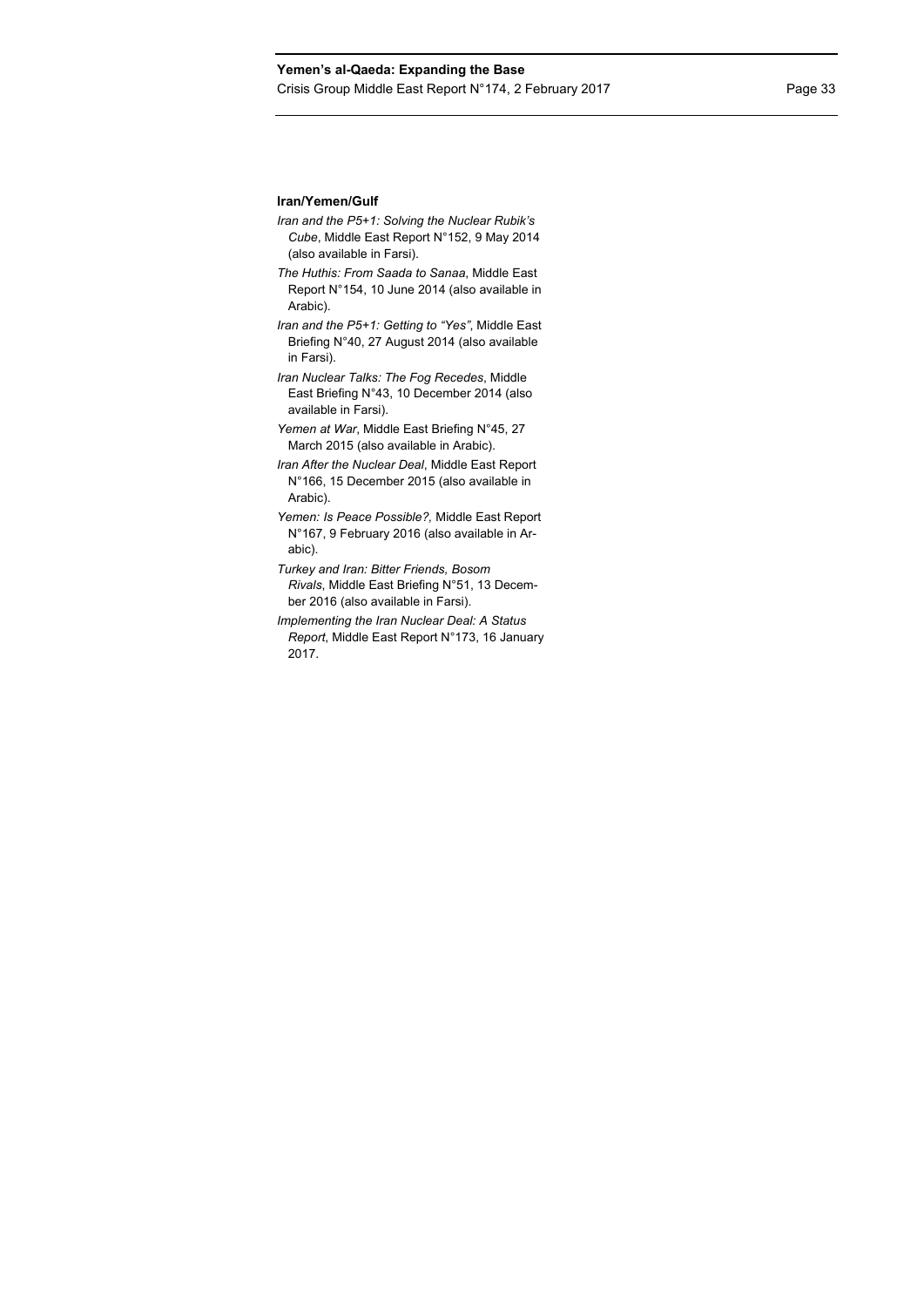**Iran/Yemen/Gulf**

*Iran and the P5+1: Solving the Nuclear Rubik's Cube*, Middle East Report N°152, 9 May 2014 (also available in Farsi).

*The Huthis: From Saada to Sanaa*, Middle East Report N°154, 10 June 2014 (also available in Arabic).

*Iran and the P5+1: Getting to "Yes"*, Middle East Briefing N°40, 27 August 2014 (also available in Farsi).

*Iran Nuclear Talks: The Fog Recedes*, Middle East Briefing N°43, 10 December 2014 (also available in Farsi).

*Yemen at War*, Middle East Briefing N°45, 27 March 2015 (also available in Arabic).

*Iran After the Nuclear Deal*, Middle East Report N°166, 15 December 2015 (also available in Arabic).

*Yemen: Is Peace Possible?,* Middle East Report N°167, 9 February 2016 (also available in Arabic).

*Turkey and Iran: Bitter Friends, Bosom Rivals*, Middle East Briefing N°51, 13 December 2016 (also available in Farsi).

*Implementing the Iran Nuclear Deal: A Status Report*, Middle East Report N°173, 16 January 2017.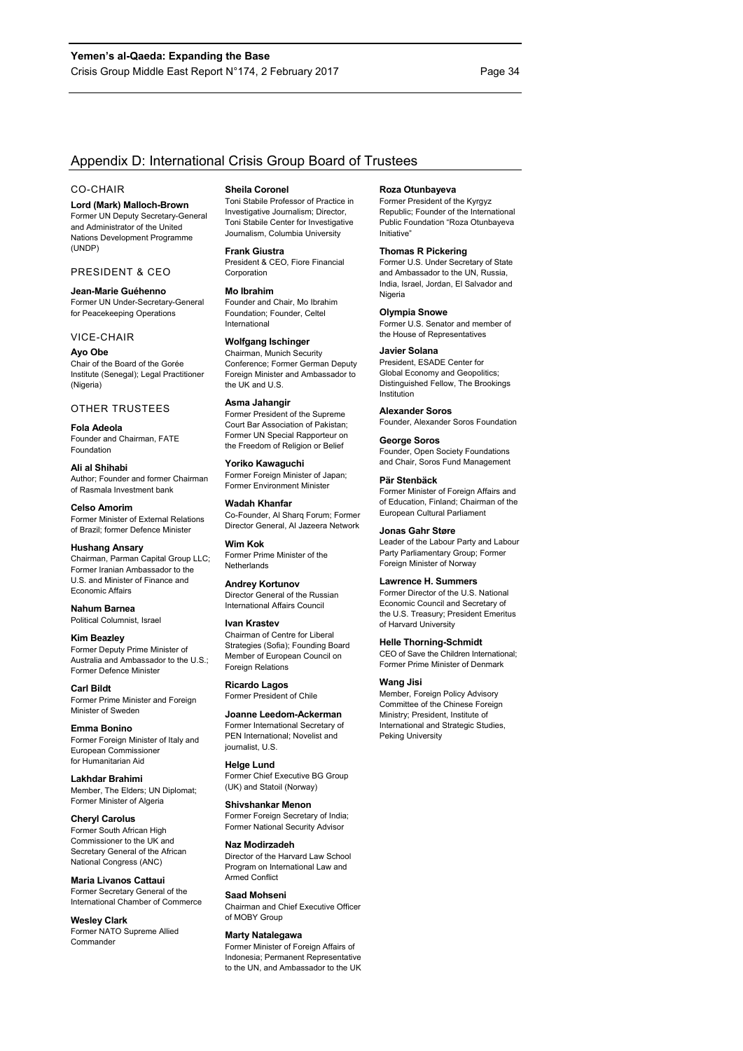## Appendix D: International Crisis Group Board of Trustees

### CO-CHAIR

**Lord (Mark) Malloch-Brown**
Former UN Deputy Secretary-General and Administrator of the United Nations Development Programme (UNDP)

### PRESIDENT & CEO

**Jean-Marie Guéhenno**
Former UN Under-Secretary-General for Peacekeeping Operations

### VICE-CHAIR

**Ayo Obe**
Chair of the Board of the Gorée Institute (Senegal); Legal Practitioner (Nigeria)

### OTHER TRUSTEES

**Fola Adeola**
Founder and Chairman, FATE Foundation

**Ali al Shihabi**
Author; Founder and former Chairman of Rasmala Investment bank

**Celso Amorim**
Former Minister of External Relations of Brazil; former Defence Minister

**Hushang Ansary**
Chairman, Parman Capital Group LLC; Former Iranian Ambassador to the U.S. and Minister of Finance and Economic Affairs

**Nahum Barnea**
Political Columnist, Israel

**Kim Beazley**
Former Deputy Prime Minister of Australia and Ambassador to the U.S.; Former Defence Minister

**Carl Bildt**
Former Prime Minister and Foreign Minister of Sweden

**Emma Bonino**
Former Foreign Minister of Italy and European Commissioner for Humanitarian Aid

**Lakhdar Brahimi**
Member, The Elders; UN Diplomat; Former Minister of Algeria

**Cheryl Carolus**
Former South African High Commissioner to the UK and Secretary General of the African National Congress (ANC)

**Maria Livanos Cattaui**
Former Secretary General of the International Chamber of Commerce

**Wesley Clark**
Former NATO Supreme Allied Commander

**Sheila Coronel**
Toni Stabile Professor of Practice in Investigative Journalism; Director, Toni Stabile Center for Investigative Journalism, Columbia University

**Frank Giustra**
President & CEO, Fiore Financial Corporation

**Mo Ibrahim**
Founder and Chair, Mo Ibrahim Foundation; Founder, Celtel International

**Wolfgang Ischinger**
Chairman, Munich Security Conference; Former German Deputy Foreign Minister and Ambassador to the UK and U.S.

**Asma Jahangir**
Former President of the Supreme Court Bar Association of Pakistan; Former UN Special Rapporteur on the Freedom of Religion or Belief

**Yoriko Kawaguchi**
Former Foreign Minister of Japan; Former Environment Minister

**Wadah Khanfar**
Co-Founder, Al Sharq Forum; Former Director General, Al Jazeera Network

**Wim Kok**
Former Prime Minister of the Netherlands

**Andrey Kortunov**
Director General of the Russian International Affairs Council

**Ivan Krastev**
Chairman of Centre for Liberal Strategies (Sofia); Founding Board Member of European Council on Foreign Relations

**Ricardo Lagos**
Former President of Chile

**Joanne Leedom-Ackerman**
Former International Secretary of PEN International; Novelist and journalist, U.S.

**Helge Lund**
Former Chief Executive BG Group (UK) and Statoil (Norway)

**Shivshankar Menon**
Former Foreign Secretary of India; Former National Security Advisor

**Naz Modirzadeh**
Director of the Harvard Law School Program on International Law and Armed Conflict

**Saad Mohseni**
Chairman and Chief Executive Officer of MOBY Group

**Marty Natalegawa**
Former Minister of Foreign Affairs of Indonesia; Permanent Representative to the UN, and Ambassador to the UK

**Roza Otunbayeva**
Former President of the Kyrgyz Republic; Founder of the International Public Foundation "Roza Otunbayeva Initiative"

**Thomas R Pickering**
Former U.S. Under Secretary of State and Ambassador to the UN, Russia, India, Israel, Jordan, El Salvador and Nigeria

**Olympia Snowe**
Former U.S. Senator and member of the House of Representatives

**Javier Solana**
President, ESADE Center for Global Economy and Geopolitics; Distinguished Fellow, The Brookings Institution

**Alexander Soros**
Founder, Alexander Soros Foundation

**George Soros**
Founder, Open Society Foundations and Chair, Soros Fund Management

**Pär Stenbäck**
Former Minister of Foreign Affairs and of Education, Finland; Chairman of the European Cultural Parliament

**Jonas Gahr Støre**
Leader of the Labour Party and Labour Party Parliamentary Group; Former Foreign Minister of Norway

**Lawrence H. Summers**
Former Director of the U.S. National Economic Council and Secretary of the U.S. Treasury; President Emeritus of Harvard University

**Helle Thorning-Schmidt**
CEO of Save the Children International; Former Prime Minister of Denmark

**Wang Jisi**
Member, Foreign Policy Advisory Committee of the Chinese Foreign Ministry; President, Institute of International and Strategic Studies, Peking University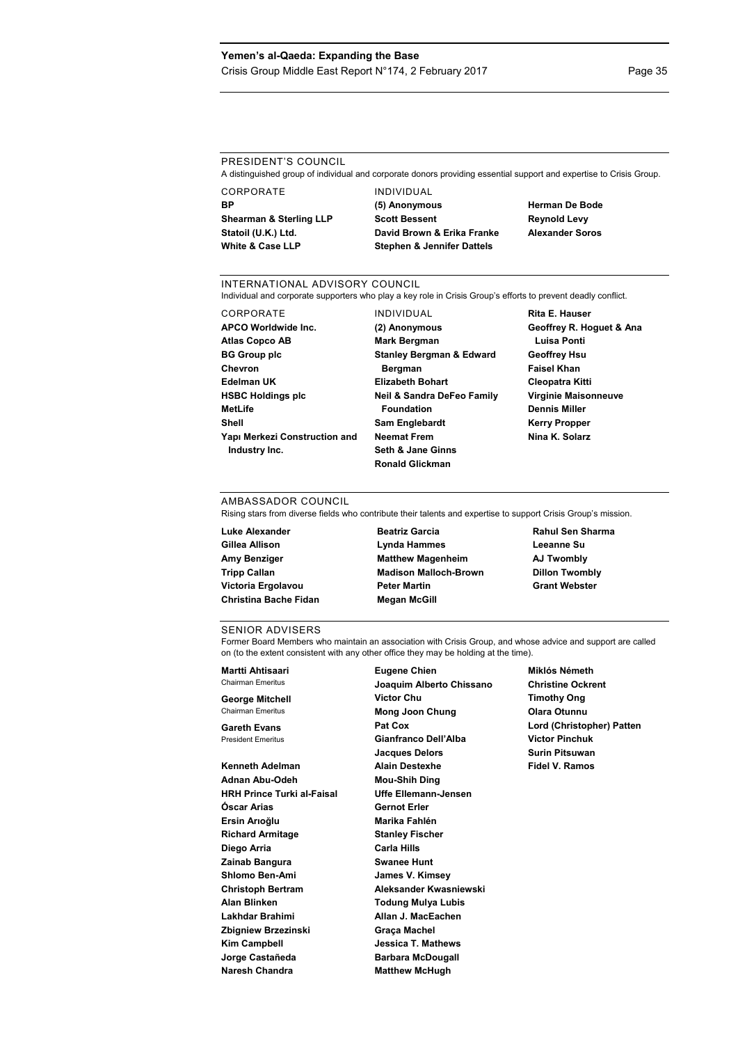## PRESIDENT'S COUNCIL

A distinguished group of individual and corporate donors providing essential support and expertise to Crisis Group.

### CORPORATE

**BP**
**Shearman & Sterling LLP**
**Statoil (U.K.) Ltd.**
**White & Case LLP**

### INDIVIDUAL

**(5) Anonymous**
**Scott Bessent**
**David Brown & Erika Franke**
**Stephen & Jennifer Dattels**
**Herman De Bode**
**Reynold Levy**
**Alexander Soros**

## INTERNATIONAL ADVISORY COUNCIL

Individual and corporate supporters who play a key role in Crisis Group's efforts to prevent deadly conflict.

### CORPORATE

**APCO Worldwide Inc.**
**Atlas Copco AB**
**BG Group plc**
**Chevron**
**Edelman UK**
**HSBC Holdings plc**
**MetLife**
**Shell**
**Yapı Merkezi Construction and Industry Inc.**

### INDIVIDUAL

**(2) Anonymous**
**Mark Bergman**
**Stanley Bergman & Edward Bergman**
**Elizabeth Bohart**
**Neil & Sandra DeFeo Family Foundation**
**Sam Englebardt**
**Neemat Frem**
**Seth & Jane Ginns**
**Ronald Glickman**
**Rita E. Hauser**
**Geoffrey R. Hoguet & Ana Luisa Ponti**
**Geoffrey Hsu**
**Faisel Khan**
**Cleopatra Kitti**
**Virginie Maisonneuve**
**Dennis Miller**
**Kerry Propper**
**Nina K. Solarz**

## AMBASSADOR COUNCIL

Rising stars from diverse fields who contribute their talents and expertise to support Crisis Group's mission.

**Luke Alexander**
**Gillea Allison**
**Amy Benziger**
**Tripp Callan**
**Victoria Ergolavou**
**Christina Bache Fidan**
**Beatriz Garcia**
**Lynda Hammes**
**Matthew Magenheim**
**Madison Malloch-Brown**
**Peter Martin**
**Megan McGill**
**Rahul Sen Sharma**
**Leeanne Su**
**AJ Twombly**
**Dillon Twombly**
**Grant Webster**

## SENIOR ADVISERS

Former Board Members who maintain an association with Crisis Group, and whose advice and support are called on (to the extent consistent with any other office they may be holding at the time).

**Martti Ahtisaari**
Chairman Emeritus

**George Mitchell**
Chairman Emeritus

**Gareth Evans**
President Emeritus

**Kenneth Adelman**
**Adnan Abu-Odeh**
**HRH Prince Turki al-Faisal**
**Óscar Arias**
**Ersin Arıoğlu**
**Richard Armitage**
**Diego Arria**
**Zainab Bangura**
**Shlomo Ben-Ami**
**Christoph Bertram**
**Alan Blinken**
**Lakhdar Brahimi**
**Zbigniew Brzezinski**
**Kim Campbell**
**Jorge Castañeda**
**Naresh Chandra**
**Eugene Chien**
**Joaquim Alberto Chissano**
**Victor Chu**
**Mong Joon Chung**
**Pat Cox**
**Gianfranco Dell'Alba**
**Jacques Delors**
**Alain Destexhe**
**Mou-Shih Ding**
**Uffe Ellemann-Jensen**
**Gernot Erler**
**Marika Fahlén**
**Stanley Fischer**
**Carla Hills**
**Swanee Hunt**
**James V. Kimsey**
**Aleksander Kwasniewski**
**Todung Mulya Lubis**
**Allan J. MacEachen**
**Graça Machel**
**Jessica T. Mathews**
**Barbara McDougall**
**Matthew McHugh**
**Miklós Németh**
**Christine Ockrent**
**Timothy Ong**
**Olara Otunnu**
**Lord (Christopher) Patten**
**Victor Pinchuk**
**Surin Pitsuwan**
**Fidel V. Ramos**